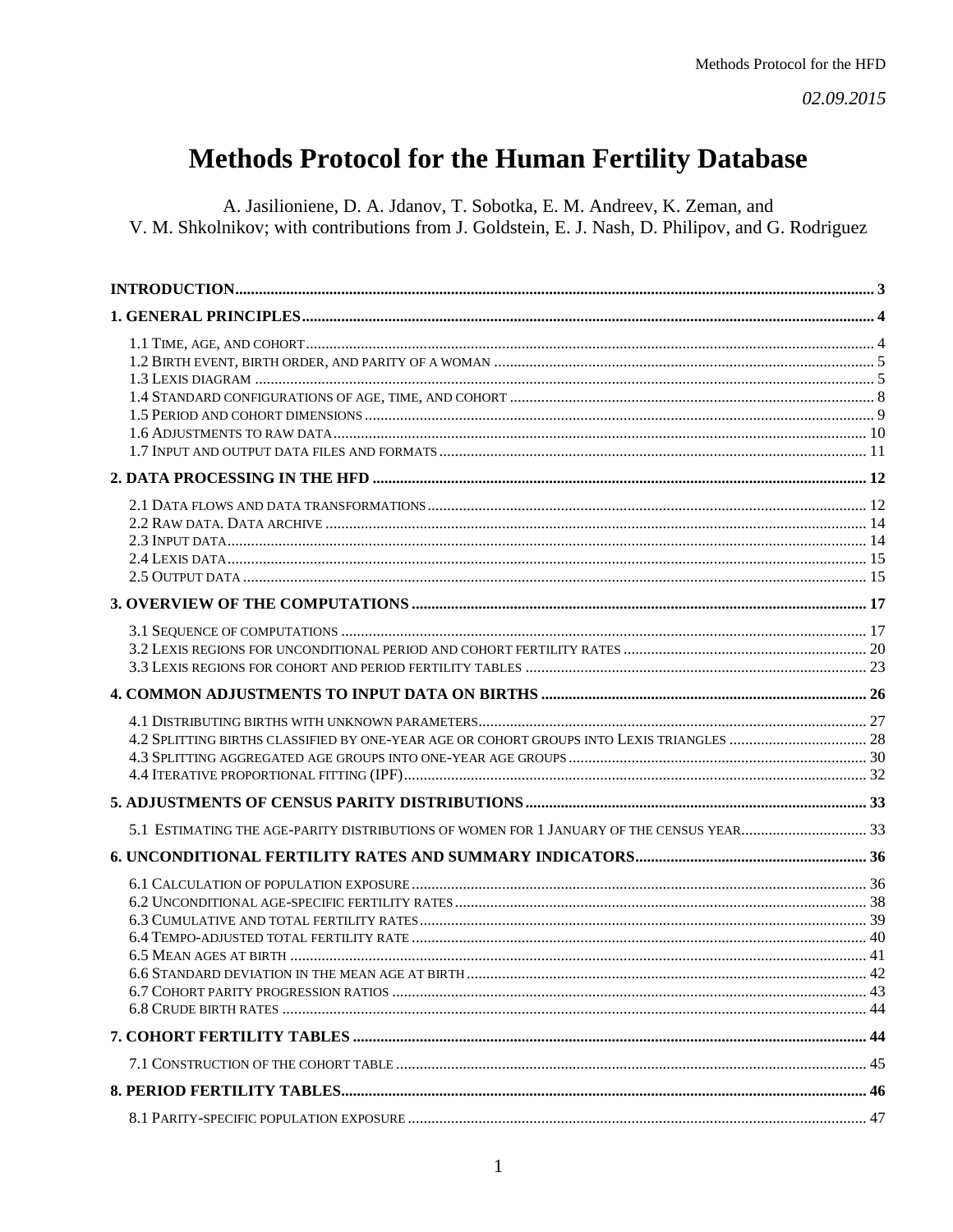# Methods Protocol for the Human Fertility Database

*02.09.2015*

A. Jasilioniene, D. A. Jdanov, T. Sobotka, E. M. Andreev, K. Zeman, and V. M. Shkolnikov; with contributions from J. Goldstein, E. J. Nash, D. Philipov, and G. Rodriguez

**INTRODUCTION** ... 3

**1. GENERAL PRINCIPLES** ... 4

- 1.1 Time, age, and cohort ... 4
- 1.2 Birth event, birth order, and parity of a woman ... 5
- 1.3 Lexis diagram ... 5
- 1.4 Standard configurations of age, time, and cohort ... 8
- 1.5 Period and cohort dimensions ... 9
- 1.6 Adjustments to raw data ... 10
- 1.7 Input and output data files and formats ... 11

**2. DATA PROCESSING IN THE HFD** ... 12

- 2.1 Data flows and data transformations ... 12
- 2.2 Raw data. Data archive ... 14
- 2.3 Input data ... 14
- 2.4 Lexis data ... 15
- 2.5 Output data ... 15

**3. OVERVIEW OF THE COMPUTATIONS** ... 17

- 3.1 Sequence of computations ... 17
- 3.2 Lexis regions for unconditional period and cohort fertility rates ... 20
- 3.3 Lexis regions for cohort and period fertility tables ... 23

**4. COMMON ADJUSTMENTS TO INPUT DATA ON BIRTHS** ... 26

- 4.1 Distributing births with unknown parameters ... 27
- 4.2 Splitting births classified by one-year age or cohort groups into Lexis triangles ... 28
- 4.3 Splitting aggregated age groups into one-year age groups ... 30
- 4.4 Iterative proportional fitting (IPF) ... 32

**5. ADJUSTMENTS OF CENSUS PARITY DISTRIBUTIONS** ... 33

- 5.1 Estimating the age-parity distributions of women for 1 January of the census year ... 33

**6. UNCONDITIONAL FERTILITY RATES AND SUMMARY INDICATORS** ... 36

- 6.1 Calculation of population exposure ... 36
- 6.2 Unconditional age-specific fertility rates ... 38
- 6.3 Cumulative and total fertility rates ... 39
- 6.4 Tempo-adjusted total fertility rate ... 40
- 6.5 Mean ages at birth ... 41
- 6.6 Standard deviation in the mean age at birth ... 42
- 6.7 Cohort parity progression ratios ... 43
- 6.8 Crude birth rates ... 44

**7. COHORT FERTILITY TABLES** ... 44

- 7.1 Construction of the cohort table ... 45

**8. PERIOD FERTILITY TABLES** ... 46

- 8.1 Parity-specific population exposure ... 47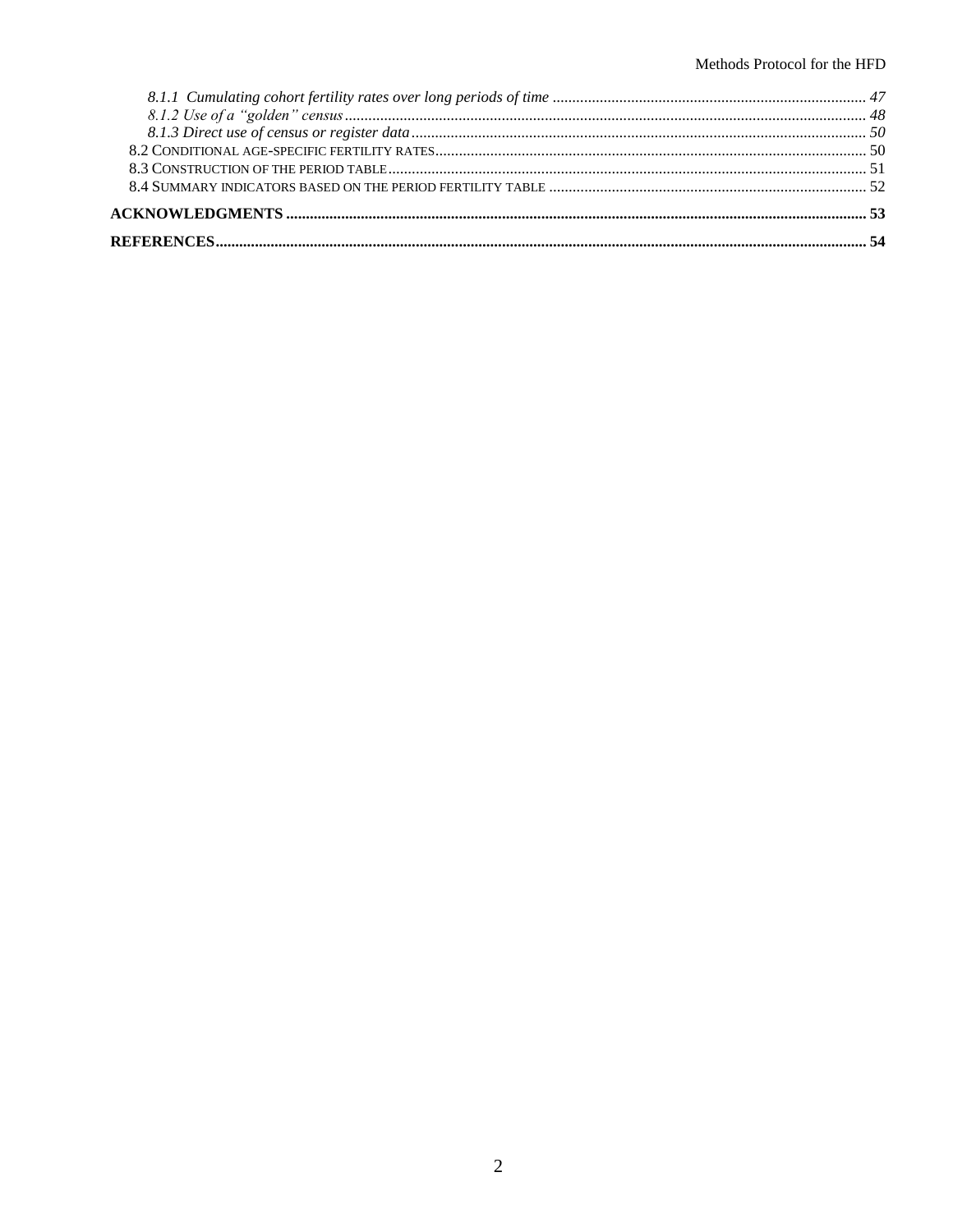*8.1.1 Cumulating cohort fertility rates over long periods of time* ..... 47
*8.1.2 Use of a "golden" census* ..... 48
*8.1.3 Direct use of census or register data* ..... 50
8.2 CONDITIONAL AGE-SPECIFIC FERTILITY RATES ..... 50
8.3 CONSTRUCTION OF THE PERIOD TABLE ..... 51
8.4 SUMMARY INDICATORS BASED ON THE PERIOD FERTILITY TABLE ..... 52

**ACKNOWLEDGMENTS ..... 53**

**REFERENCES ..... 54**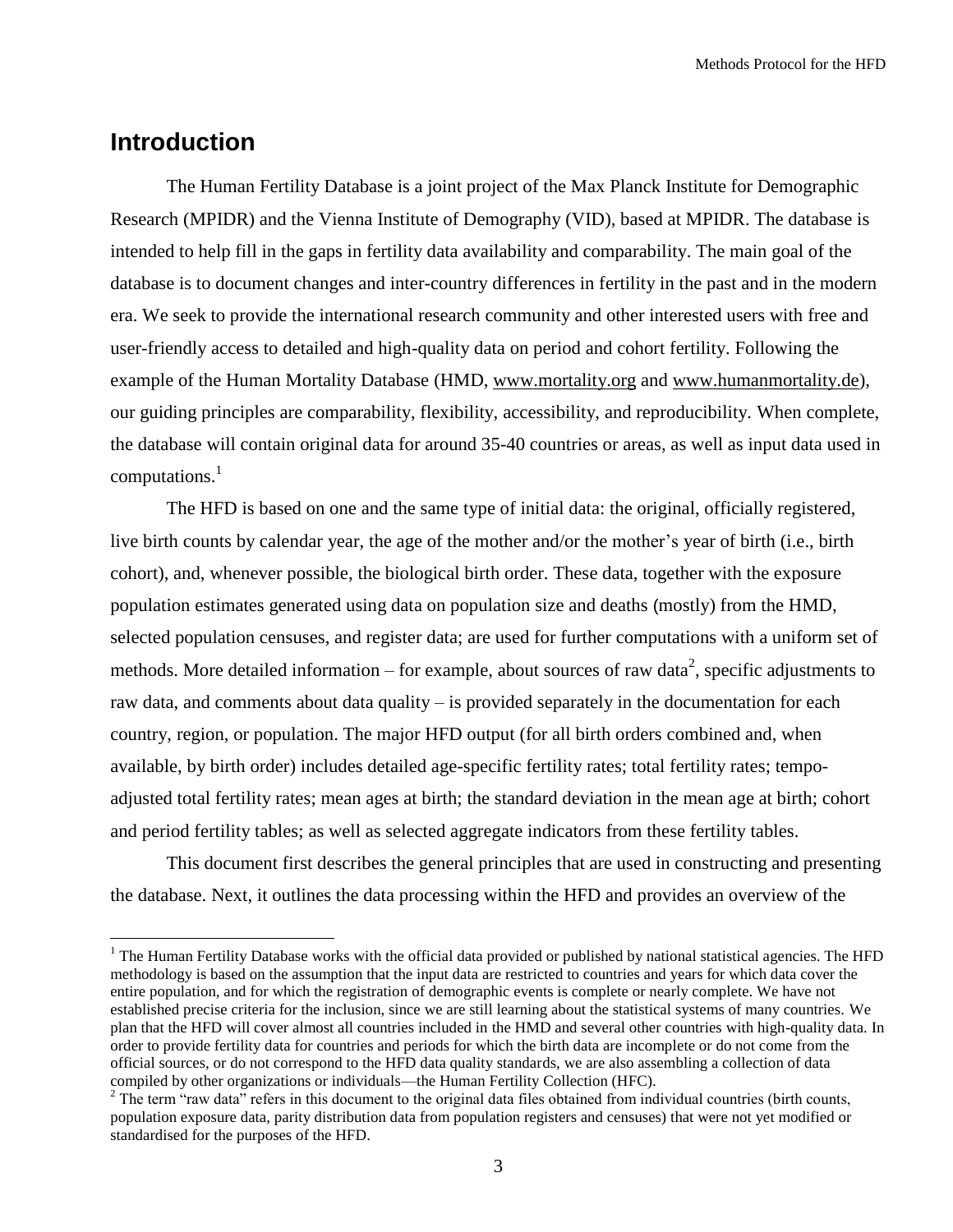# Introduction

The Human Fertility Database is a joint project of the Max Planck Institute for Demographic Research (MPIDR) and the Vienna Institute of Demography (VID), based at MPIDR. The database is intended to help fill in the gaps in fertility data availability and comparability. The main goal of the database is to document changes and inter-country differences in fertility in the past and in the modern era. We seek to provide the international research community and other interested users with free and user-friendly access to detailed and high-quality data on period and cohort fertility. Following the example of the Human Mortality Database (HMD, www.mortality.org and www.humanmortality.de), our guiding principles are comparability, flexibility, accessibility, and reproducibility. When complete, the database will contain original data for around 35-40 countries or areas, as well as input data used in computations.[1]

The HFD is based on one and the same type of initial data: the original, officially registered, live birth counts by calendar year, the age of the mother and/or the mother's year of birth (i.e., birth cohort), and, whenever possible, the biological birth order. These data, together with the exposure population estimates generated using data on population size and deaths (mostly) from the HMD, selected population censuses, and register data; are used for further computations with a uniform set of methods. More detailed information – for example, about sources of raw data[2], specific adjustments to raw data, and comments about data quality – is provided separately in the documentation for each country, region, or population. The major HFD output (for all birth orders combined and, when available, by birth order) includes detailed age-specific fertility rates; total fertility rates; tempo-adjusted total fertility rates; mean ages at birth; the standard deviation in the mean age at birth; cohort and period fertility tables; as well as selected aggregate indicators from these fertility tables.

This document first describes the general principles that are used in constructing and presenting the database. Next, it outlines the data processing within the HFD and provides an overview of the

---

[1] The Human Fertility Database works with the official data provided or published by national statistical agencies. The HFD methodology is based on the assumption that the input data are restricted to countries and years for which data cover the entire population, and for which the registration of demographic events is complete or nearly complete. We have not established precise criteria for the inclusion, since we are still learning about the statistical systems of many countries. We plan that the HFD will cover almost all countries included in the HMD and several other countries with high-quality data. In order to provide fertility data for countries and periods for which the birth data are incomplete or do not come from the official sources, or do not correspond to the HFD data quality standards, we are also assembling a collection of data compiled by other organizations or individuals—the Human Fertility Collection (HFC).

[2] The term "raw data" refers in this document to the original data files obtained from individual countries (birth counts, population exposure data, parity distribution data from population registers and censuses) that were not yet modified or standardised for the purposes of the HFD.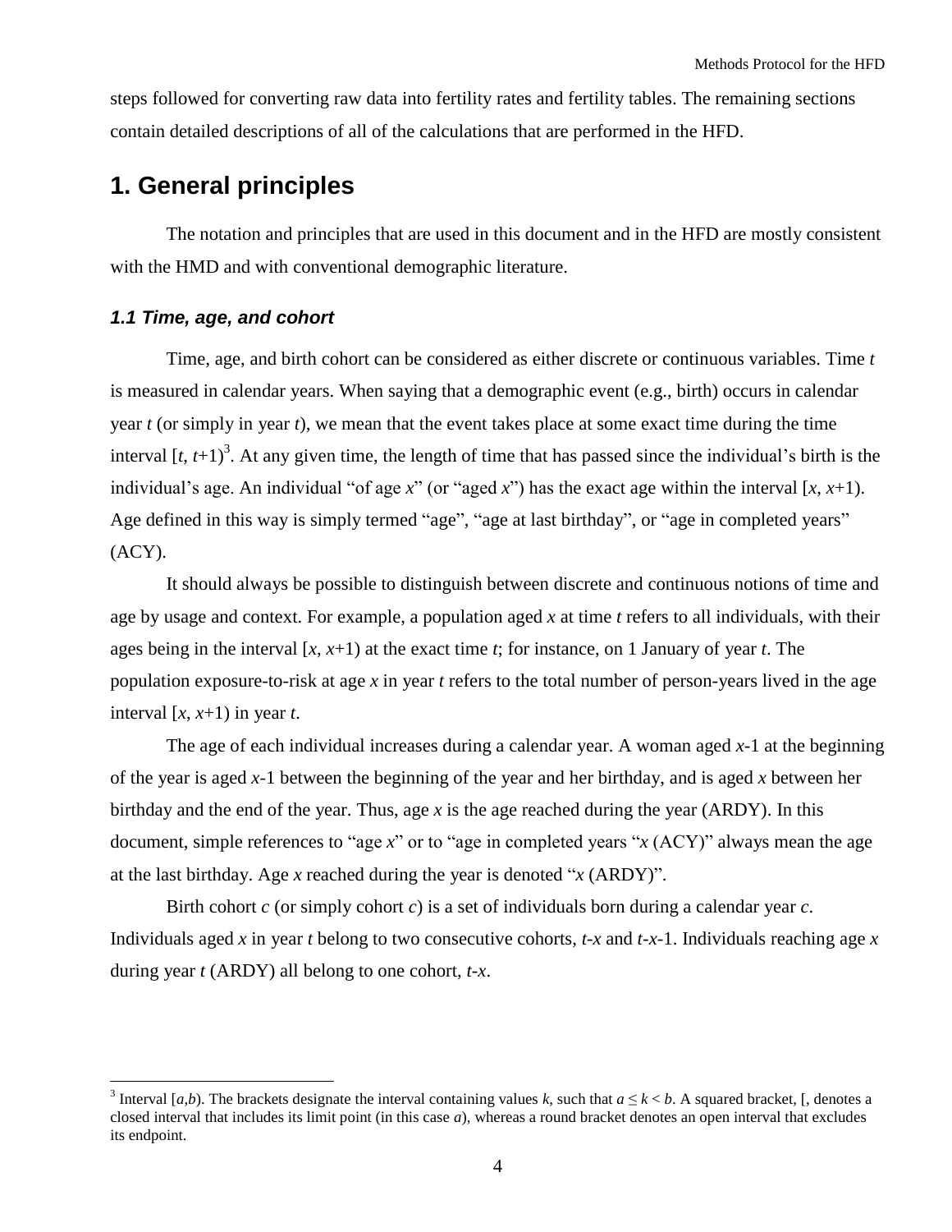steps followed for converting raw data into fertility rates and fertility tables. The remaining sections contain detailed descriptions of all of the calculations that are performed in the HFD.

# 1. General principles

The notation and principles that are used in this document and in the HFD are mostly consistent with the HMD and with conventional demographic literature.

### *1.1 Time, age, and cohort*

Time, age, and birth cohort can be considered as either discrete or continuous variables. Time $t$ is measured in calendar years. When saying that a demographic event (e.g., birth) occurs in calendar year $t$ (or simply in year $t$), we mean that the event takes place at some exact time during the time interval $[t, t+1)$[3]. At any given time, the length of time that has passed since the individual's birth is the individual's age. An individual "of age $x$" (or "aged $x$") has the exact age within the interval $[x, x+1)$. Age defined in this way is simply termed "age", "age at last birthday", or "age in completed years" (ACY).

It should always be possible to distinguish between discrete and continuous notions of time and age by usage and context. For example, a population aged $x$ at time $t$ refers to all individuals, with their ages being in the interval $[x, x+1)$ at the exact time $t$; for instance, on 1 January of year $t$. The population exposure-to-risk at age $x$ in year $t$ refers to the total number of person-years lived in the age interval $[x, x+1)$ in year $t$.

The age of each individual increases during a calendar year. A woman aged $x$-1 at the beginning of the year is aged $x$-1 between the beginning of the year and her birthday, and is aged $x$ between her birthday and the end of the year. Thus, age $x$ is the age reached during the year (ARDY). In this document, simple references to "age $x$" or to "age in completed years "$x$ (ACY)" always mean the age at the last birthday. Age $x$ reached during the year is denoted "$x$ (ARDY)".

Birth cohort $c$ (or simply cohort $c$) is a set of individuals born during a calendar year $c$. Individuals aged $x$ in year $t$ belong to two consecutive cohorts, $t$-$x$ and $t$-$x$-1. Individuals reaching age $x$ during year $t$ (ARDY) all belong to one cohort, $t$-$x$.

---

[3] Interval $[a,b)$. The brackets designate the interval containing values $k$, such that $a \leq k < b$. A squared bracket, [, denotes a closed interval that includes its limit point (in this case $a$), whereas a round bracket denotes an open interval that excludes its endpoint.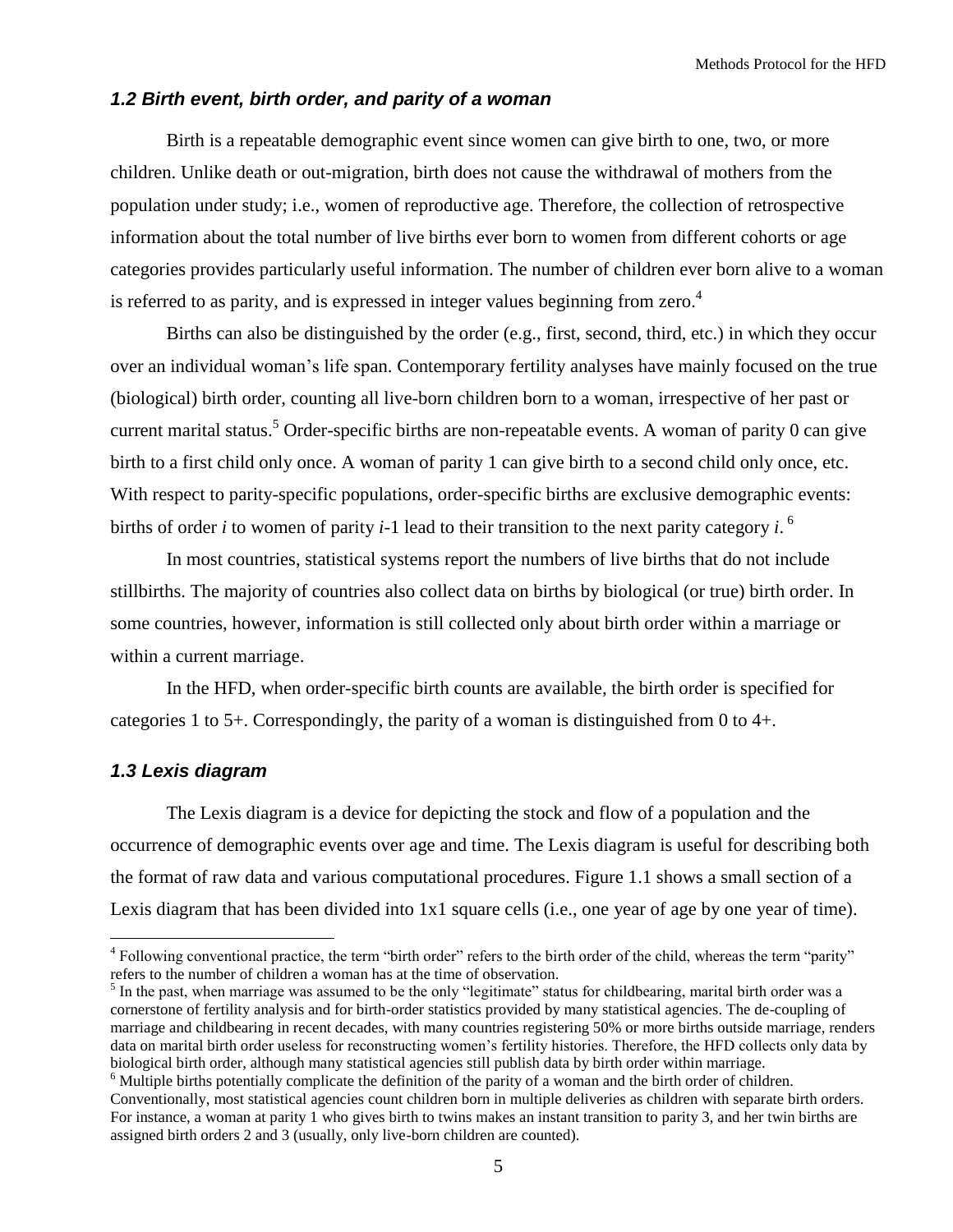### *1.2 Birth event, birth order, and parity of a woman*

Birth is a repeatable demographic event since women can give birth to one, two, or more children. Unlike death or out-migration, birth does not cause the withdrawal of mothers from the population under study; i.e., women of reproductive age. Therefore, the collection of retrospective information about the total number of live births ever born to women from different cohorts or age categories provides particularly useful information. The number of children ever born alive to a woman is referred to as parity, and is expressed in integer values beginning from zero.[4]

Births can also be distinguished by the order (e.g., first, second, third, etc.) in which they occur over an individual woman's life span. Contemporary fertility analyses have mainly focused on the true (biological) birth order, counting all live-born children born to a woman, irrespective of her past or current marital status.[5] Order-specific births are non-repeatable events. A woman of parity 0 can give birth to a first child only once. A woman of parity 1 can give birth to a second child only once, etc. With respect to parity-specific populations, order-specific births are exclusive demographic events: births of order $i$ to women of parity $i$-1 lead to their transition to the next parity category $i$.[6]

In most countries, statistical systems report the numbers of live births that do not include stillbirths. The majority of countries also collect data on births by biological (or true) birth order. In some countries, however, information is still collected only about birth order within a marriage or within a current marriage.

In the HFD, when order-specific birth counts are available, the birth order is specified for categories 1 to 5+. Correspondingly, the parity of a woman is distinguished from 0 to 4+.

### *1.3 Lexis diagram*

The Lexis diagram is a device for depicting the stock and flow of a population and the occurrence of demographic events over age and time. The Lexis diagram is useful for describing both the format of raw data and various computational procedures. Figure 1.1 shows a small section of a Lexis diagram that has been divided into 1x1 square cells (i.e., one year of age by one year of time).

---

[4] Following conventional practice, the term "birth order" refers to the birth order of the child, whereas the term "parity" refers to the number of children a woman has at the time of observation.

[5] In the past, when marriage was assumed to be the only "legitimate" status for childbearing, marital birth order was a cornerstone of fertility analysis and for birth-order statistics provided by many statistical agencies. The de-coupling of marriage and childbearing in recent decades, with many countries registering 50% or more births outside marriage, renders data on marital birth order useless for reconstructing women's fertility histories. Therefore, the HFD collects only data by biological birth order, although many statistical agencies still publish data by birth order within marriage.

[6] Multiple births potentially complicate the definition of the parity of a woman and the birth order of children. Conventionally, most statistical agencies count children born in multiple deliveries as children with separate birth orders. For instance, a woman at parity 1 who gives birth to twins makes an instant transition to parity 3, and her twin births are assigned birth orders 2 and 3 (usually, only live-born children are counted).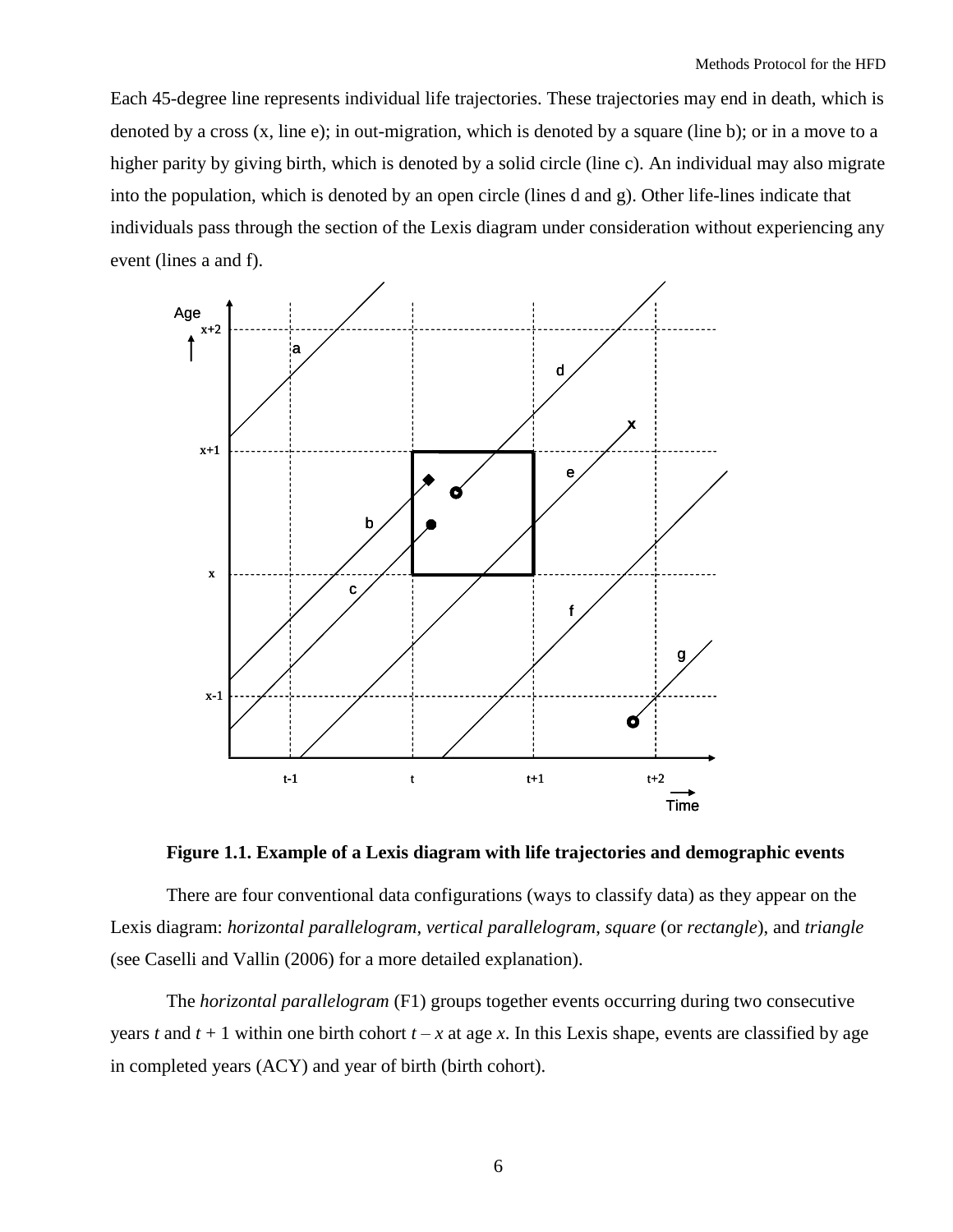Each 45-degree line represents individual life trajectories. These trajectories may end in death, which is denoted by a cross (x, line e); in out-migration, which is denoted by a square (line b); or in a move to a higher parity by giving birth, which is denoted by a solid circle (line c). An individual may also migrate into the population, which is denoted by an open circle (lines d and g). Other life-lines indicate that individuals pass through the section of the Lexis diagram under consideration without experiencing any event (lines a and f).

**Figure 1.1. Example of a Lexis diagram with life trajectories and demographic events**

There are four conventional data configurations (ways to classify data) as they appear on the Lexis diagram: *horizontal parallelogram*, *vertical parallelogram*, *square* (or *rectangle*), and *triangle* (see Caselli and Vallin (2006) for a more detailed explanation).

The *horizontal parallelogram* (F1) groups together events occurring during two consecutive years $t$ and $t + 1$ within one birth cohort $t – x$ at age $x$. In this Lexis shape, events are classified by age in completed years (ACY) and year of birth (birth cohort).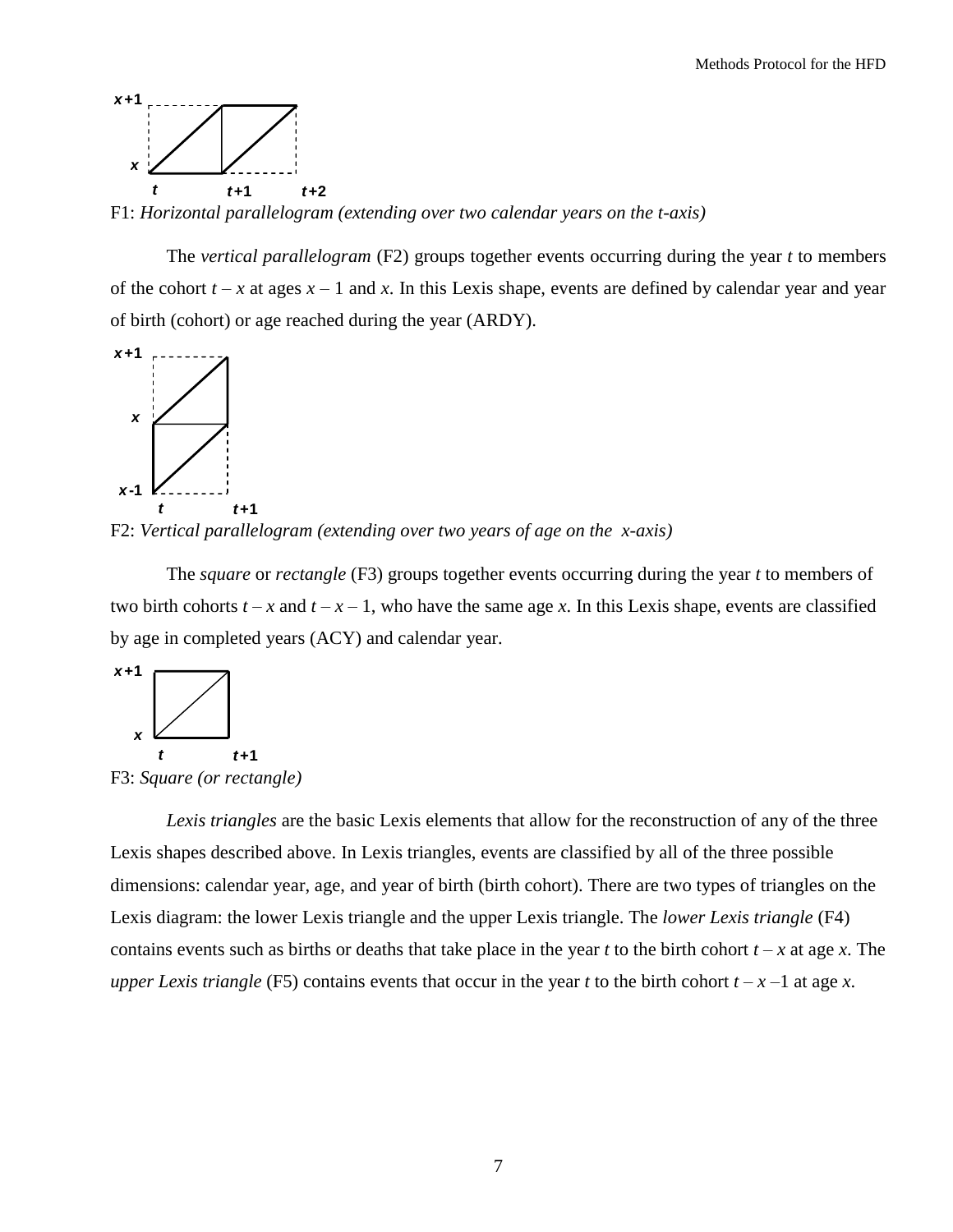F1: *Horizontal parallelogram (extending over two calendar years on the t-axis)*

The *vertical parallelogram* (F2) groups together events occurring during the year $t$ to members of the cohort $t - x$ at ages $x - 1$ and $x$. In this Lexis shape, events are defined by calendar year and year of birth (cohort) or age reached during the year (ARDY).

F2: *Vertical parallelogram (extending over two years of age on the x-axis)*

The *square* or *rectangle* (F3) groups together events occurring during the year $t$ to members of two birth cohorts $t - x$ and $t - x - 1$, who have the same age $x$. In this Lexis shape, events are classified by age in completed years (ACY) and calendar year.

F3: *Square (or rectangle)*

*Lexis triangles* are the basic Lexis elements that allow for the reconstruction of any of the three Lexis shapes described above. In Lexis triangles, events are classified by all of the three possible dimensions: calendar year, age, and year of birth (birth cohort). There are two types of triangles on the Lexis diagram: the lower Lexis triangle and the upper Lexis triangle. The *lower Lexis triangle* (F4) contains events such as births or deaths that take place in the year $t$ to the birth cohort $t - x$ at age $x$. The *upper Lexis triangle* (F5) contains events that occur in the year $t$ to the birth cohort $t - x - 1$ at age $x$.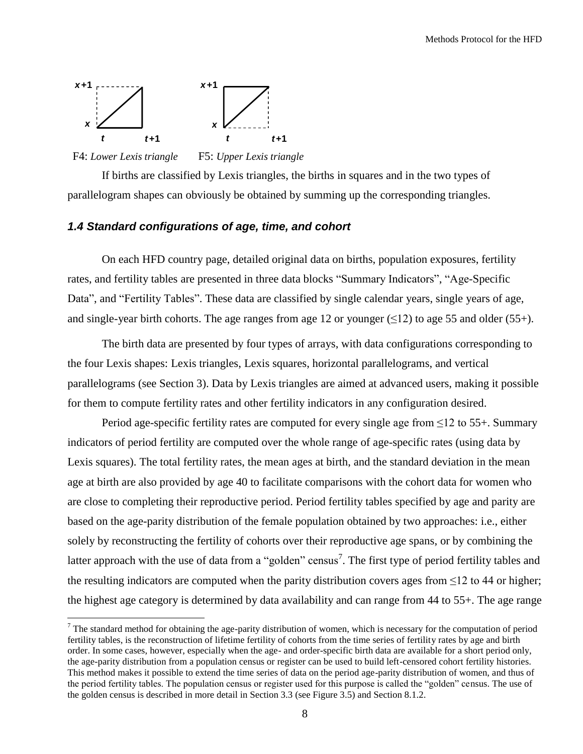F4: *Lower Lexis triangle*    F5: *Upper Lexis triangle*

If births are classified by Lexis triangles, the births in squares and in the two types of parallelogram shapes can obviously be obtained by summing up the corresponding triangles.

### *1.4 Standard configurations of age, time, and cohort*

On each HFD country page, detailed original data on births, population exposures, fertility rates, and fertility tables are presented in three data blocks "Summary Indicators", "Age-Specific Data", and "Fertility Tables". These data are classified by single calendar years, single years of age, and single-year birth cohorts. The age ranges from age 12 or younger (≤12) to age 55 and older (55+).

The birth data are presented by four types of arrays, with data configurations corresponding to the four Lexis shapes: Lexis triangles, Lexis squares, horizontal parallelograms, and vertical parallelograms (see Section 3). Data by Lexis triangles are aimed at advanced users, making it possible for them to compute fertility rates and other fertility indicators in any configuration desired.

Period age-specific fertility rates are computed for every single age from ≤12 to 55+. Summary indicators of period fertility are computed over the whole range of age-specific rates (using data by Lexis squares). The total fertility rates, the mean ages at birth, and the standard deviation in the mean age at birth are also provided by age 40 to facilitate comparisons with the cohort data for women who are close to completing their reproductive period. Period fertility tables specified by age and parity are based on the age-parity distribution of the female population obtained by two approaches: i.e., either solely by reconstructing the fertility of cohorts over their reproductive age spans, or by combining the latter approach with the use of data from a "golden" census[7]. The first type of period fertility tables and the resulting indicators are computed when the parity distribution covers ages from ≤12 to 44 or higher; the highest age category is determined by data availability and can range from 44 to 55+. The age range

[7] The standard method for obtaining the age-parity distribution of women, which is necessary for the computation of period fertility tables, is the reconstruction of lifetime fertility of cohorts from the time series of fertility rates by age and birth order. In some cases, however, especially when the age- and order-specific birth data are available for a short period only, the age-parity distribution from a population census or register can be used to build left-censored cohort fertility histories. This method makes it possible to extend the time series of data on the period age-parity distribution of women, and thus of the period fertility tables. The population census or register used for this purpose is called the "golden" census. The use of the golden census is described in more detail in Section 3.3 (see Figure 3.5) and Section 8.1.2.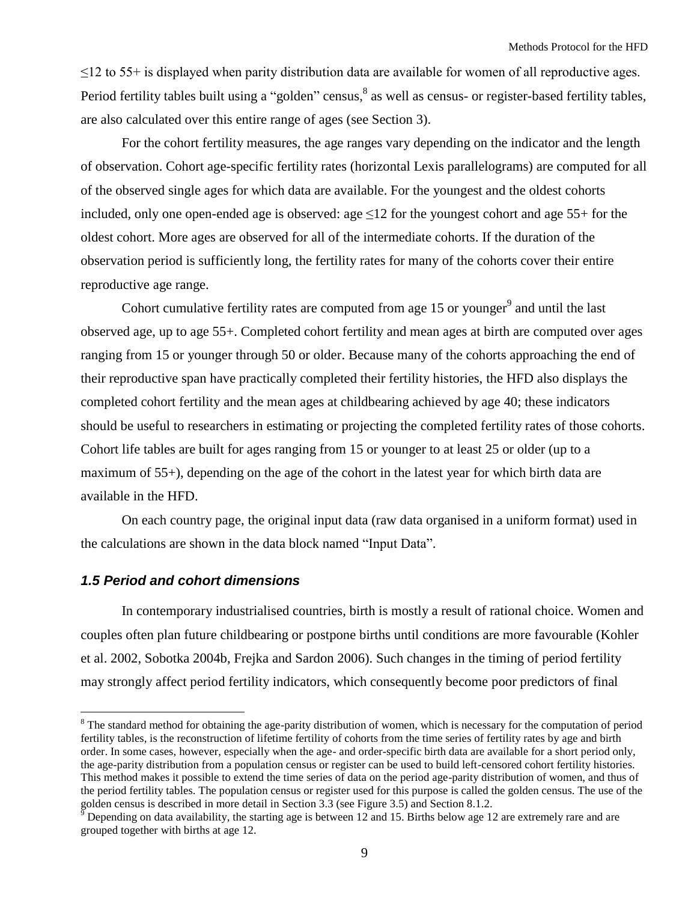≤12 to 55+ is displayed when parity distribution data are available for women of all reproductive ages. Period fertility tables built using a "golden" census,[8] as well as census- or register-based fertility tables, are also calculated over this entire range of ages (see Section 3).

For the cohort fertility measures, the age ranges vary depending on the indicator and the length of observation. Cohort age-specific fertility rates (horizontal Lexis parallelograms) are computed for all of the observed single ages for which data are available. For the youngest and the oldest cohorts included, only one open-ended age is observed: age ≤12 for the youngest cohort and age 55+ for the oldest cohort. More ages are observed for all of the intermediate cohorts. If the duration of the observation period is sufficiently long, the fertility rates for many of the cohorts cover their entire reproductive age range.

Cohort cumulative fertility rates are computed from age 15 or younger[9] and until the last observed age, up to age 55+. Completed cohort fertility and mean ages at birth are computed over ages ranging from 15 or younger through 50 or older. Because many of the cohorts approaching the end of their reproductive span have practically completed their fertility histories, the HFD also displays the completed cohort fertility and the mean ages at childbearing achieved by age 40; these indicators should be useful to researchers in estimating or projecting the completed fertility rates of those cohorts. Cohort life tables are built for ages ranging from 15 or younger to at least 25 or older (up to a maximum of 55+), depending on the age of the cohort in the latest year for which birth data are available in the HFD.

On each country page, the original input data (raw data organised in a uniform format) used in the calculations are shown in the data block named "Input Data".

### *1.5 Period and cohort dimensions*

In contemporary industrialised countries, birth is mostly a result of rational choice. Women and couples often plan future childbearing or postpone births until conditions are more favourable (Kohler et al. 2002, Sobotka 2004b, Frejka and Sardon 2006). Such changes in the timing of period fertility may strongly affect period fertility indicators, which consequently become poor predictors of final

---

[8] The standard method for obtaining the age-parity distribution of women, which is necessary for the computation of period fertility tables, is the reconstruction of lifetime fertility of cohorts from the time series of fertility rates by age and birth order. In some cases, however, especially when the age- and order-specific birth data are available for a short period only, the age-parity distribution from a population census or register can be used to build left-censored cohort fertility histories. This method makes it possible to extend the time series of data on the period age-parity distribution of women, and thus of the period fertility tables. The population census or register used for this purpose is called the golden census. The use of the golden census is described in more detail in Section 3.3 (see Figure 3.5) and Section 8.1.2.

[9] Depending on data availability, the starting age is between 12 and 15. Births below age 12 are extremely rare and are grouped together with births at age 12.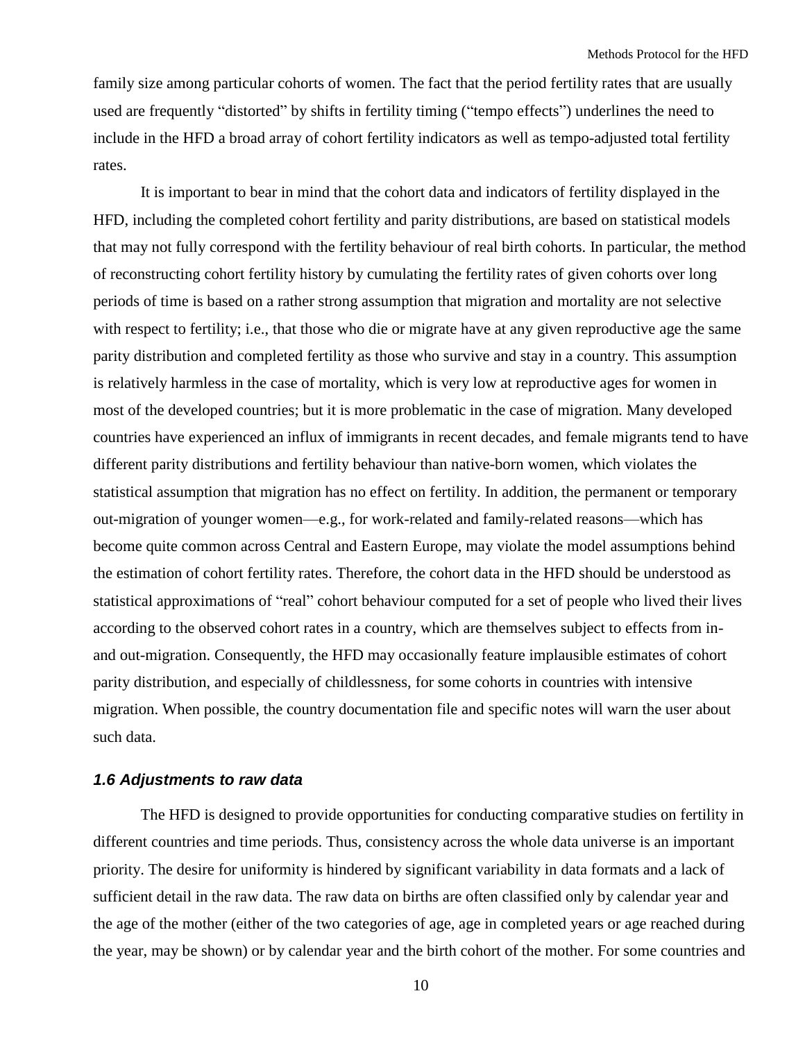family size among particular cohorts of women. The fact that the period fertility rates that are usually used are frequently "distorted" by shifts in fertility timing ("tempo effects") underlines the need to include in the HFD a broad array of cohort fertility indicators as well as tempo-adjusted total fertility rates.

It is important to bear in mind that the cohort data and indicators of fertility displayed in the HFD, including the completed cohort fertility and parity distributions, are based on statistical models that may not fully correspond with the fertility behaviour of real birth cohorts. In particular, the method of reconstructing cohort fertility history by cumulating the fertility rates of given cohorts over long periods of time is based on a rather strong assumption that migration and mortality are not selective with respect to fertility; i.e., that those who die or migrate have at any given reproductive age the same parity distribution and completed fertility as those who survive and stay in a country. This assumption is relatively harmless in the case of mortality, which is very low at reproductive ages for women in most of the developed countries; but it is more problematic in the case of migration. Many developed countries have experienced an influx of immigrants in recent decades, and female migrants tend to have different parity distributions and fertility behaviour than native-born women, which violates the statistical assumption that migration has no effect on fertility. In addition, the permanent or temporary out-migration of younger women—e.g., for work-related and family-related reasons—which has become quite common across Central and Eastern Europe, may violate the model assumptions behind the estimation of cohort fertility rates. Therefore, the cohort data in the HFD should be understood as statistical approximations of "real" cohort behaviour computed for a set of people who lived their lives according to the observed cohort rates in a country, which are themselves subject to effects from in- and out-migration. Consequently, the HFD may occasionally feature implausible estimates of cohort parity distribution, and especially of childlessness, for some cohorts in countries with intensive migration. When possible, the country documentation file and specific notes will warn the user about such data.

### *1.6 Adjustments to raw data*

The HFD is designed to provide opportunities for conducting comparative studies on fertility in different countries and time periods. Thus, consistency across the whole data universe is an important priority. The desire for uniformity is hindered by significant variability in data formats and a lack of sufficient detail in the raw data. The raw data on births are often classified only by calendar year and the age of the mother (either of the two categories of age, age in completed years or age reached during the year, may be shown) or by calendar year and the birth cohort of the mother. For some countries and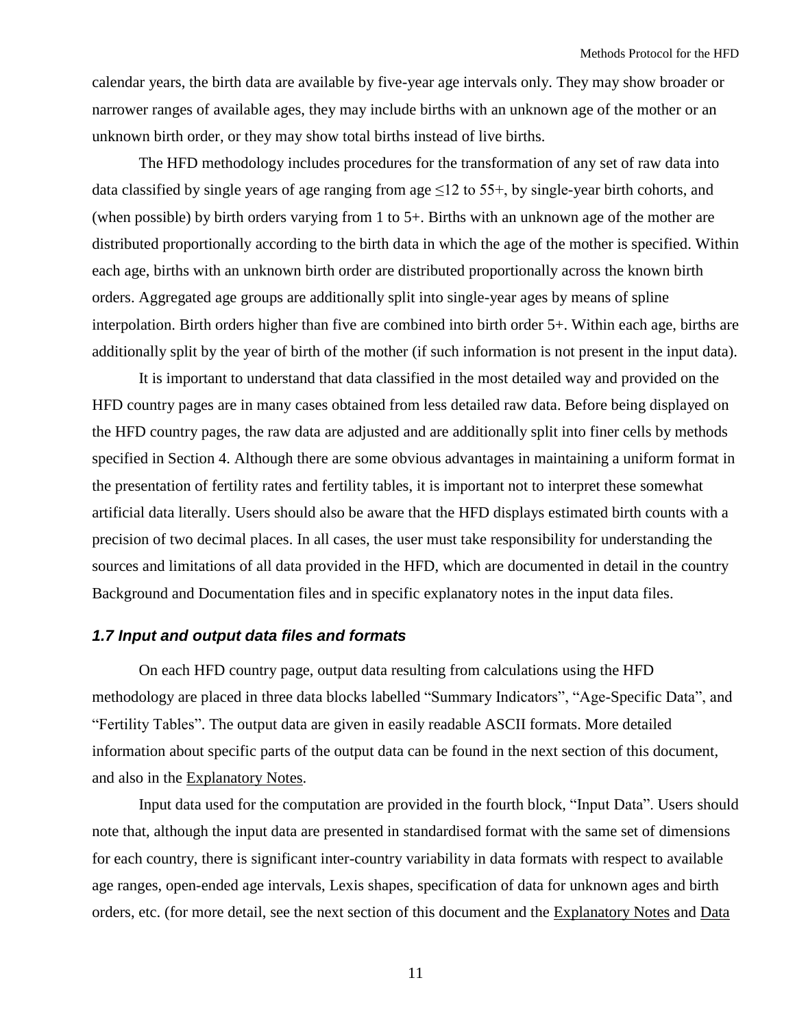calendar years, the birth data are available by five-year age intervals only. They may show broader or narrower ranges of available ages, they may include births with an unknown age of the mother or an unknown birth order, or they may show total births instead of live births.

The HFD methodology includes procedures for the transformation of any set of raw data into data classified by single years of age ranging from age ≤12 to 55+, by single-year birth cohorts, and (when possible) by birth orders varying from 1 to 5+. Births with an unknown age of the mother are distributed proportionally according to the birth data in which the age of the mother is specified. Within each age, births with an unknown birth order are distributed proportionally across the known birth orders. Aggregated age groups are additionally split into single-year ages by means of spline interpolation. Birth orders higher than five are combined into birth order 5+. Within each age, births are additionally split by the year of birth of the mother (if such information is not present in the input data).

It is important to understand that data classified in the most detailed way and provided on the HFD country pages are in many cases obtained from less detailed raw data. Before being displayed on the HFD country pages, the raw data are adjusted and are additionally split into finer cells by methods specified in Section 4. Although there are some obvious advantages in maintaining a uniform format in the presentation of fertility rates and fertility tables, it is important not to interpret these somewhat artificial data literally. Users should also be aware that the HFD displays estimated birth counts with a precision of two decimal places. In all cases, the user must take responsibility for understanding the sources and limitations of all data provided in the HFD, which are documented in detail in the country Background and Documentation files and in specific explanatory notes in the input data files.

### *1.7 Input and output data files and formats*

On each HFD country page, output data resulting from calculations using the HFD methodology are placed in three data blocks labelled "Summary Indicators", "Age-Specific Data", and "Fertility Tables". The output data are given in easily readable ASCII formats. More detailed information about specific parts of the output data can be found in the next section of this document, and also in the Explanatory Notes.

Input data used for the computation are provided in the fourth block, "Input Data". Users should note that, although the input data are presented in standardised format with the same set of dimensions for each country, there is significant inter-country variability in data formats with respect to available age ranges, open-ended age intervals, Lexis shapes, specification of data for unknown ages and birth orders, etc. (for more detail, see the next section of this document and the Explanatory Notes and Data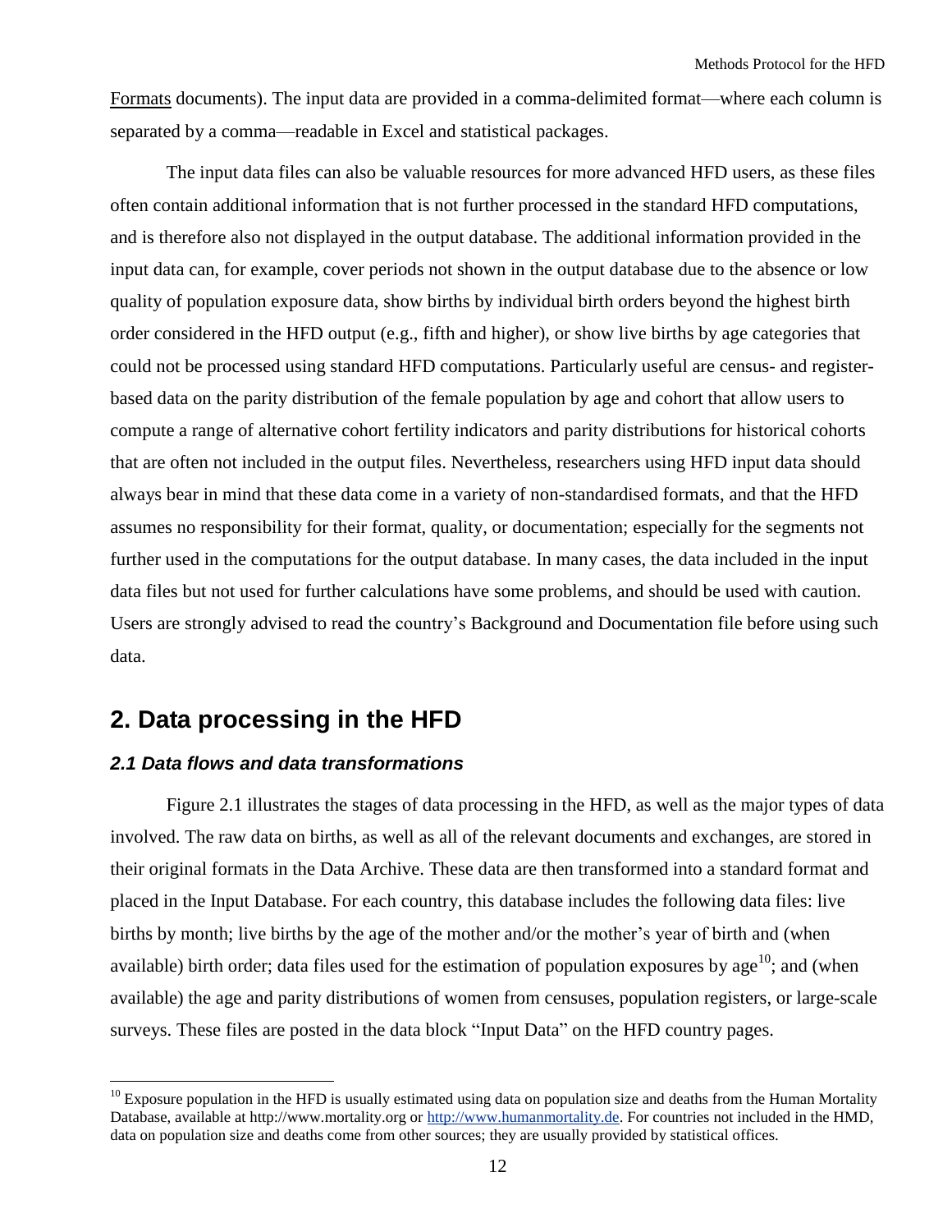Formats documents). The input data are provided in a comma-delimited format—where each column is separated by a comma—readable in Excel and statistical packages.

The input data files can also be valuable resources for more advanced HFD users, as these files often contain additional information that is not further processed in the standard HFD computations, and is therefore also not displayed in the output database. The additional information provided in the input data can, for example, cover periods not shown in the output database due to the absence or low quality of population exposure data, show births by individual birth orders beyond the highest birth order considered in the HFD output (e.g., fifth and higher), or show live births by age categories that could not be processed using standard HFD computations. Particularly useful are census- and register-based data on the parity distribution of the female population by age and cohort that allow users to compute a range of alternative cohort fertility indicators and parity distributions for historical cohorts that are often not included in the output files. Nevertheless, researchers using HFD input data should always bear in mind that these data come in a variety of non-standardised formats, and that the HFD assumes no responsibility for their format, quality, or documentation; especially for the segments not further used in the computations for the output database. In many cases, the data included in the input data files but not used for further calculations have some problems, and should be used with caution. Users are strongly advised to read the country's Background and Documentation file before using such data.

## 2. Data processing in the HFD

### *2.1 Data flows and data transformations*

Figure 2.1 illustrates the stages of data processing in the HFD, as well as the major types of data involved. The raw data on births, as well as all of the relevant documents and exchanges, are stored in their original formats in the Data Archive. These data are then transformed into a standard format and placed in the Input Database. For each country, this database includes the following data files: live births by month; live births by the age of the mother and/or the mother's year of birth and (when available) birth order; data files used for the estimation of population exposures by age[10]; and (when available) the age and parity distributions of women from censuses, population registers, or large-scale surveys. These files are posted in the data block "Input Data" on the HFD country pages.

[10] Exposure population in the HFD is usually estimated using data on population size and deaths from the Human Mortality Database, available at http://www.mortality.org or http://www.humanmortality.de. For countries not included in the HMD, data on population size and deaths come from other sources; they are usually provided by statistical offices.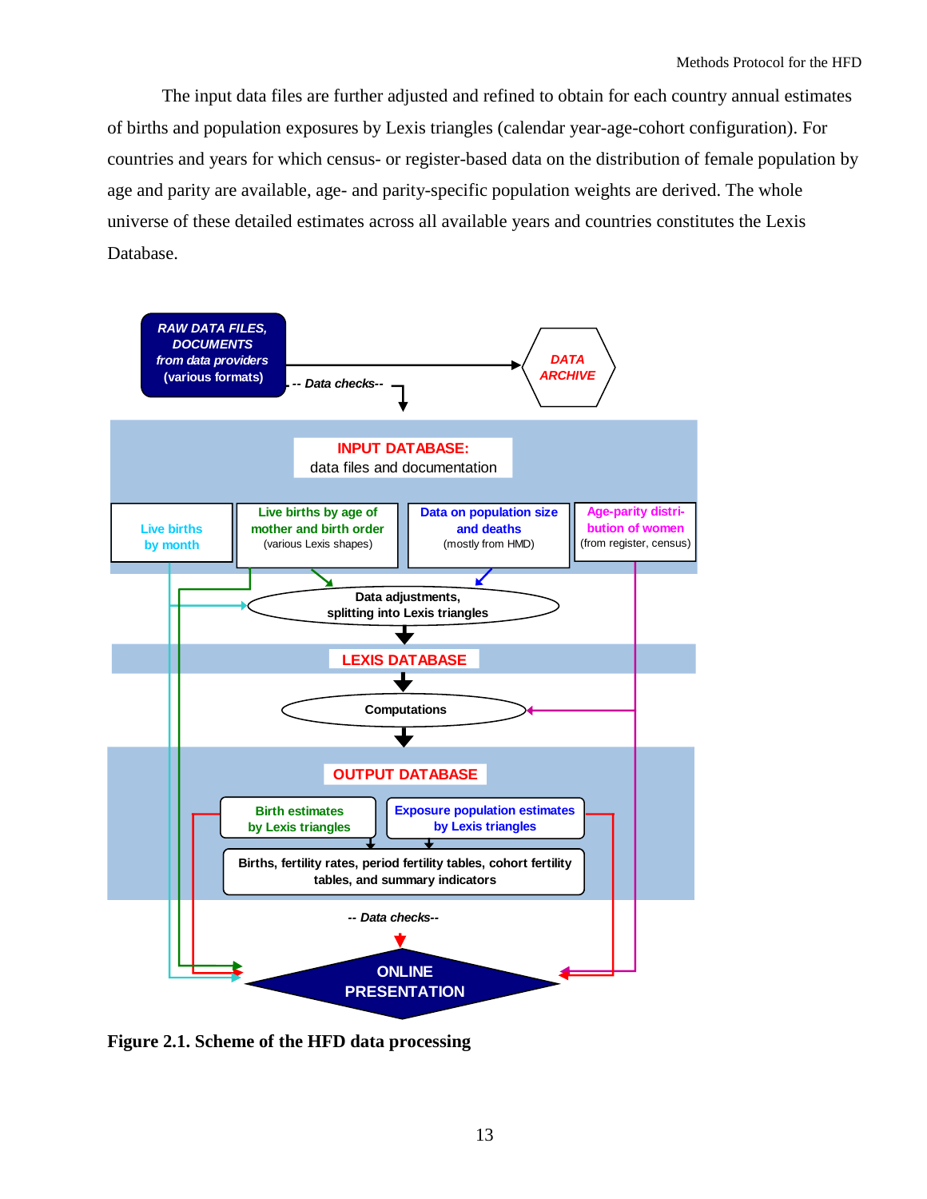The input data files are further adjusted and refined to obtain for each country annual estimates of births and population exposures by Lexis triangles (calendar year-age-cohort configuration). For countries and years for which census- or register-based data on the distribution of female population by age and parity are available, age- and parity-specific population weights are derived. The whole universe of these detailed estimates across all available years and countries constitutes the Lexis Database.

**Figure 2.1. Scheme of the HFD data processing**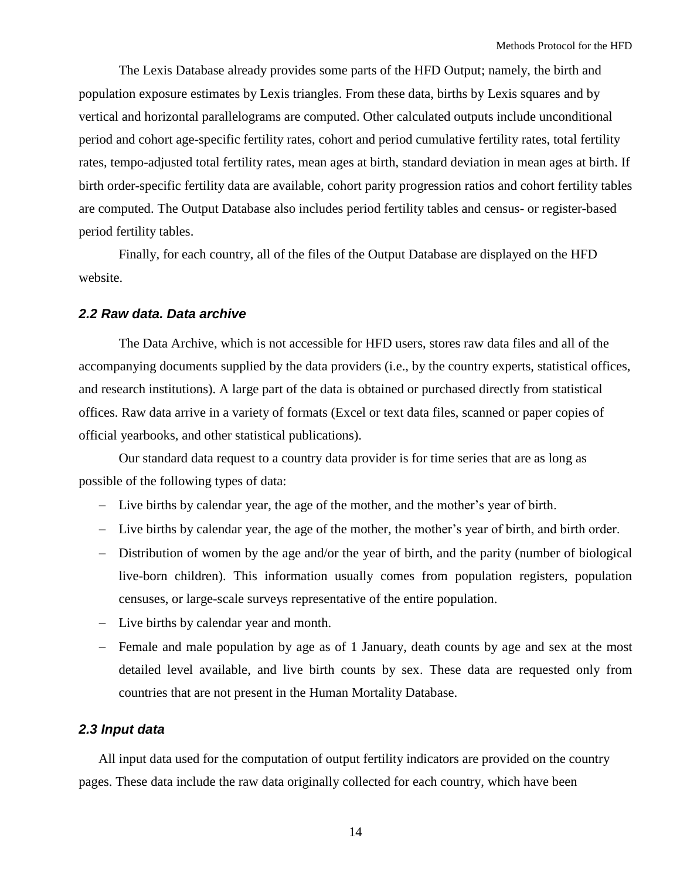The Lexis Database already provides some parts of the HFD Output; namely, the birth and population exposure estimates by Lexis triangles. From these data, births by Lexis squares and by vertical and horizontal parallelograms are computed. Other calculated outputs include unconditional period and cohort age-specific fertility rates, cohort and period cumulative fertility rates, total fertility rates, tempo-adjusted total fertility rates, mean ages at birth, standard deviation in mean ages at birth. If birth order-specific fertility data are available, cohort parity progression ratios and cohort fertility tables are computed. The Output Database also includes period fertility tables and census- or register-based period fertility tables.

Finally, for each country, all of the files of the Output Database are displayed on the HFD website.

### *2.2 Raw data. Data archive*

The Data Archive, which is not accessible for HFD users, stores raw data files and all of the accompanying documents supplied by the data providers (i.e., by the country experts, statistical offices, and research institutions). A large part of the data is obtained or purchased directly from statistical offices. Raw data arrive in a variety of formats (Excel or text data files, scanned or paper copies of official yearbooks, and other statistical publications).

Our standard data request to a country data provider is for time series that are as long as possible of the following types of data:

- Live births by calendar year, the age of the mother, and the mother's year of birth.
- Live births by calendar year, the age of the mother, the mother's year of birth, and birth order.
- Distribution of women by the age and/or the year of birth, and the parity (number of biological live-born children). This information usually comes from population registers, population censuses, or large-scale surveys representative of the entire population.
- Live births by calendar year and month.
- Female and male population by age as of 1 January, death counts by age and sex at the most detailed level available, and live birth counts by sex. These data are requested only from countries that are not present in the Human Mortality Database.

### *2.3 Input data*

All input data used for the computation of output fertility indicators are provided on the country pages. These data include the raw data originally collected for each country, which have been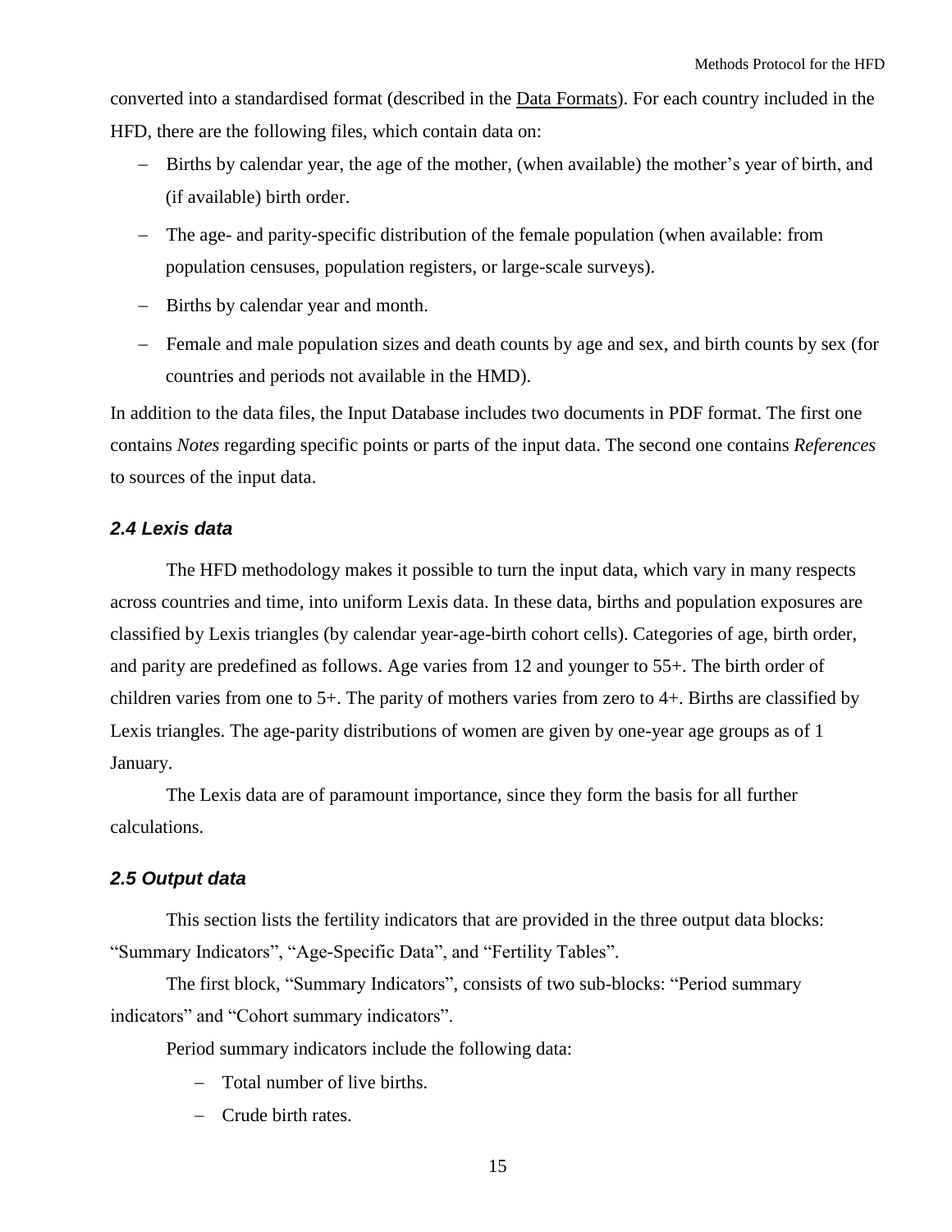converted into a standardised format (described in the Data Formats). For each country included in the HFD, there are the following files, which contain data on:

- Births by calendar year, the age of the mother, (when available) the mother's year of birth, and (if available) birth order.
- The age- and parity-specific distribution of the female population (when available: from population censuses, population registers, or large-scale surveys).
- Births by calendar year and month.
- Female and male population sizes and death counts by age and sex, and birth counts by sex (for countries and periods not available in the HMD).

In addition to the data files, the Input Database includes two documents in PDF format. The first one contains *Notes* regarding specific points or parts of the input data. The second one contains *References* to sources of the input data.

### *2.4 Lexis data*

The HFD methodology makes it possible to turn the input data, which vary in many respects across countries and time, into uniform Lexis data. In these data, births and population exposures are classified by Lexis triangles (by calendar year-age-birth cohort cells). Categories of age, birth order, and parity are predefined as follows. Age varies from 12 and younger to 55+. The birth order of children varies from one to 5+. The parity of mothers varies from zero to 4+. Births are classified by Lexis triangles. The age-parity distributions of women are given by one-year age groups as of 1 January.

The Lexis data are of paramount importance, since they form the basis for all further calculations.

### *2.5 Output data*

This section lists the fertility indicators that are provided in the three output data blocks: "Summary Indicators", "Age-Specific Data", and "Fertility Tables".

The first block, "Summary Indicators", consists of two sub-blocks: "Period summary indicators" and "Cohort summary indicators".

Period summary indicators include the following data:

- Total number of live births.
- Crude birth rates.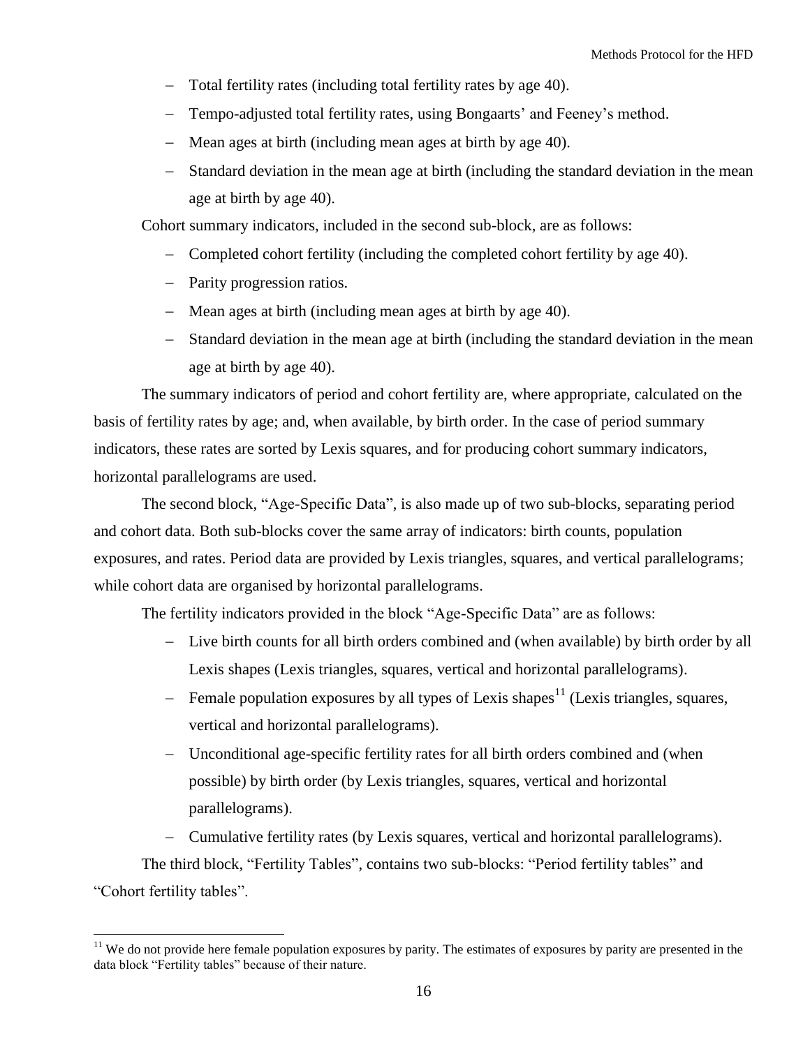- Total fertility rates (including total fertility rates by age 40).
- Tempo-adjusted total fertility rates, using Bongaarts' and Feeney's method.
- Mean ages at birth (including mean ages at birth by age 40).
- Standard deviation in the mean age at birth (including the standard deviation in the mean age at birth by age 40).

Cohort summary indicators, included in the second sub-block, are as follows:

- Completed cohort fertility (including the completed cohort fertility by age 40).
- Parity progression ratios.
- Mean ages at birth (including mean ages at birth by age 40).
- Standard deviation in the mean age at birth (including the standard deviation in the mean age at birth by age 40).

The summary indicators of period and cohort fertility are, where appropriate, calculated on the basis of fertility rates by age; and, when available, by birth order. In the case of period summary indicators, these rates are sorted by Lexis squares, and for producing cohort summary indicators, horizontal parallelograms are used.

The second block, "Age-Specific Data", is also made up of two sub-blocks, separating period and cohort data. Both sub-blocks cover the same array of indicators: birth counts, population exposures, and rates. Period data are provided by Lexis triangles, squares, and vertical parallelograms; while cohort data are organised by horizontal parallelograms.

The fertility indicators provided in the block "Age-Specific Data" are as follows:

- Live birth counts for all birth orders combined and (when available) by birth order by all Lexis shapes (Lexis triangles, squares, vertical and horizontal parallelograms).
- Female population exposures by all types of Lexis shapes[11] (Lexis triangles, squares, vertical and horizontal parallelograms).
- Unconditional age-specific fertility rates for all birth orders combined and (when possible) by birth order (by Lexis triangles, squares, vertical and horizontal parallelograms).
- Cumulative fertility rates (by Lexis squares, vertical and horizontal parallelograms).

The third block, "Fertility Tables", contains two sub-blocks: "Period fertility tables" and "Cohort fertility tables".

[11] We do not provide here female population exposures by parity. The estimates of exposures by parity are presented in the data block "Fertility tables" because of their nature.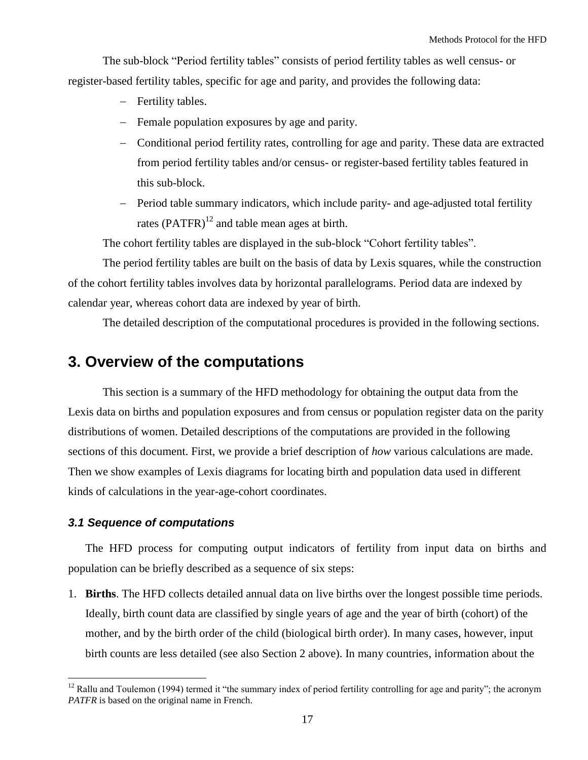The sub-block "Period fertility tables" consists of period fertility tables as well census- or register-based fertility tables, specific for age and parity, and provides the following data:

- Fertility tables.
- Female population exposures by age and parity.
- Conditional period fertility rates, controlling for age and parity. These data are extracted from period fertility tables and/or census- or register-based fertility tables featured in this sub-block.
- Period table summary indicators, which include parity- and age-adjusted total fertility rates (PATFR)[12] and table mean ages at birth.

The cohort fertility tables are displayed in the sub-block "Cohort fertility tables".

The period fertility tables are built on the basis of data by Lexis squares, while the construction of the cohort fertility tables involves data by horizontal parallelograms. Period data are indexed by calendar year, whereas cohort data are indexed by year of birth.

The detailed description of the computational procedures is provided in the following sections.

# 3. Overview of the computations

This section is a summary of the HFD methodology for obtaining the output data from the Lexis data on births and population exposures and from census or population register data on the parity distributions of women. Detailed descriptions of the computations are provided in the following sections of this document. First, we provide a brief description of *how* various calculations are made. Then we show examples of Lexis diagrams for locating birth and population data used in different kinds of calculations in the year-age-cohort coordinates.

## *3.1 Sequence of computations*

The HFD process for computing output indicators of fertility from input data on births and population can be briefly described as a sequence of six steps:

1. **Births**. The HFD collects detailed annual data on live births over the longest possible time periods. Ideally, birth count data are classified by single years of age and the year of birth (cohort) of the mother, and by the birth order of the child (biological birth order). In many cases, however, input birth counts are less detailed (see also Section 2 above). In many countries, information about the

[12] Rallu and Toulemon (1994) termed it "the summary index of period fertility controlling for age and parity"; the acronym *PATFR* is based on the original name in French.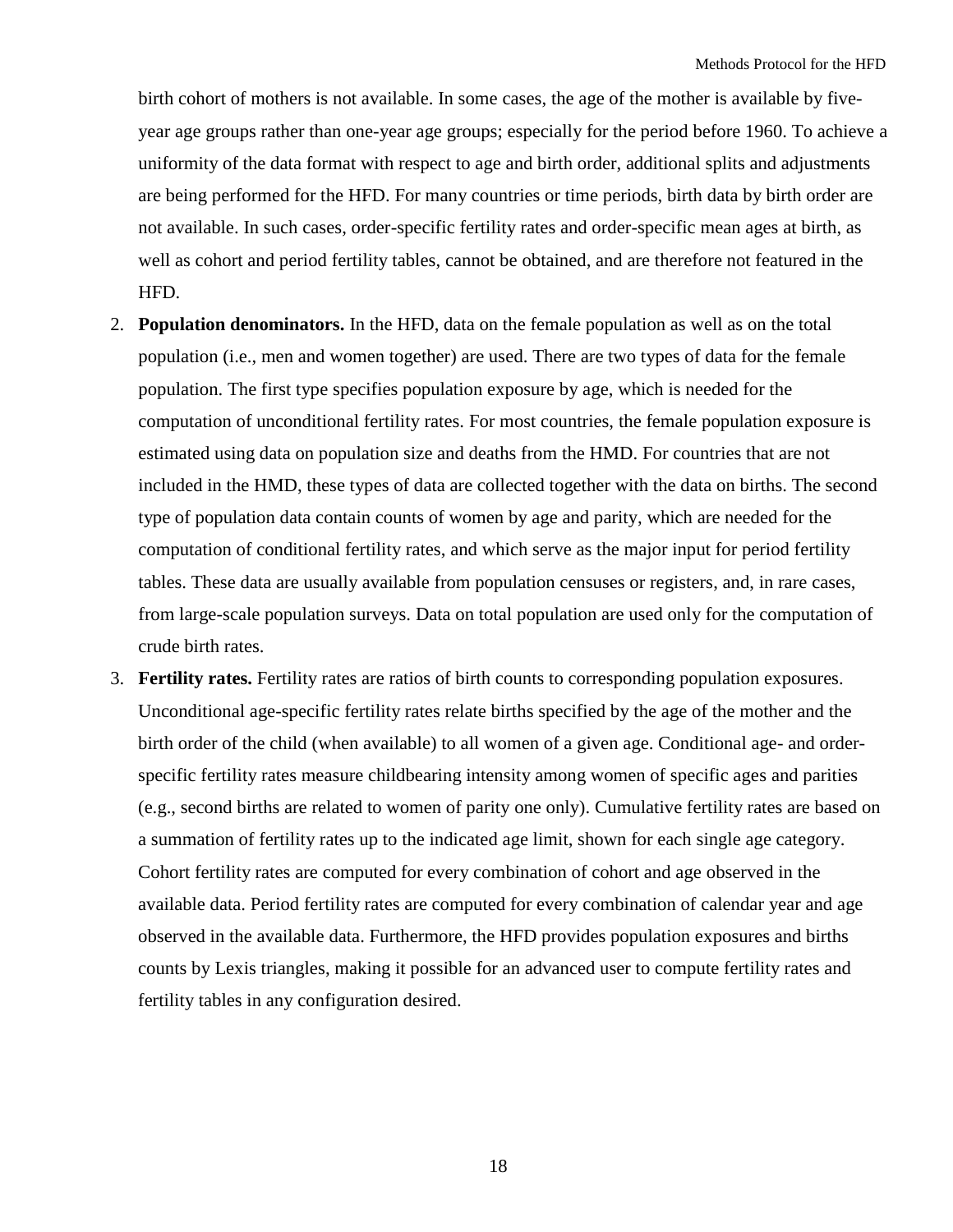birth cohort of mothers is not available. In some cases, the age of the mother is available by five-year age groups rather than one-year age groups; especially for the period before 1960. To achieve a uniformity of the data format with respect to age and birth order, additional splits and adjustments are being performed for the HFD. For many countries or time periods, birth data by birth order are not available. In such cases, order-specific fertility rates and order-specific mean ages at birth, as well as cohort and period fertility tables, cannot be obtained, and are therefore not featured in the HFD.

2. **Population denominators.** In the HFD, data on the female population as well as on the total population (i.e., men and women together) are used. There are two types of data for the female population. The first type specifies population exposure by age, which is needed for the computation of unconditional fertility rates. For most countries, the female population exposure is estimated using data on population size and deaths from the HMD. For countries that are not included in the HMD, these types of data are collected together with the data on births. The second type of population data contain counts of women by age and parity, which are needed for the computation of conditional fertility rates, and which serve as the major input for period fertility tables. These data are usually available from population censuses or registers, and, in rare cases, from large-scale population surveys. Data on total population are used only for the computation of crude birth rates.
3. **Fertility rates.** Fertility rates are ratios of birth counts to corresponding population exposures. Unconditional age-specific fertility rates relate births specified by the age of the mother and the birth order of the child (when available) to all women of a given age. Conditional age- and order-specific fertility rates measure childbearing intensity among women of specific ages and parities (e.g., second births are related to women of parity one only). Cumulative fertility rates are based on a summation of fertility rates up to the indicated age limit, shown for each single age category. Cohort fertility rates are computed for every combination of cohort and age observed in the available data. Period fertility rates are computed for every combination of calendar year and age observed in the available data. Furthermore, the HFD provides population exposures and births counts by Lexis triangles, making it possible for an advanced user to compute fertility rates and fertility tables in any configuration desired.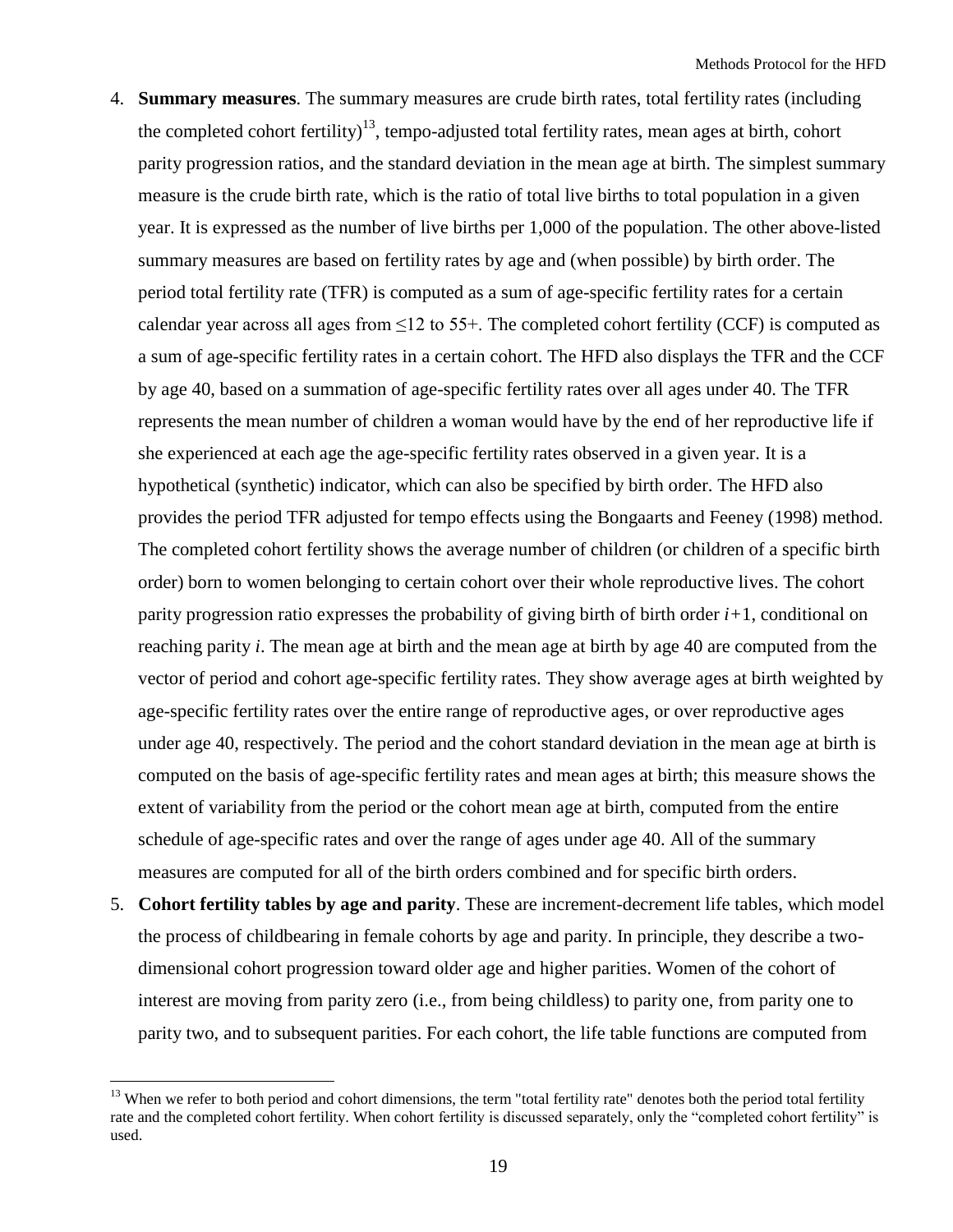4. **Summary measures**. The summary measures are crude birth rates, total fertility rates (including the completed cohort fertility)[13], tempo-adjusted total fertility rates, mean ages at birth, cohort parity progression ratios, and the standard deviation in the mean age at birth. The simplest summary measure is the crude birth rate, which is the ratio of total live births to total population in a given year. It is expressed as the number of live births per 1,000 of the population. The other above-listed summary measures are based on fertility rates by age and (when possible) by birth order. The period total fertility rate (TFR) is computed as a sum of age-specific fertility rates for a certain calendar year across all ages from ≤12 to 55+. The completed cohort fertility (CCF) is computed as a sum of age-specific fertility rates in a certain cohort. The HFD also displays the TFR and the CCF by age 40, based on a summation of age-specific fertility rates over all ages under 40. The TFR represents the mean number of children a woman would have by the end of her reproductive life if she experienced at each age the age-specific fertility rates observed in a given year. It is a hypothetical (synthetic) indicator, which can also be specified by birth order. The HFD also provides the period TFR adjusted for tempo effects using the Bongaarts and Feeney (1998) method. The completed cohort fertility shows the average number of children (or children of a specific birth order) born to women belonging to certain cohort over their whole reproductive lives. The cohort parity progression ratio expresses the probability of giving birth of birth order $i+1$, conditional on reaching parity $i$. The mean age at birth and the mean age at birth by age 40 are computed from the vector of period and cohort age-specific fertility rates. They show average ages at birth weighted by age-specific fertility rates over the entire range of reproductive ages, or over reproductive ages under age 40, respectively. The period and the cohort standard deviation in the mean age at birth is computed on the basis of age-specific fertility rates and mean ages at birth; this measure shows the extent of variability from the period or the cohort mean age at birth, computed from the entire schedule of age-specific rates and over the range of ages under age 40. All of the summary measures are computed for all of the birth orders combined and for specific birth orders.
5. **Cohort fertility tables by age and parity**. These are increment-decrement life tables, which model the process of childbearing in female cohorts by age and parity. In principle, they describe a two-dimensional cohort progression toward older age and higher parities. Women of the cohort of interest are moving from parity zero (i.e., from being childless) to parity one, from parity one to parity two, and to subsequent parities. For each cohort, the life table functions are computed from

[13] When we refer to both period and cohort dimensions, the term "total fertility rate" denotes both the period total fertility rate and the completed cohort fertility. When cohort fertility is discussed separately, only the "completed cohort fertility" is used.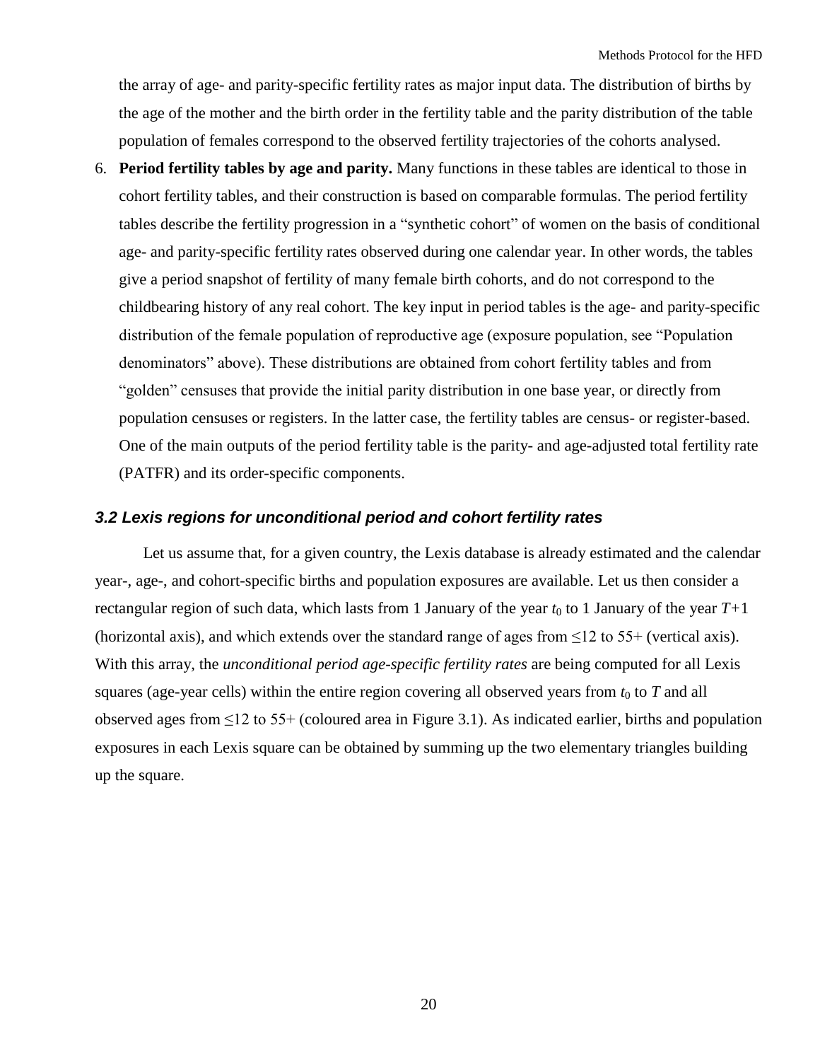the array of age- and parity-specific fertility rates as major input data. The distribution of births by the age of the mother and the birth order in the fertility table and the parity distribution of the table population of females correspond to the observed fertility trajectories of the cohorts analysed.

6. **Period fertility tables by age and parity.** Many functions in these tables are identical to those in cohort fertility tables, and their construction is based on comparable formulas. The period fertility tables describe the fertility progression in a "synthetic cohort" of women on the basis of conditional age- and parity-specific fertility rates observed during one calendar year. In other words, the tables give a period snapshot of fertility of many female birth cohorts, and do not correspond to the childbearing history of any real cohort. The key input in period tables is the age- and parity-specific distribution of the female population of reproductive age (exposure population, see "Population denominators" above). These distributions are obtained from cohort fertility tables and from "golden" censuses that provide the initial parity distribution in one base year, or directly from population censuses or registers. In the latter case, the fertility tables are census- or register-based. One of the main outputs of the period fertility table is the parity- and age-adjusted total fertility rate (PATFR) and its order-specific components.

### *3.2 Lexis regions for unconditional period and cohort fertility rates*

Let us assume that, for a given country, the Lexis database is already estimated and the calendar year-, age-, and cohort-specific births and population exposures are available. Let us then consider a rectangular region of such data, which lasts from 1 January of the year $t_0$ to 1 January of the year $T+1$ (horizontal axis), and which extends over the standard range of ages from ≤12 to 55+ (vertical axis). With this array, the *unconditional period age-specific fertility rates* are being computed for all Lexis squares (age-year cells) within the entire region covering all observed years from $t_0$ to $T$ and all observed ages from ≤12 to 55+ (coloured area in Figure 3.1). As indicated earlier, births and population exposures in each Lexis square can be obtained by summing up the two elementary triangles building up the square.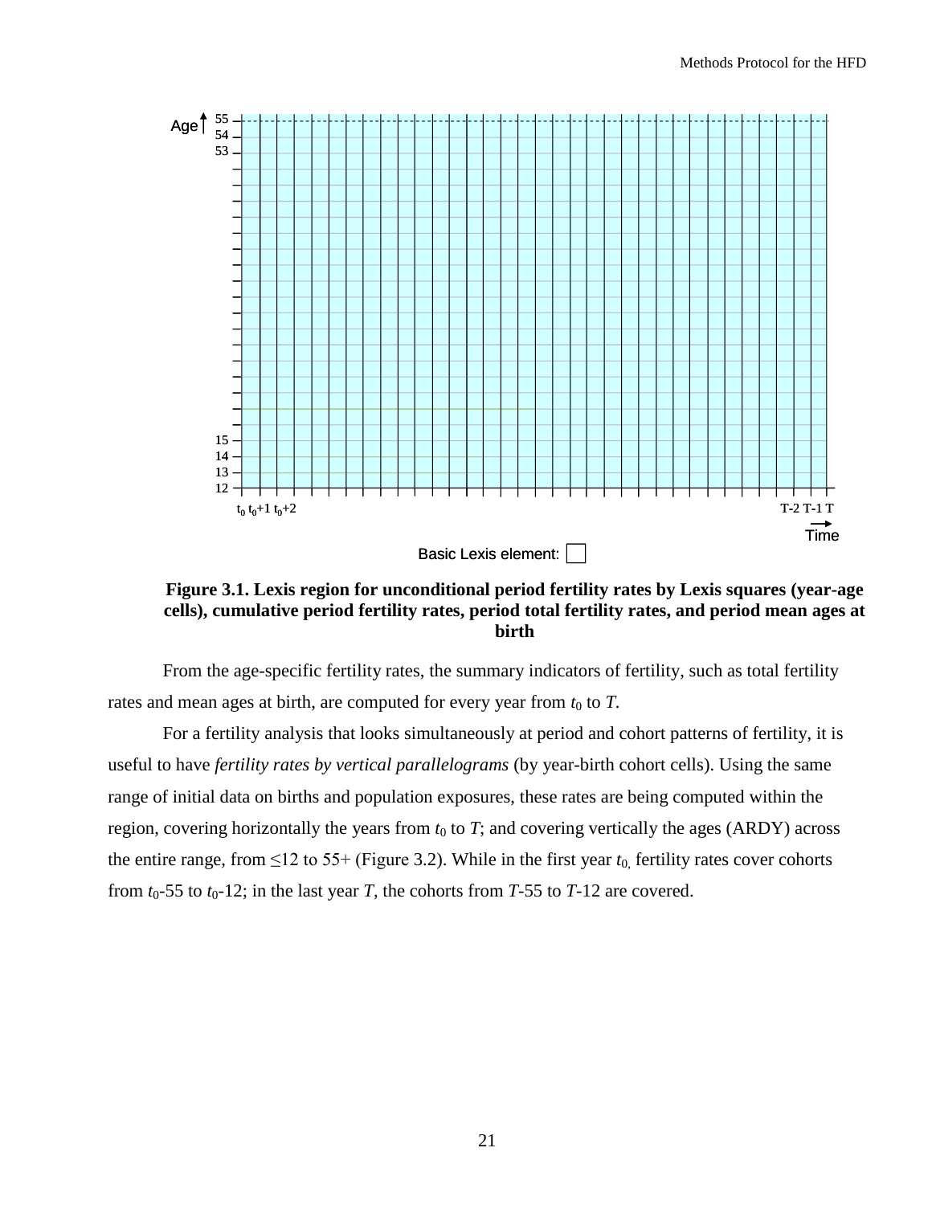**Figure 3.1. Lexis region for unconditional period fertility rates by Lexis squares (year-age cells), cumulative period fertility rates, period total fertility rates, and period mean ages at birth**

From the age-specific fertility rates, the summary indicators of fertility, such as total fertility rates and mean ages at birth, are computed for every year from $t_0$ to $T$.

For a fertility analysis that looks simultaneously at period and cohort patterns of fertility, it is useful to have *fertility rates by vertical parallelograms* (by year-birth cohort cells). Using the same range of initial data on births and population exposures, these rates are being computed within the region, covering horizontally the years from $t_0$ to $T$; and covering vertically the ages (ARDY) across the entire range, from ≤12 to 55+ (Figure 3.2). While in the first year $t_0$, fertility rates cover cohorts from $t_0$-55 to $t_0$-12; in the last year $T$, the cohorts from $T$-55 to $T$-12 are covered.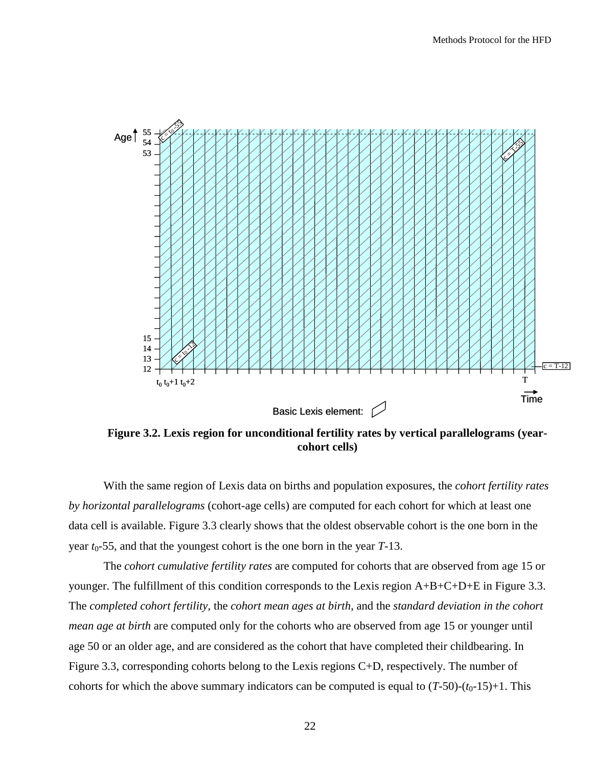**Figure 3.2. Lexis region for unconditional fertility rates by vertical parallelograms (year-cohort cells)**

With the same region of Lexis data on births and population exposures, the *cohort fertility rates by horizontal parallelograms* (cohort-age cells) are computed for each cohort for which at least one data cell is available. Figure 3.3 clearly shows that the oldest observable cohort is the one born in the year $t_0$-55, and that the youngest cohort is the one born in the year $T$-13.

The *cohort cumulative fertility rates* are computed for cohorts that are observed from age 15 or younger. The fulfillment of this condition corresponds to the Lexis region A+B+C+D+E in Figure 3.3. The *completed cohort fertility*, the *cohort mean ages at birth*, and the *standard deviation in the cohort mean age at birth* are computed only for the cohorts who are observed from age 15 or younger until age 50 or an older age, and are considered as the cohort that have completed their childbearing. In Figure 3.3, corresponding cohorts belong to the Lexis regions C+D, respectively. The number of cohorts for which the above summary indicators can be computed is equal to $(T\text{-}50)\text{-}(t_0\text{-}15)+1$. This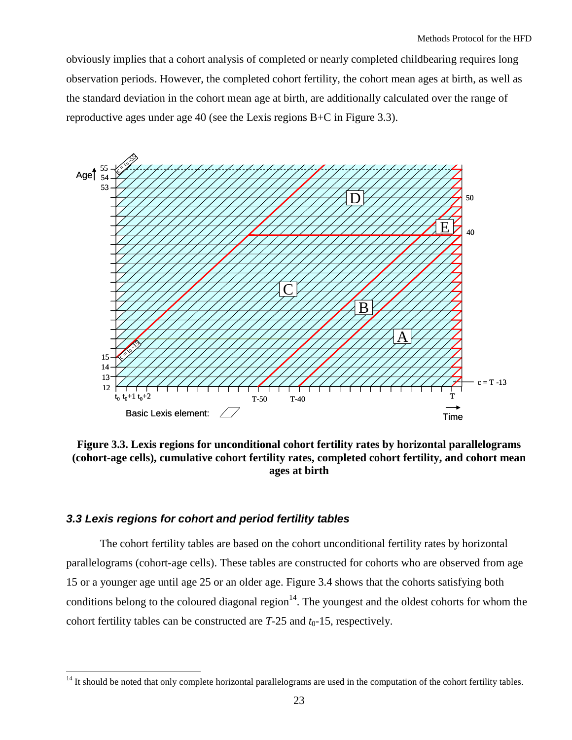obviously implies that a cohort analysis of completed or nearly completed childbearing requires long observation periods. However, the completed cohort fertility, the cohort mean ages at birth, as well as the standard deviation in the cohort mean age at birth, are additionally calculated over the range of reproductive ages under age 40 (see the Lexis regions B+C in Figure 3.3).

**Figure 3.3. Lexis regions for unconditional cohort fertility rates by horizontal parallelograms (cohort-age cells), cumulative cohort fertility rates, completed cohort fertility, and cohort mean ages at birth**

### *3.3 Lexis regions for cohort and period fertility tables*

The cohort fertility tables are based on the cohort unconditional fertility rates by horizontal parallelograms (cohort-age cells). These tables are constructed for cohorts who are observed from age 15 or a younger age until age 25 or an older age. Figure 3.4 shows that the cohorts satisfying both conditions belong to the coloured diagonal region[14]. The youngest and the oldest cohorts for whom the cohort fertility tables can be constructed are $T$-25 and $t_0$-15, respectively.

[14] It should be noted that only complete horizontal parallelograms are used in the computation of the cohort fertility tables.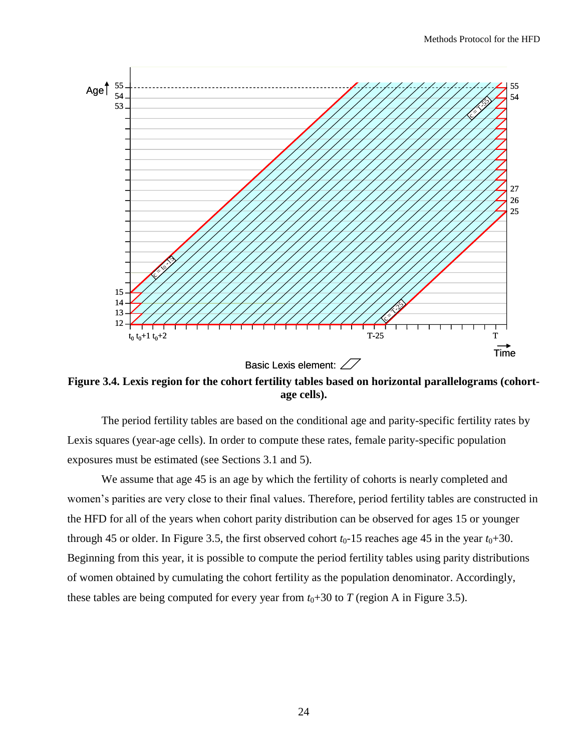**Figure 3.4. Lexis region for the cohort fertility tables based on horizontal parallelograms (cohort-age cells).**

The period fertility tables are based on the conditional age and parity-specific fertility rates by Lexis squares (year-age cells). In order to compute these rates, female parity-specific population exposures must be estimated (see Sections 3.1 and 5).

We assume that age 45 is an age by which the fertility of cohorts is nearly completed and women's parities are very close to their final values. Therefore, period fertility tables are constructed in the HFD for all of the years when cohort parity distribution can be observed for ages 15 or younger through 45 or older. In Figure 3.5, the first observed cohort $t_0$-15 reaches age 45 in the year $t_0$+30. Beginning from this year, it is possible to compute the period fertility tables using parity distributions of women obtained by cumulating the cohort fertility as the population denominator. Accordingly, these tables are being computed for every year from $t_0$+30 to $T$ (region A in Figure 3.5).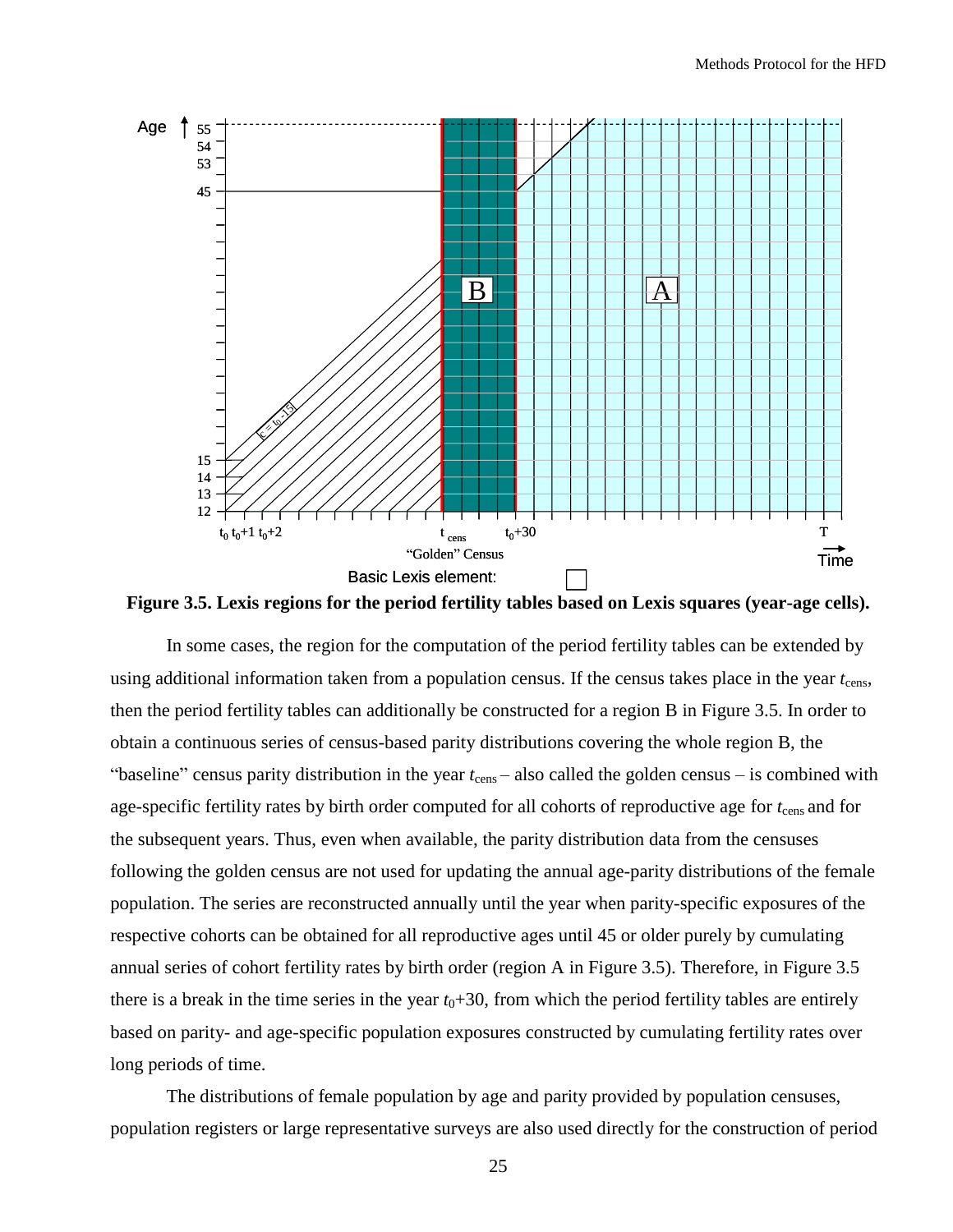**Figure 3.5. Lexis regions for the period fertility tables based on Lexis squares (year-age cells).**

In some cases, the region for the computation of the period fertility tables can be extended by using additional information taken from a population census. If the census takes place in the year $t_{cens}$, then the period fertility tables can additionally be constructed for a region B in Figure 3.5. In order to obtain a continuous series of census-based parity distributions covering the whole region B, the "baseline" census parity distribution in the year $t_{cens}$ – also called the golden census – is combined with age-specific fertility rates by birth order computed for all cohorts of reproductive age for $t_{cens}$ and for the subsequent years. Thus, even when available, the parity distribution data from the censuses following the golden census are not used for updating the annual age-parity distributions of the female population. The series are reconstructed annually until the year when parity-specific exposures of the respective cohorts can be obtained for all reproductive ages until 45 or older purely by cumulating annual series of cohort fertility rates by birth order (region A in Figure 3.5). Therefore, in Figure 3.5 there is a break in the time series in the year $t_0+30$, from which the period fertility tables are entirely based on parity- and age-specific population exposures constructed by cumulating fertility rates over long periods of time.

The distributions of female population by age and parity provided by population censuses, population registers or large representative surveys are also used directly for the construction of period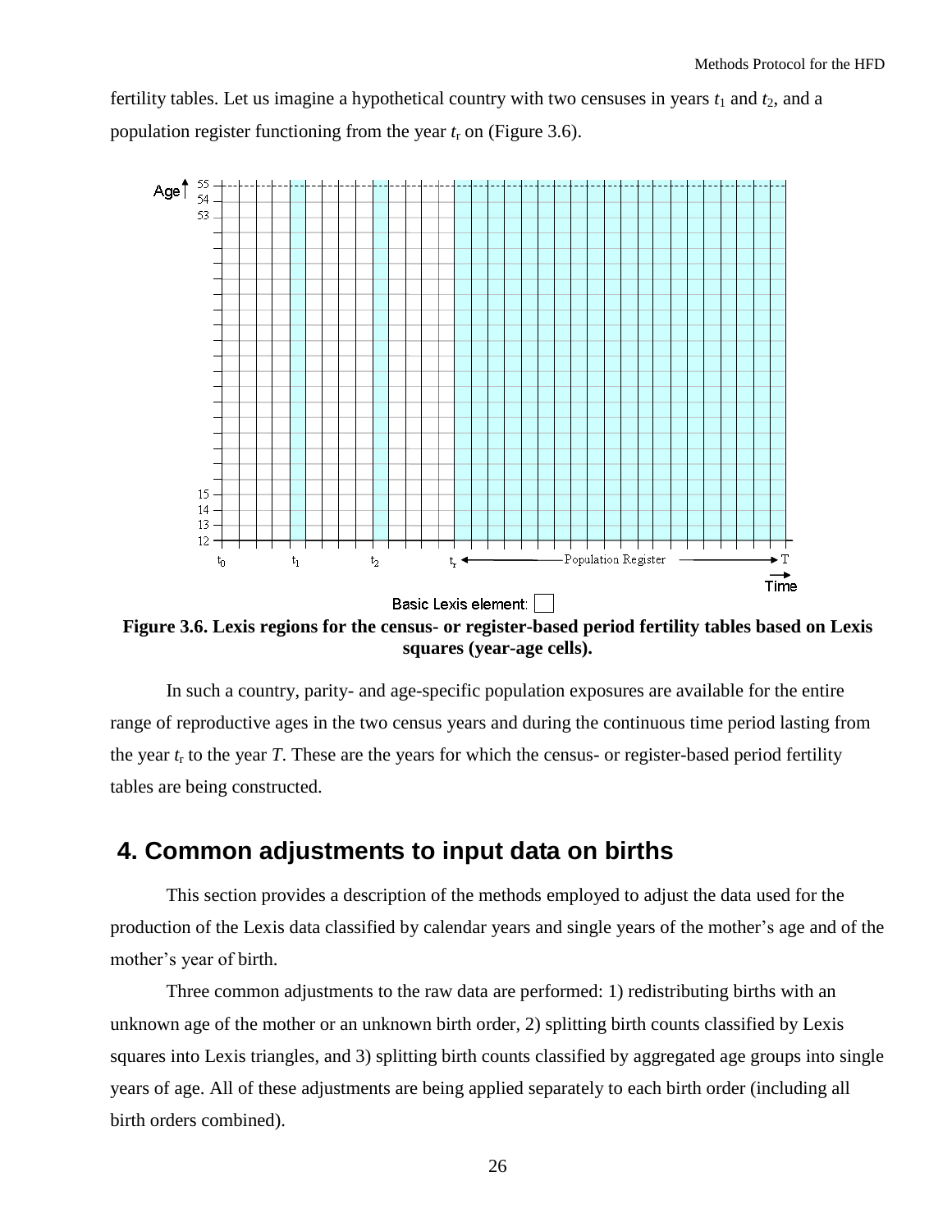fertility tables. Let us imagine a hypothetical country with two censuses in years $t_1$ and $t_2$, and a population register functioning from the year $t_r$ on (Figure 3.6).

**Figure 3.6. Lexis regions for the census- or register-based period fertility tables based on Lexis squares (year-age cells).**

In such a country, parity- and age-specific population exposures are available for the entire range of reproductive ages in the two census years and during the continuous time period lasting from the year $t_r$ to the year $T$. These are the years for which the census- or register-based period fertility tables are being constructed.

# 4. Common adjustments to input data on births

This section provides a description of the methods employed to adjust the data used for the production of the Lexis data classified by calendar years and single years of the mother's age and of the mother's year of birth.

Three common adjustments to the raw data are performed: 1) redistributing births with an unknown age of the mother or an unknown birth order, 2) splitting birth counts classified by Lexis squares into Lexis triangles, and 3) splitting birth counts classified by aggregated age groups into single years of age. All of these adjustments are being applied separately to each birth order (including all birth orders combined).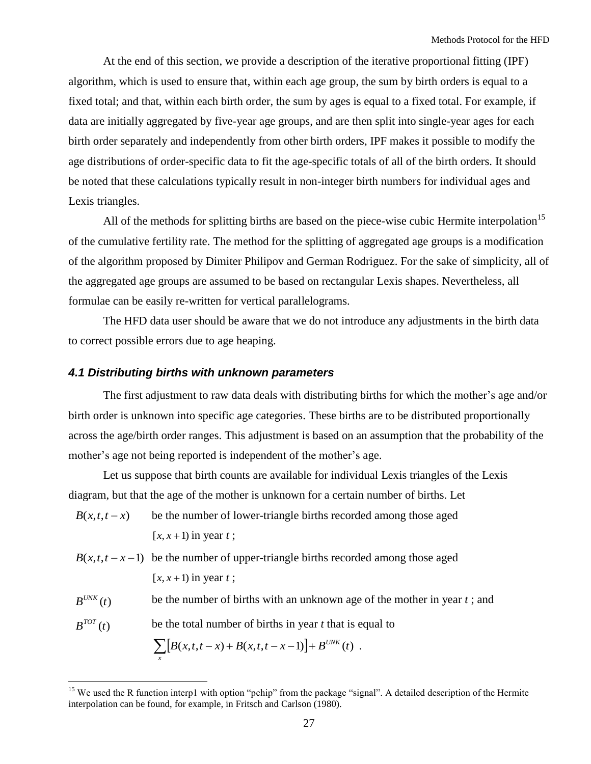At the end of this section, we provide a description of the iterative proportional fitting (IPF) algorithm, which is used to ensure that, within each age group, the sum by birth orders is equal to a fixed total; and that, within each birth order, the sum by ages is equal to a fixed total. For example, if data are initially aggregated by five-year age groups, and are then split into single-year ages for each birth order separately and independently from other birth orders, IPF makes it possible to modify the age distributions of order-specific data to fit the age-specific totals of all of the birth orders. It should be noted that these calculations typically result in non-integer birth numbers for individual ages and Lexis triangles.

All of the methods for splitting births are based on the piece-wise cubic Hermite interpolation[15] of the cumulative fertility rate. The method for the splitting of aggregated age groups is a modification of the algorithm proposed by Dimiter Philipov and German Rodriguez. For the sake of simplicity, all of the aggregated age groups are assumed to be based on rectangular Lexis shapes. Nevertheless, all formulae can be easily re-written for vertical parallelograms.

The HFD data user should be aware that we do not introduce any adjustments in the birth data to correct possible errors due to age heaping.

### *4.1 Distributing births with unknown parameters*

The first adjustment to raw data deals with distributing births for which the mother's age and/or birth order is unknown into specific age categories. These births are to be distributed proportionally across the age/birth order ranges. This adjustment is based on an assumption that the probability of the mother's age not being reported is independent of the mother's age.

Let us suppose that birth counts are available for individual Lexis triangles of the Lexis diagram, but that the age of the mother is unknown for a certain number of births. Let

$B(x,t,t-x)$ be the number of lower-triangle births recorded among those aged $[x,x+1)$ in year $t$ ;

$B(x,t,t-x-1)$ be the number of upper-triangle births recorded among those aged $[x,x+1)$ in year $t$ ;

$B^{UNK}(t)$ be the number of births with an unknown age of the mother in year $t$ ; and

$B^{TOT}(t)$ be the total number of births in year $t$ that is equal to

$$\sum_x \left[B(x,t,t-x)+B(x,t,t-x-1)\right]+B^{UNK}(t) \ .$$

---

[15] We used the R function interp1 with option "pchip" from the package "signal". A detailed description of the Hermite interpolation can be found, for example, in Fritsch and Carlson (1980).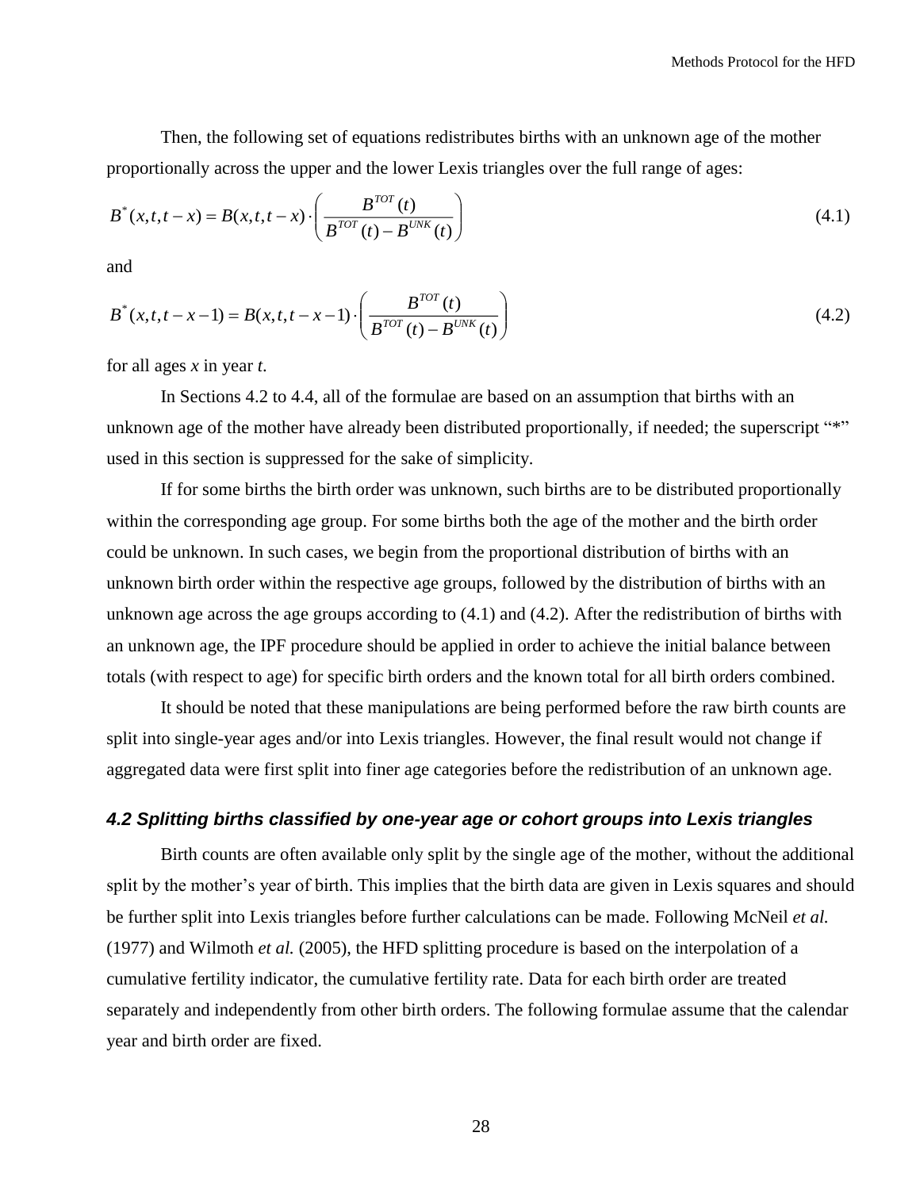Then, the following set of equations redistributes births with an unknown age of the mother proportionally across the upper and the lower Lexis triangles over the full range of ages:

$$B^{*}(x,t,t-x) = B(x,t,t-x) \cdot \left( \frac{B^{TOT}(t)}{B^{TOT}(t) - B^{UNK}(t)} \right) \tag{4.1}$$

and

$$B^{*}(x,t,t-x-1) = B(x,t,t-x-1) \cdot \left( \frac{B^{TOT}(t)}{B^{TOT}(t) - B^{UNK}(t)} \right) \tag{4.2}$$

for all ages $x$ in year $t$.

In Sections 4.2 to 4.4, all of the formulae are based on an assumption that births with an unknown age of the mother have already been distributed proportionally, if needed; the superscript "*" used in this section is suppressed for the sake of simplicity.

If for some births the birth order was unknown, such births are to be distributed proportionally within the corresponding age group. For some births both the age of the mother and the birth order could be unknown. In such cases, we begin from the proportional distribution of births with an unknown birth order within the respective age groups, followed by the distribution of births with an unknown age across the age groups according to (4.1) and (4.2). After the redistribution of births with an unknown age, the IPF procedure should be applied in order to achieve the initial balance between totals (with respect to age) for specific birth orders and the known total for all birth orders combined.

It should be noted that these manipulations are being performed before the raw birth counts are split into single-year ages and/or into Lexis triangles. However, the final result would not change if aggregated data were first split into finer age categories before the redistribution of an unknown age.

### *4.2 Splitting births classified by one-year age or cohort groups into Lexis triangles*

Birth counts are often available only split by the single age of the mother, without the additional split by the mother's year of birth. This implies that the birth data are given in Lexis squares and should be further split into Lexis triangles before further calculations can be made. Following McNeil *et al.* (1977) and Wilmoth *et al.* (2005), the HFD splitting procedure is based on the interpolation of a cumulative fertility indicator, the cumulative fertility rate. Data for each birth order are treated separately and independently from other birth orders. The following formulae assume that the calendar year and birth order are fixed.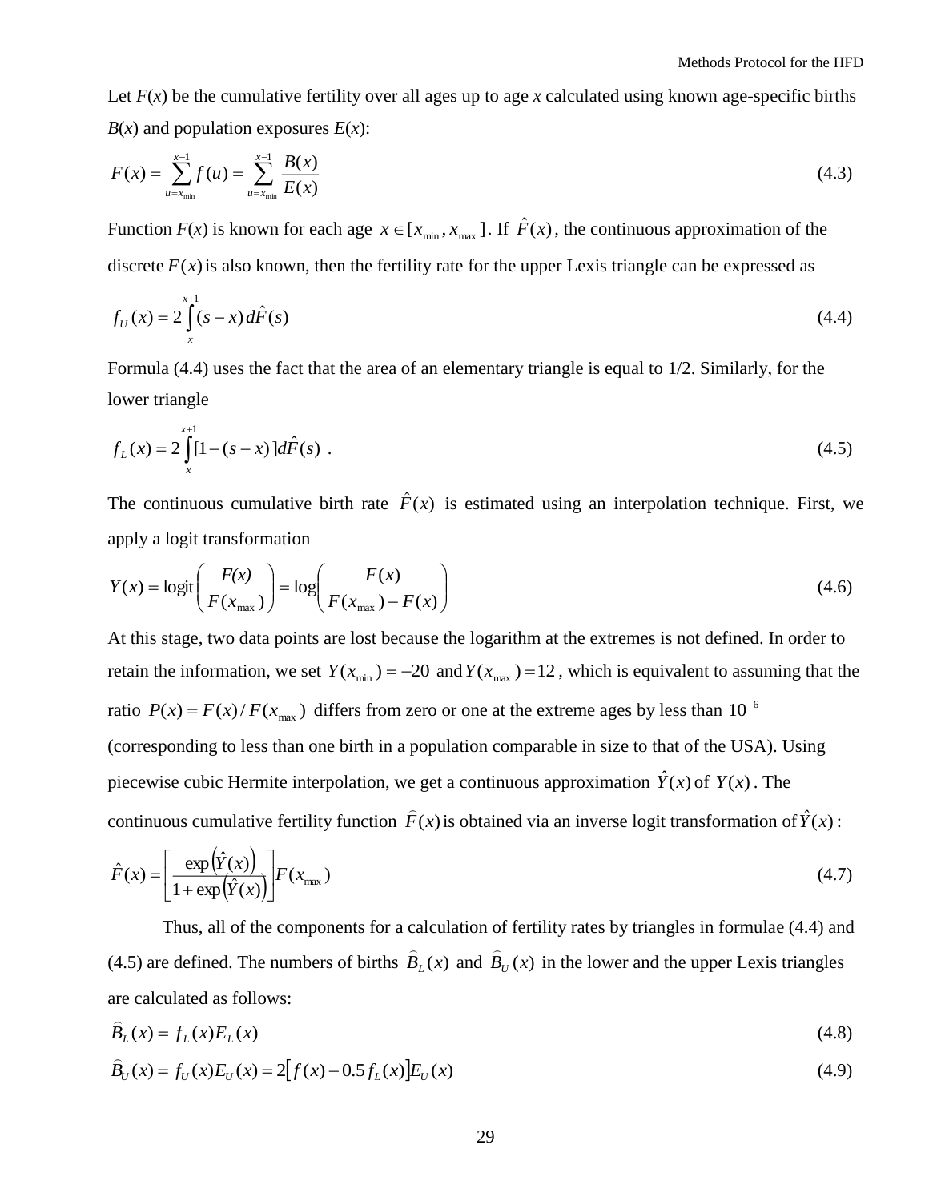Let $F(x)$ be the cumulative fertility over all ages up to age $x$ calculated using known age-specific births $B(x)$ and population exposures $E(x)$:

$$F(x) = \sum_{u=x_{\min}}^{x-1} f(u) = \sum_{u=x_{\min}}^{x-1} \frac{B(x)}{E(x)} \tag{4.3}$$

Function $F(x)$ is known for each age $x \in [x_{\min}, x_{\max}]$. If $\hat{F}(x)$, the continuous approximation of the discrete $F(x)$ is also known, then the fertility rate for the upper Lexis triangle can be expressed as

$$f_U(x) = 2\int_{x}^{x+1} (s-x)\, d\hat{F}(s) \tag{4.4}$$

Formula (4.4) uses the fact that the area of an elementary triangle is equal to 1/2. Similarly, for the lower triangle

$$f_L(x) = 2\int_{x}^{x+1} [1-(s-x)]\, d\hat{F}(s) \ . \tag{4.5}$$

The continuous cumulative birth rate $\hat{F}(x)$ is estimated using an interpolation technique. First, we apply a logit transformation

$$Y(x) = \text{logit}\left(\frac{F(x)}{F(x_{\max})}\right) = \log\left(\frac{F(x)}{F(x_{\max}) - F(x)}\right) \tag{4.6}$$

At this stage, two data points are lost because the logarithm at the extremes is not defined. In order to retain the information, we set $Y(x_{\min}) = -20$ and $Y(x_{\max}) = 12$, which is equivalent to assuming that the ratio $P(x) = F(x)/F(x_{\max})$ differs from zero or one at the extreme ages by less than $10^{-6}$ (corresponding to less than one birth in a population comparable in size to that of the USA). Using piecewise cubic Hermite interpolation, we get a continuous approximation $\hat{Y}(x)$ of $Y(x)$. The continuous cumulative fertility function $\hat{F}(x)$ is obtained via an inverse logit transformation of $\hat{Y}(x)$:

$$\hat{F}(x) = \left[\frac{\exp\left(\hat{Y}(x)\right)}{1+\exp\left(\hat{Y}(x)\right)}\right] F(x_{\max}) \tag{4.7}$$

Thus, all of the components for a calculation of fertility rates by triangles in formulae (4.4) and (4.5) are defined. The numbers of births $\hat{B}_L(x)$ and $\hat{B}_U(x)$ in the lower and the upper Lexis triangles are calculated as follows:

$$\hat{B}_L(x) = f_L(x) E_L(x) \tag{4.8}$$

$$\hat{B}_U(x) = f_U(x) E_U(x) = 2\left[f(x) - 0.5 f_L(x)\right] E_U(x) \tag{4.9}$$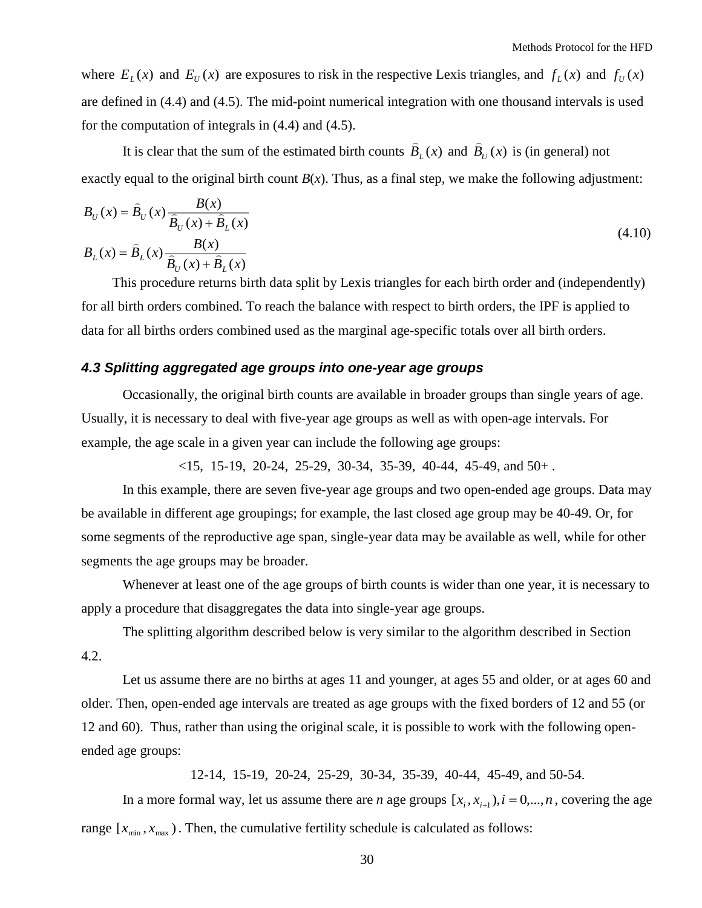where $E_L(x)$ and $E_U(x)$ are exposures to risk in the respective Lexis triangles, and $f_L(x)$ and $f_U(x)$ are defined in (4.4) and (4.5). The mid-point numerical integration with one thousand intervals is used for the computation of integrals in (4.4) and (4.5).

It is clear that the sum of the estimated birth counts $\widehat{B}_L(x)$ and $\widehat{B}_U(x)$ is (in general) not exactly equal to the original birth count $B(x)$. Thus, as a final step, we make the following adjustment:

$$
\begin{aligned}
B_U(x) &= \widehat{B}_U(x)\frac{B(x)}{\widehat{B}_U(x)+\widehat{B}_L(x)} \\
B_L(x) &= \widehat{B}_L(x)\frac{B(x)}{\widehat{B}_U(x)+\widehat{B}_L(x)}
\end{aligned}
\tag{4.10}
$$

This procedure returns birth data split by Lexis triangles for each birth order and (independently) for all birth orders combined. To reach the balance with respect to birth orders, the IPF is applied to data for all births orders combined used as the marginal age-specific totals over all birth orders.

### *4.3 Splitting aggregated age groups into one-year age groups*

Occasionally, the original birth counts are available in broader groups than single years of age. Usually, it is necessary to deal with five-year age groups as well as with open-age intervals. For example, the age scale in a given year can include the following age groups:

<15, 15-19, 20-24, 25-29, 30-34, 35-39, 40-44, 45-49, and 50+ .

In this example, there are seven five-year age groups and two open-ended age groups. Data may be available in different age groupings; for example, the last closed age group may be 40-49. Or, for some segments of the reproductive age span, single-year data may be available as well, while for other segments the age groups may be broader.

Whenever at least one of the age groups of birth counts is wider than one year, it is necessary to apply a procedure that disaggregates the data into single-year age groups.

The splitting algorithm described below is very similar to the algorithm described in Section 4.2.

Let us assume there are no births at ages 11 and younger, at ages 55 and older, or at ages 60 and older. Then, open-ended age intervals are treated as age groups with the fixed borders of 12 and 55 (or 12 and 60). Thus, rather than using the original scale, it is possible to work with the following open-ended age groups:

12-14, 15-19, 20-24, 25-29, 30-34, 35-39, 40-44, 45-49, and 50-54.

In a more formal way, let us assume there are $n$ age groups $[x_i, x_{i+1}), i = 0,...,n$, covering the age range $[x_{\min}, x_{\max})$. Then, the cumulative fertility schedule is calculated as follows: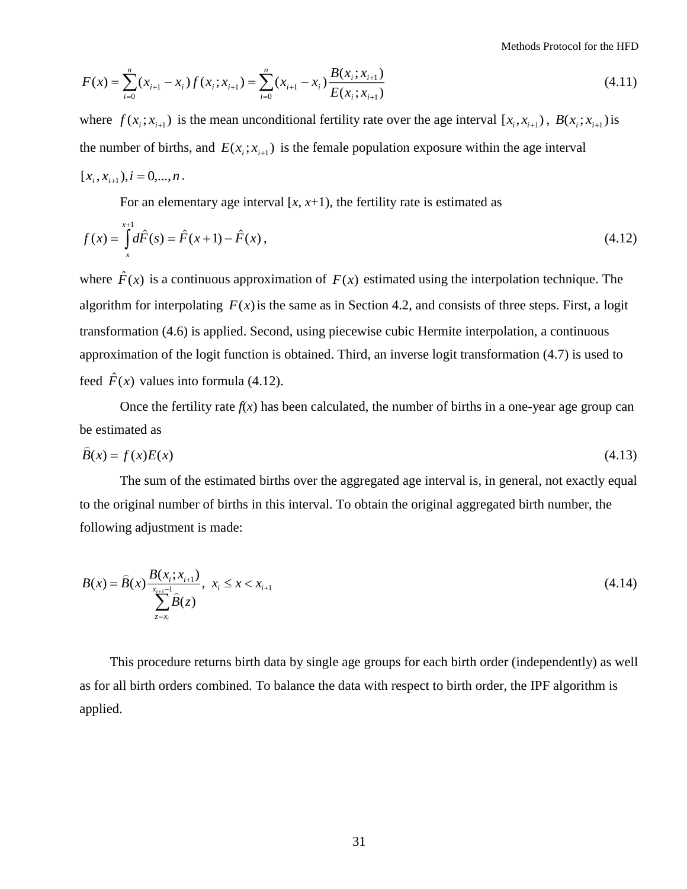$$F(x) = \sum_{i=0}^{n} (x_{i+1} - x_i) f(x_i; x_{i+1}) = \sum_{i=0}^{n} (x_{i+1} - x_i) \frac{B(x_i; x_{i+1})}{E(x_i; x_{i+1})} \tag{4.11}$$

where $f(x_i; x_{i+1})$ is the mean unconditional fertility rate over the age interval $[x_i, x_{i+1})$, $B(x_i; x_{i+1})$ is the number of births, and $E(x_i; x_{i+1})$ is the female population exposure within the age interval $[x_i, x_{i+1}), i = 0,..., n$.

For an elementary age interval [$x$, $x$+1), the fertility rate is estimated as

$$f(x) = \int_{x}^{x+1} d\hat{F}(s) = \hat{F}(x+1) - \hat{F}(x), \tag{4.12}$$

where $\hat{F}(x)$ is a continuous approximation of $F(x)$ estimated using the interpolation technique. The algorithm for interpolating $F(x)$ is the same as in Section 4.2, and consists of three steps. First, a logit transformation (4.6) is applied. Second, using piecewise cubic Hermite interpolation, a continuous approximation of the logit function is obtained. Third, an inverse logit transformation (4.7) is used to feed $\hat{F}(x)$ values into formula (4.12).

Once the fertility rate $f(x)$ has been calculated, the number of births in a one-year age group can be estimated as

$$\widehat{B}(x) = f(x)E(x) \tag{4.13}$$

The sum of the estimated births over the aggregated age interval is, in general, not exactly equal to the original number of births in this interval. To obtain the original aggregated birth number, the following adjustment is made:

$$B(x) = \widehat{B}(x) \frac{B(x_i; x_{i+1})}{\sum_{z=x_i}^{x_{i+1}-1} \widehat{B}(z)}, \; x_i \le x < x_{i+1} \tag{4.14}$$

This procedure returns birth data by single age groups for each birth order (independently) as well as for all birth orders combined. To balance the data with respect to birth order, the IPF algorithm is applied.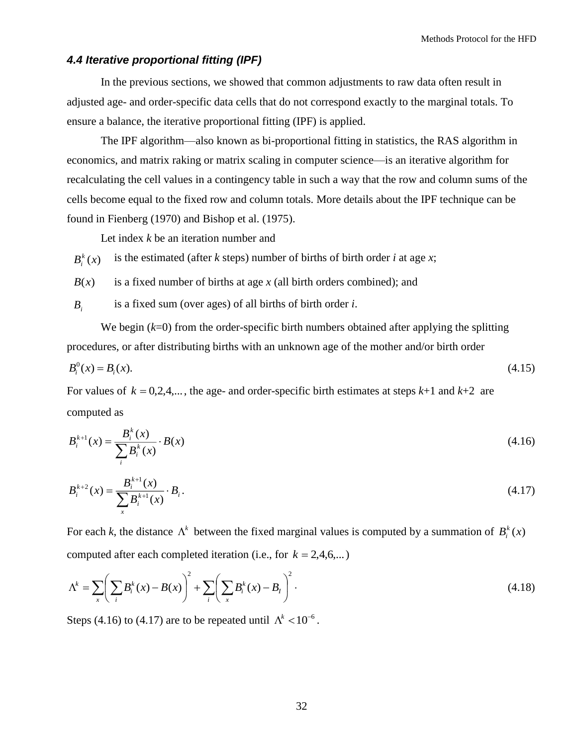### *4.4 Iterative proportional fitting (IPF)*

In the previous sections, we showed that common adjustments to raw data often result in adjusted age- and order-specific data cells that do not correspond exactly to the marginal totals. To ensure a balance, the iterative proportional fitting (IPF) is applied.

The IPF algorithm—also known as bi-proportional fitting in statistics, the RAS algorithm in economics, and matrix raking or matrix scaling in computer science—is an iterative algorithm for recalculating the cell values in a contingency table in such a way that the row and column sums of the cells become equal to the fixed row and column totals. More details about the IPF technique can be found in Fienberg (1970) and Bishop et al. (1975).

Let index *k* be an iteration number and

$B_i^k(x)$ is the estimated (after *k* steps) number of births of birth order *i* at age *x*;

$B(x)$ is a fixed number of births at age *x* (all birth orders combined); and

$B_i$ is a fixed sum (over ages) of all births of birth order *i*.

We begin (*k*=0) from the order-specific birth numbers obtained after applying the splitting procedures, or after distributing births with an unknown age of the mother and/or birth order

$$B_i^0(x) = B_i(x). \tag{4.15}$$

For values of $k = 0,2,4,\ldots$, the age- and order-specific birth estimates at steps *k*+1 and *k*+2 are computed as

$$B_i^{k+1}(x) = \frac{B_i^k(x)}{\sum_i B_i^k(x)} \cdot B(x) \tag{4.16}$$

$$B_i^{k+2}(x) = \frac{B_i^{k+1}(x)}{\sum_x B_i^{k+1}(x)} \cdot B_i\,. \tag{4.17}$$

For each *k*, the distance $\Lambda^k$ between the fixed marginal values is computed by a summation of $B_i^k(x)$ computed after each completed iteration (i.e., for $k = 2,4,6,\ldots$)

$$\Lambda^k = \sum_x \left( \sum_i B_i^k(x) - B(x) \right)^2 + \sum_i \left( \sum_x B_i^k(x) - B_I \right)^2 \cdot \tag{4.18}$$

Steps (4.16) to (4.17) are to be repeated until $\Lambda^k < 10^{-6}$.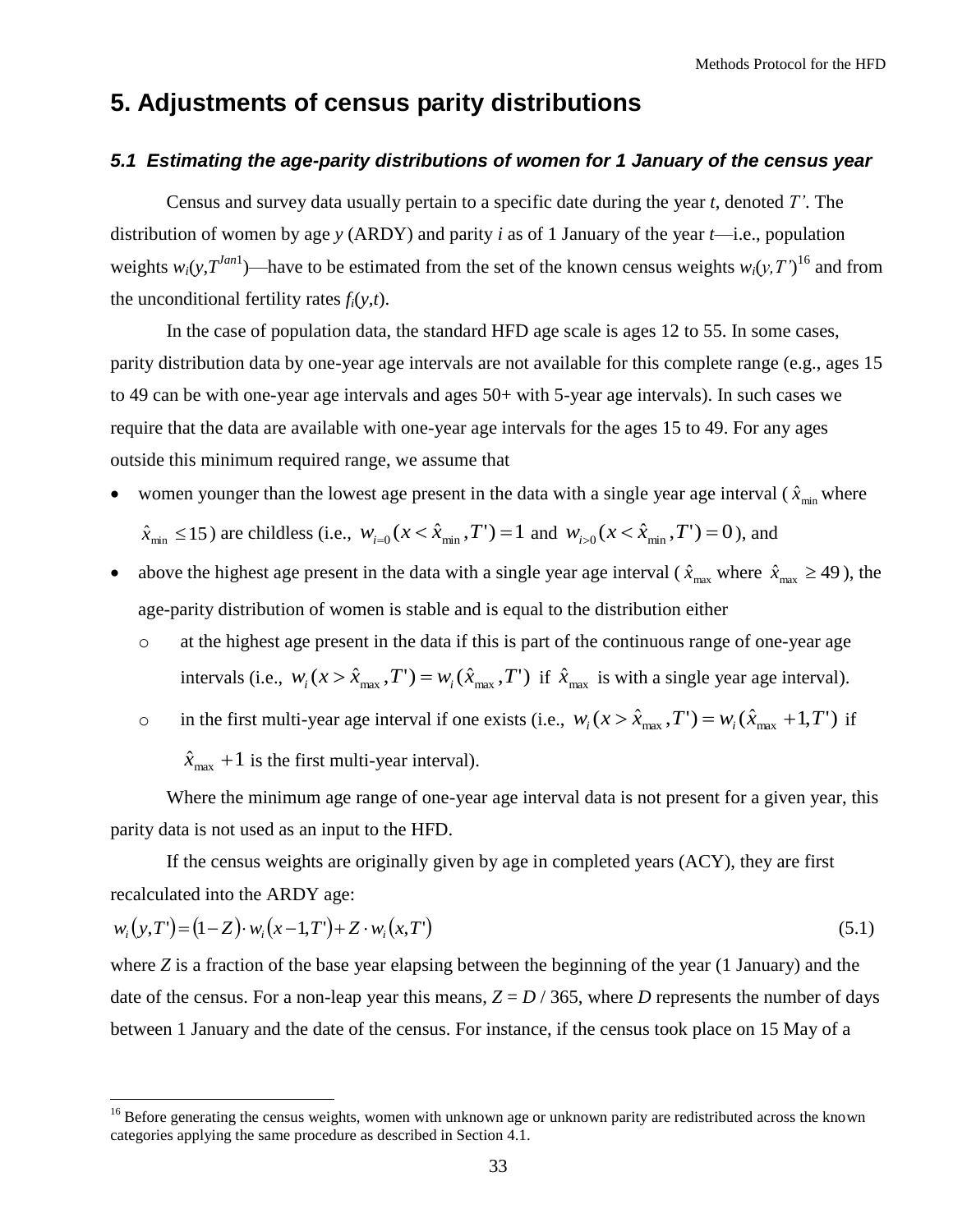# 5. Adjustments of census parity distributions

## *5.1 Estimating the age-parity distributions of women for 1 January of the census year*

Census and survey data usually pertain to a specific date during the year $t$, denoted $T'$. The distribution of women by age $y$ (ARDY) and parity $i$ as of 1 January of the year $t$—i.e., population weights $w_i(y,T^{Jan1})$—have to be estimated from the set of the known census weights $w_i(y,T')$[16] and from the unconditional fertility rates $f_i(y,t)$.

In the case of population data, the standard HFD age scale is ages 12 to 55. In some cases, parity distribution data by one-year age intervals are not available for this complete range (e.g., ages 15 to 49 can be with one-year age intervals and ages 50+ with 5-year age intervals). In such cases we require that the data are available with one-year age intervals for the ages 15 to 49. For any ages outside this minimum required range, we assume that

- women younger than the lowest age present in the data with a single year age interval ($\hat{x}_{\min}$ where $\hat{x}_{\min} \leq 15$) are childless (i.e., $w_{i=0}(x < \hat{x}_{\min}, T') = 1$ and $w_{i>0}(x < \hat{x}_{\min}, T') = 0$), and
- above the highest age present in the data with a single year age interval ($\hat{x}_{\max}$ where $\hat{x}_{\max} \geq 49$), the age-parity distribution of women is stable and is equal to the distribution either
  - at the highest age present in the data if this is part of the continuous range of one-year age intervals (i.e., $w_i(x > \hat{x}_{\max}, T') = w_i(\hat{x}_{\max}, T')$ if $\hat{x}_{\max}$ is with a single year age interval).
  - in the first multi-year age interval if one exists (i.e., $w_i(x > \hat{x}_{\max}, T') = w_i(\hat{x}_{\max} + 1, T')$ if $\hat{x}_{\max} + 1$ is the first multi-year interval).

Where the minimum age range of one-year age interval data is not present for a given year, this parity data is not used as an input to the HFD.

If the census weights are originally given by age in completed years (ACY), they are first recalculated into the ARDY age:

$$w_i(y,T') = (1-Z) \cdot w_i(x-1,T') + Z \cdot w_i(x,T') \tag{5.1}$$

where $Z$ is a fraction of the base year elapsing between the beginning of the year (1 January) and the date of the census. For a non-leap year this means, $Z = D / 365$, where $D$ represents the number of days between 1 January and the date of the census. For instance, if the census took place on 15 May of a

[16] Before generating the census weights, women with unknown age or unknown parity are redistributed across the known categories applying the same procedure as described in Section 4.1.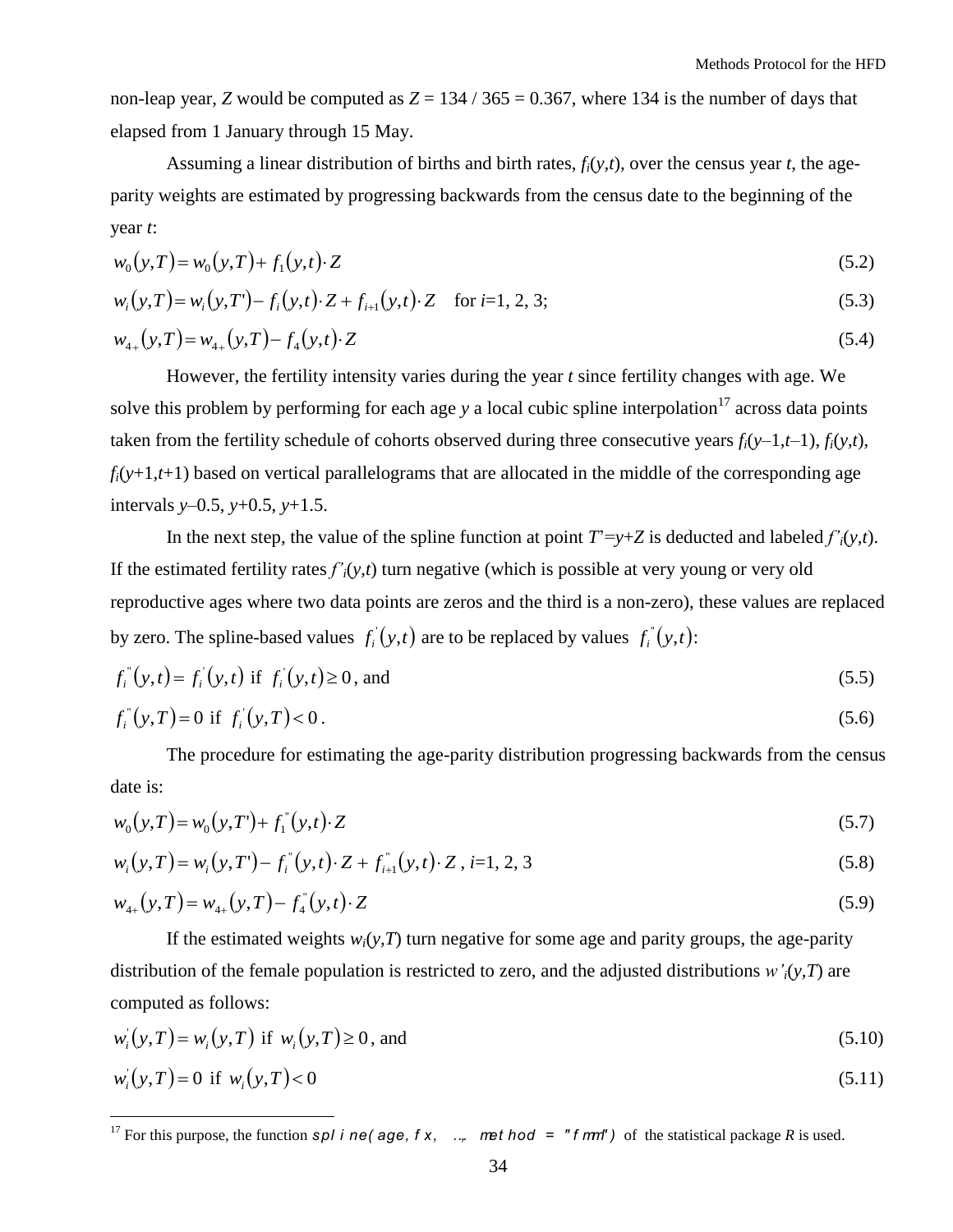non-leap year, $Z$ would be computed as $Z = 134 / 365 = 0.367$, where 134 is the number of days that elapsed from 1 January through 15 May.

Assuming a linear distribution of births and birth rates, $f_i(y,t)$, over the census year $t$, the age-parity weights are estimated by progressing backwards from the census date to the beginning of the year $t$:

$$w_0(y,T) = w_0(y,T) + f_1(y,t) \cdot Z \tag{5.2}$$

$$w_i(y,T) = w_i(y,T') - f_i(y,t) \cdot Z + f_{i+1}(y,t) \cdot Z \quad \text{for } i=1, 2, 3; \tag{5.3}$$

$$w_{4+}(y,T) = w_{4+}(y,T) - f_4(y,t) \cdot Z \tag{5.4}$$

However, the fertility intensity varies during the year $t$ since fertility changes with age. We solve this problem by performing for each age $y$ a local cubic spline interpolation[17] across data points taken from the fertility schedule of cohorts observed during three consecutive years $f_i(y-1,t-1)$, $f_i(y,t)$, $f_i(y+1,t+1)$ based on vertical parallelograms that are allocated in the middle of the corresponding age intervals $y-0.5$, $y+0.5$, $y+1.5$.

In the next step, the value of the spline function at point $T'=y+Z$ is deducted and labeled $f'_i(y,t)$. If the estimated fertility rates $f'_i(y,t)$ turn negative (which is possible at very young or very old reproductive ages where two data points are zeros and the third is a non-zero), these values are replaced by zero. The spline-based values $f_i^{'}(y,t)$ are to be replaced by values $f_i^{''}(y,t)$:

$$f_i^{''}(y,t) = f_i^{'}(y,t) \text{ if } f_i^{'}(y,t) \geq 0 \text{, and} \tag{5.5}$$

$$f_i^{''}(y,T) = 0 \text{ if } f_i^{'}(y,T) < 0 \text{.} \tag{5.6}$$

The procedure for estimating the age-parity distribution progressing backwards from the census date is:

$$w_0(y,T) = w_0(y,T') + f_1^{''}(y,t) \cdot Z \tag{5.7}$$

$$w_i(y,T) = w_i(y,T') - f_i^{''}(y,t) \cdot Z + f_{i+1}^{''}(y,t) \cdot Z \text{, } i=1, 2, 3 \tag{5.8}$$

$$w_{4+}(y,T) = w_{4+}(y,T) - f_4^{''}(y,t) \cdot Z \tag{5.9}$$

If the estimated weights $w_i(y,T)$ turn negative for some age and parity groups, the age-parity distribution of the female population is restricted to zero, and the adjusted distributions $w'_i(y,T)$ are computed as follows:

$$w_i^{'}(y,T) = w_i(y,T) \text{ if } w_i(y,T) \geq 0 \text{, and} \tag{5.10}$$

$$w_i^{'}(y,T) = 0 \text{ if } w_i(y,T) < 0 \tag{5.11}$$

---

[17] For this purpose, the function `spline(age, fx, …, method = "fmm")` of the statistical package *R* is used.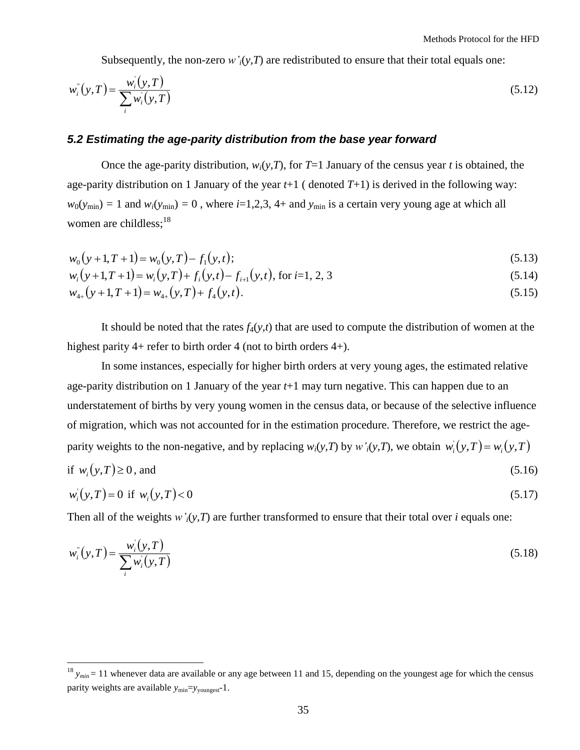Subsequently, the non-zero $w'_i(y,T)$ are redistributed to ensure that their total equals one:

$$w''_i(y,T) = \frac{w'_i(y,T)}{\sum_i w'_i(y,T)} \tag{5.12}$$

### *5.2 Estimating the age-parity distribution from the base year forward*

Once the age-parity distribution, $w_i(y,T)$, for $T$=1 January of the census year $t$ is obtained, the age-parity distribution on 1 January of the year $t$+1 ( denoted $T$+1) is derived in the following way: $w_0(y_{\min}) = 1$ and $w_i(y_{\min}) = 0$ , where $i$=1,2,3, 4+ and $y_{\min}$ is a certain very young age at which all women are childless;[18]

$$w_0(y+1,T+1) = w_0(y,T) - f_1(y,t); \tag{5.13}$$

$$w_i(y+1,T+1) = w_i(y,T) + f_i(y,t) - f_{i+1}(y,t), \text{ for } i=1, 2, 3 \tag{5.14}$$

$$w_{4+}(y+1,T+1) = w_{4+}(y,T) + f_4(y,t). \tag{5.15}$$

It should be noted that the rates $f_4(y,t)$ that are used to compute the distribution of women at the highest parity 4+ refer to birth order 4 (not to birth orders 4+).

In some instances, especially for higher birth orders at very young ages, the estimated relative age-parity distribution on 1 January of the year $t$+1 may turn negative. This can happen due to an understatement of births by very young women in the census data, or because of the selective influence of migration, which was not accounted for in the estimation procedure. Therefore, we restrict the age-parity weights to the non-negative, and by replacing $w_i(y,T)$ by $w'_i(y,T)$, we obtain $w'_i(y,T) = w_i(y,T)$ if $w_i(y,T) \geq 0$, and (5.16)

$$w'_i(y,T) = 0 \text{ if } w_i(y,T) < 0 \tag{5.17}$$

Then all of the weights $w'_i(y,T)$ are further transformed to ensure that their total over $i$ equals one:

$$w''_i(y,T) = \frac{w'_i(y,T)}{\sum_i w'_i(y,T)} \tag{5.18}$$

---

[18] $y_{min}$ = 11 whenever data are available or any age between 11 and 15, depending on the youngest age for which the census parity weights are available $y_{\min}=y_{\text{youngest}}-1$.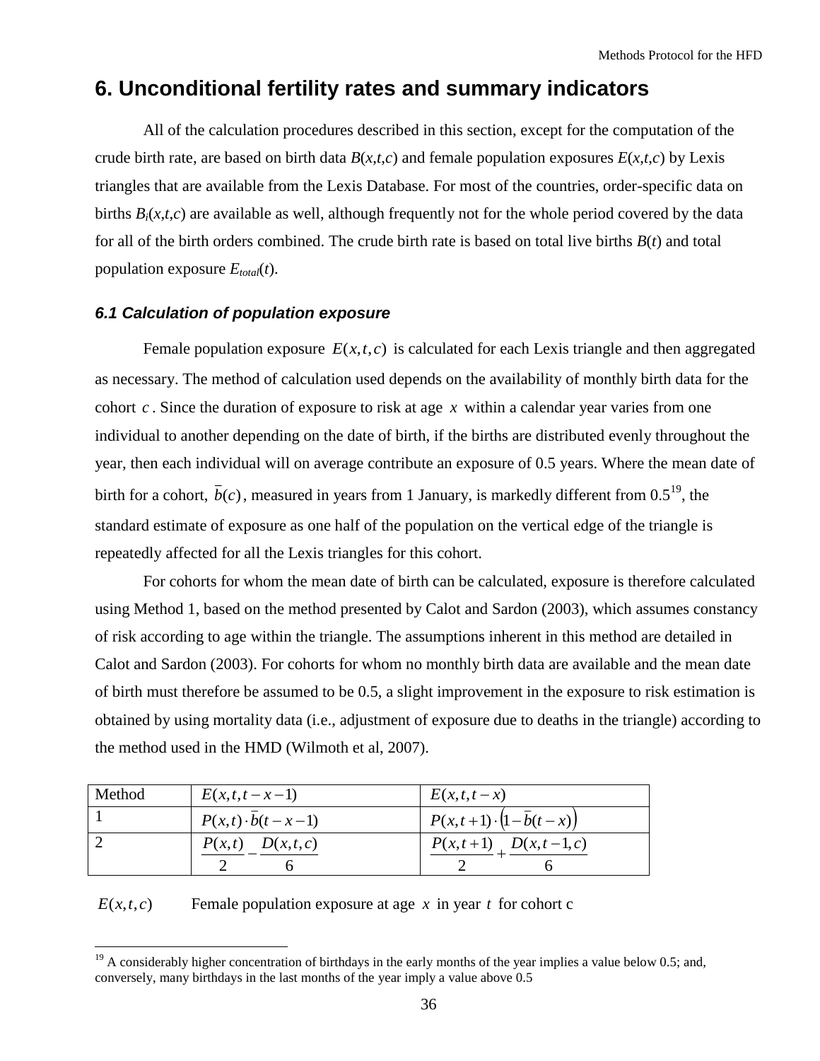# 6. Unconditional fertility rates and summary indicators

All of the calculation procedures described in this section, except for the computation of the crude birth rate, are based on birth data $B(x,t,c)$ and female population exposures $E(x,t,c)$ by Lexis triangles that are available from the Lexis Database. For most of the countries, order-specific data on births $B_i(x,t,c)$ are available as well, although frequently not for the whole period covered by the data for all of the birth orders combined. The crude birth rate is based on total live births $B(t)$ and total population exposure $E_{total}(t)$.

## 6.1 Calculation of population exposure

Female population exposure $E(x,t,c)$ is calculated for each Lexis triangle and then aggregated as necessary. The method of calculation used depends on the availability of monthly birth data for the cohort $c$. Since the duration of exposure to risk at age $x$ within a calendar year varies from one individual to another depending on the date of birth, if the births are distributed evenly throughout the year, then each individual will on average contribute an exposure of 0.5 years. Where the mean date of birth for a cohort, $\bar{b}(c)$, measured in years from 1 January, is markedly different from 0.5[19], the standard estimate of exposure as one half of the population on the vertical edge of the triangle is repeatedly affected for all the Lexis triangles for this cohort.

For cohorts for whom the mean date of birth can be calculated, exposure is therefore calculated using Method 1, based on the method presented by Calot and Sardon (2003), which assumes constancy of risk according to age within the triangle. The assumptions inherent in this method are detailed in Calot and Sardon (2003). For cohorts for whom no monthly birth data are available and the mean date of birth must therefore be assumed to be 0.5, a slight improvement in the exposure to risk estimation is obtained by using mortality data (i.e., adjustment of exposure due to deaths in the triangle) according to the method used in the HMD (Wilmoth et al, 2007).

| Method | $E(x,t,t-x-1)$ | $E(x,t,t-x)$ |
|---|---|---|
| 1 | $P(x,t)\cdot\bar{b}(t-x-1)$ | $P(x,t+1)\cdot\left(1-\bar{b}(t-x)\right)$ |
| 2 | $\dfrac{P(x,t)}{2}-\dfrac{D(x,t,c)}{6}$ | $\dfrac{P(x,t+1)}{2}+\dfrac{D(x,t-1,c)}{6}$ |

$E(x,t,c)$ Female population exposure at age $x$ in year $t$ for cohort c

[19] A considerably higher concentration of birthdays in the early months of the year implies a value below 0.5; and, conversely, many birthdays in the last months of the year imply a value above 0.5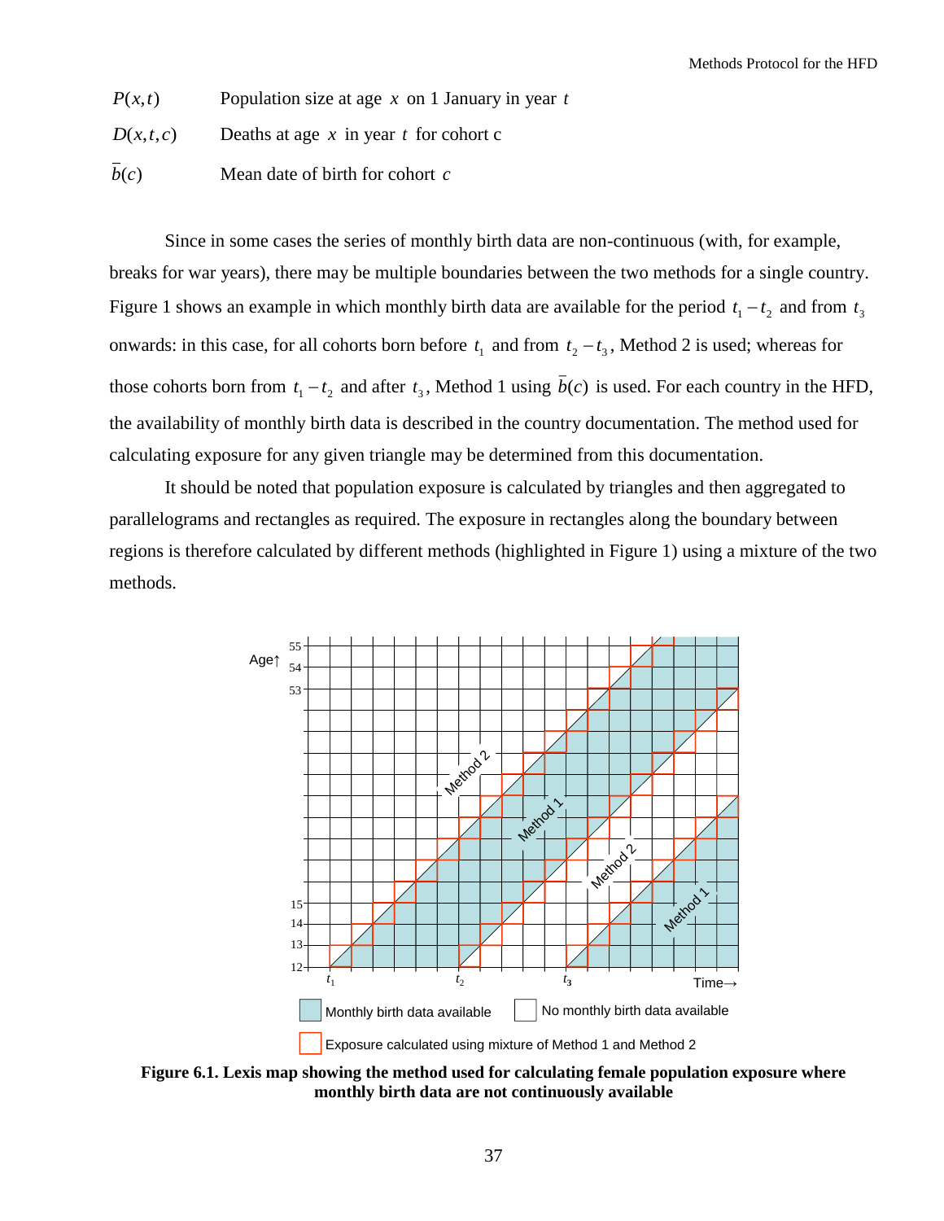| | |
|---|---|
| $P(x,t)$ | Population size at age $x$ on 1 January in year $t$ |
| $D(x,t,c)$ | Deaths at age $x$ in year $t$ for cohort c |
| $\bar{b}(c)$ | Mean date of birth for cohort $c$ |

Since in some cases the series of monthly birth data are non-continuous (with, for example, breaks for war years), there may be multiple boundaries between the two methods for a single country. Figure 1 shows an example in which monthly birth data are available for the period $t_1 - t_2$ and from $t_3$ onwards: in this case, for all cohorts born before $t_1$ and from $t_2 - t_3$, Method 2 is used; whereas for those cohorts born from $t_1 - t_2$ and after $t_3$, Method 1 using $\bar{b}(c)$ is used. For each country in the HFD, the availability of monthly birth data is described in the country documentation. The method used for calculating exposure for any given triangle may be determined from this documentation.

It should be noted that population exposure is calculated by triangles and then aggregated to parallelograms and rectangles as required. The exposure in rectangles along the boundary between regions is therefore calculated by different methods (highlighted in Figure 1) using a mixture of the two methods.

**Figure 6.1. Lexis map showing the method used for calculating female population exposure where monthly birth data are not continuously available**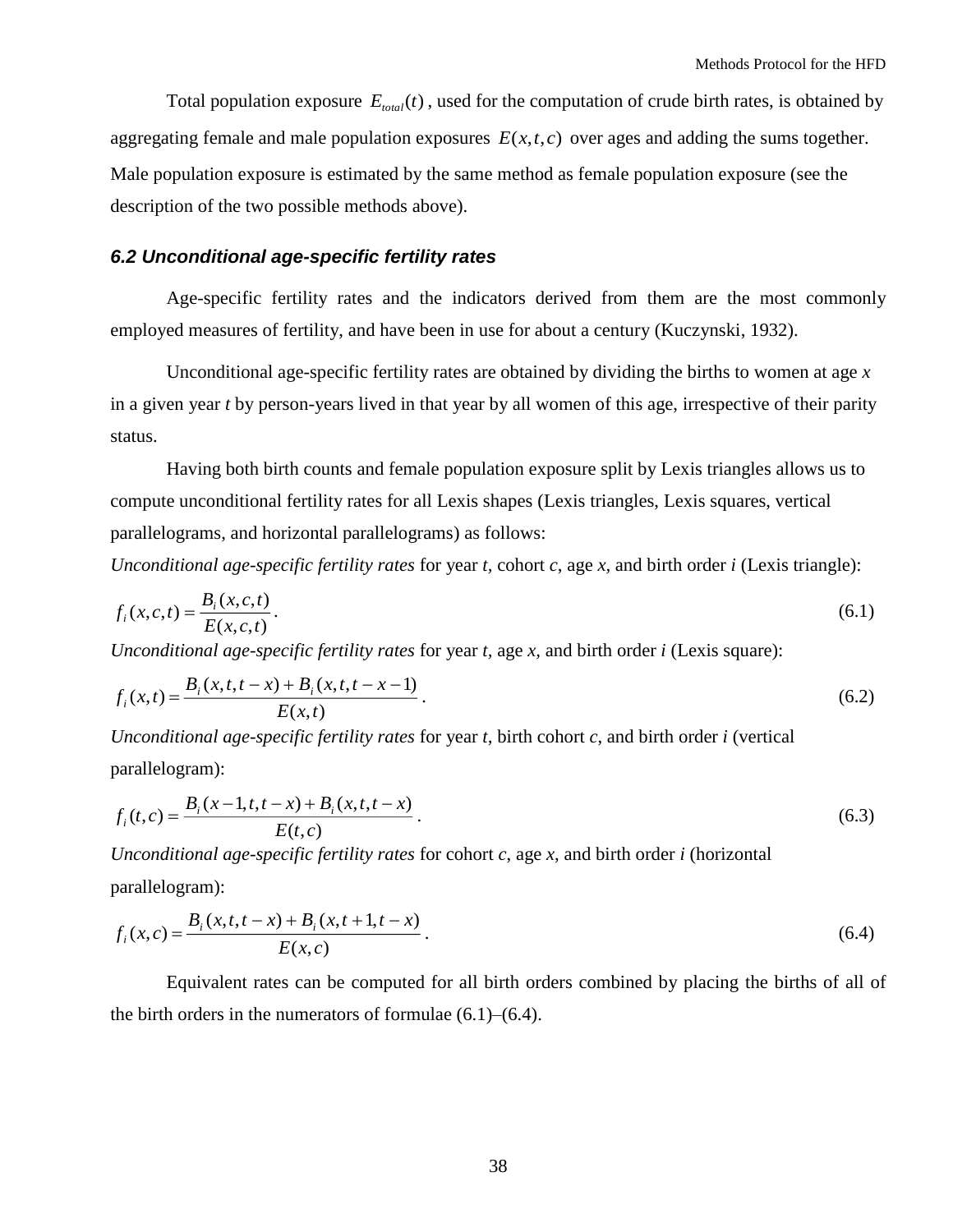Total population exposure $E_{total}(t)$, used for the computation of crude birth rates, is obtained by aggregating female and male population exposures $E(x,t,c)$ over ages and adding the sums together. Male population exposure is estimated by the same method as female population exposure (see the description of the two possible methods above).

### *6.2 Unconditional age-specific fertility rates*

Age-specific fertility rates and the indicators derived from them are the most commonly employed measures of fertility, and have been in use for about a century (Kuczynski, 1932).

Unconditional age-specific fertility rates are obtained by dividing the births to women at age *x* in a given year *t* by person-years lived in that year by all women of this age, irrespective of their parity status.

Having both birth counts and female population exposure split by Lexis triangles allows us to compute unconditional fertility rates for all Lexis shapes (Lexis triangles, Lexis squares, vertical parallelograms, and horizontal parallelograms) as follows:

*Unconditional age-specific fertility rates* for year *t*, cohort *c*, age *x*, and birth order *i* (Lexis triangle):

$$f_i(x,c,t) = \frac{B_i(x,c,t)}{E(x,c,t)}. \tag{6.1}$$

*Unconditional age-specific fertility rates* for year *t*, age *x*, and birth order *i* (Lexis square):

$$f_i(x,t) = \frac{B_i(x,t,t-x) + B_i(x,t,t-x-1)}{E(x,t)}. \tag{6.2}$$

*Unconditional age-specific fertility rates* for year *t*, birth cohort *c*, and birth order *i* (vertical parallelogram):

$$f_i(t,c) = \frac{B_i(x-1,t,t-x) + B_i(x,t,t-x)}{E(t,c)}. \tag{6.3}$$

*Unconditional age-specific fertility rates* for cohort *c*, age *x*, and birth order *i* (horizontal parallelogram):

$$f_i(x,c) = \frac{B_i(x,t,t-x) + B_i(x,t+1,t-x)}{E(x,c)}. \tag{6.4}$$

Equivalent rates can be computed for all birth orders combined by placing the births of all of the birth orders in the numerators of formulae (6.1)–(6.4).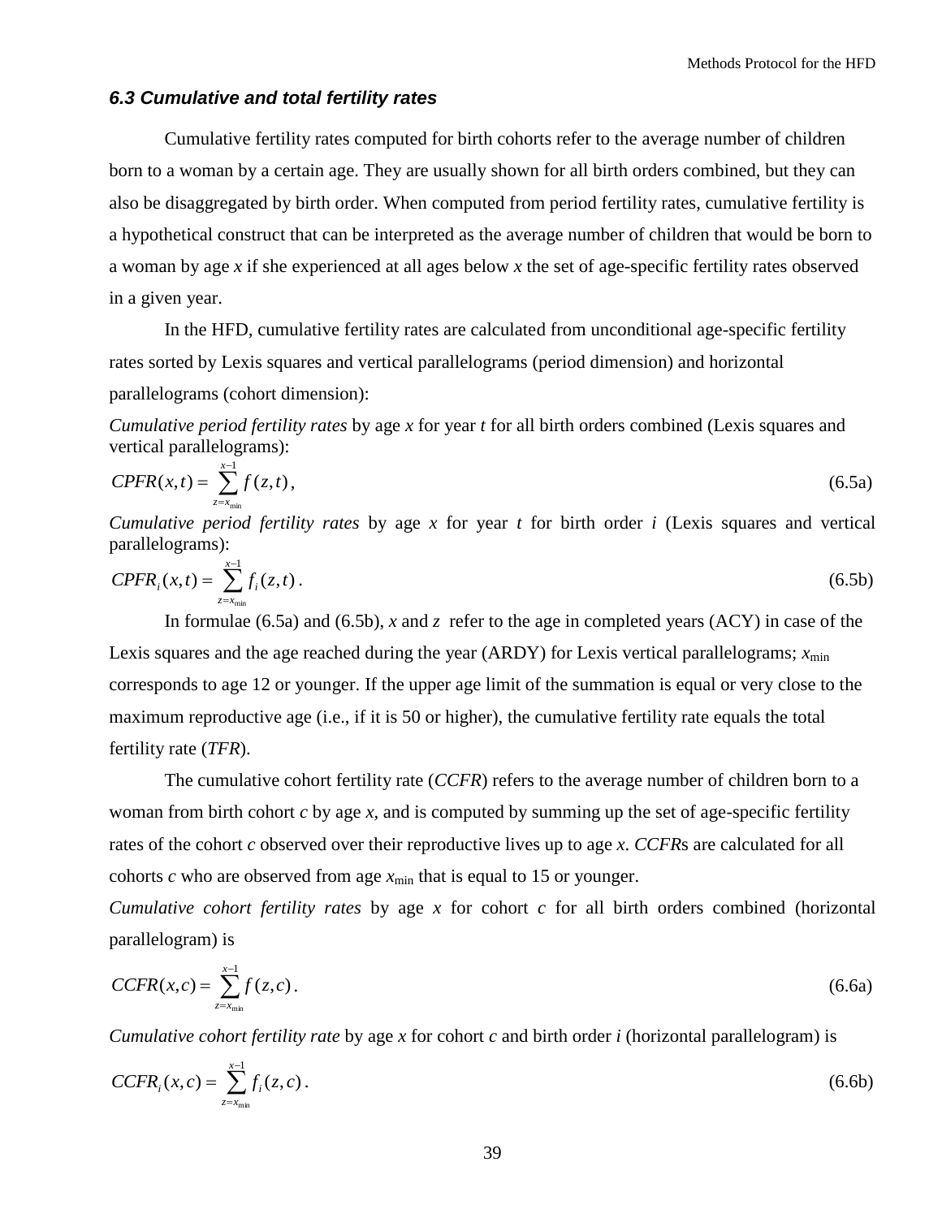### *6.3 Cumulative and total fertility rates*

Cumulative fertility rates computed for birth cohorts refer to the average number of children born to a woman by a certain age. They are usually shown for all birth orders combined, but they can also be disaggregated by birth order. When computed from period fertility rates, cumulative fertility is a hypothetical construct that can be interpreted as the average number of children that would be born to a woman by age $x$ if she experienced at all ages below $x$ the set of age-specific fertility rates observed in a given year.

In the HFD, cumulative fertility rates are calculated from unconditional age-specific fertility rates sorted by Lexis squares and vertical parallelograms (period dimension) and horizontal parallelograms (cohort dimension):

*Cumulative period fertility rates* by age $x$ for year $t$ for all birth orders combined (Lexis squares and vertical parallelograms):

$$CPFR(x,t) = \sum_{z=x_{\min}}^{x-1} f(z,t)\,, \tag{6.5a}$$

*Cumulative period fertility rates* by age $x$ for year $t$ for birth order $i$ (Lexis squares and vertical parallelograms):

$$CPFR_i(x,t) = \sum_{z=x_{\min}}^{x-1} f_i(z,t)\,. \tag{6.5b}$$

In formulae (6.5a) and (6.5b), $x$ and $z$ refer to the age in completed years (ACY) in case of the Lexis squares and the age reached during the year (ARDY) for Lexis vertical parallelograms; $x_{\min}$ corresponds to age 12 or younger. If the upper age limit of the summation is equal or very close to the maximum reproductive age (i.e., if it is 50 or higher), the cumulative fertility rate equals the total fertility rate (*TFR*).

The cumulative cohort fertility rate (*CCFR*) refers to the average number of children born to a woman from birth cohort $c$ by age $x$, and is computed by summing up the set of age-specific fertility rates of the cohort $c$ observed over their reproductive lives up to age $x$. *CCFR*s are calculated for all cohorts $c$ who are observed from age $x_{\min}$ that is equal to 15 or younger.

*Cumulative cohort fertility rates* by age $x$ for cohort $c$ for all birth orders combined (horizontal parallelogram) is

$$CCFR(x,c) = \sum_{z=x_{\min}}^{x-1} f(z,c)\,. \tag{6.6a}$$

*Cumulative cohort fertility rate* by age $x$ for cohort $c$ and birth order $i$ (horizontal parallelogram) is

$$CCFR_i(x,c) = \sum_{z=x_{\min}}^{x-1} f_i(z,c)\,. \tag{6.6b}$$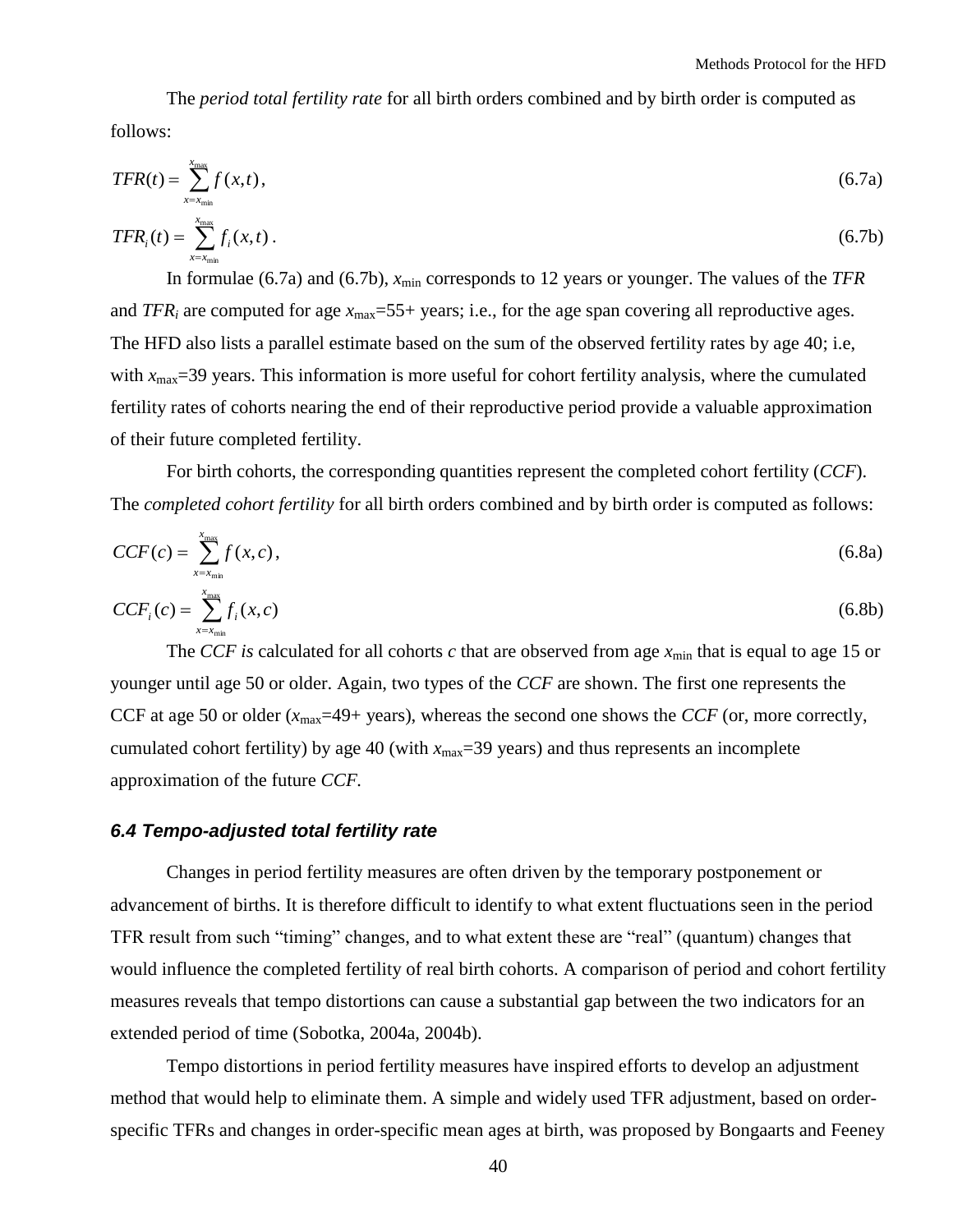The *period total fertility rate* for all birth orders combined and by birth order is computed as follows:

$$TFR(t) = \sum_{x=x_{\min}}^{x_{\max}} f(x,t), \tag{6.7a}$$

$$TFR_i(t) = \sum_{x=x_{\min}}^{x_{\max}} f_i(x,t). \tag{6.7b}$$

In formulae (6.7a) and (6.7b), $x_{\min}$ corresponds to 12 years or younger. The values of the *TFR* and $TFR_i$ are computed for age $x_{\max}$=55+ years; i.e., for the age span covering all reproductive ages. The HFD also lists a parallel estimate based on the sum of the observed fertility rates by age 40; i.e, with $x_{\max}$=39 years. This information is more useful for cohort fertility analysis, where the cumulated fertility rates of cohorts nearing the end of their reproductive period provide a valuable approximation of their future completed fertility.

For birth cohorts, the corresponding quantities represent the completed cohort fertility (*CCF*). The *completed cohort fertility* for all birth orders combined and by birth order is computed as follows:

$$CCF(c) = \sum_{x=x_{\min}}^{x_{\max}} f(x,c), \tag{6.8a}$$

$$CCF_i(c) = \sum_{x=x_{\min}}^{x_{\max}} f_i(x,c) \tag{6.8b}$$

The *CCF is* calculated for all cohorts *c* that are observed from age $x_{\min}$ that is equal to age 15 or younger until age 50 or older. Again, two types of the *CCF* are shown. The first one represents the CCF at age 50 or older ($x_{\max}$=49+ years), whereas the second one shows the *CCF* (or, more correctly, cumulated cohort fertility) by age 40 (with $x_{\max}$=39 years) and thus represents an incomplete approximation of the future *CCF.*

### *6.4 Tempo-adjusted total fertility rate*

Changes in period fertility measures are often driven by the temporary postponement or advancement of births. It is therefore difficult to identify to what extent fluctuations seen in the period TFR result from such "timing" changes, and to what extent these are "real" (quantum) changes that would influence the completed fertility of real birth cohorts. A comparison of period and cohort fertility measures reveals that tempo distortions can cause a substantial gap between the two indicators for an extended period of time (Sobotka, 2004a, 2004b).

Tempo distortions in period fertility measures have inspired efforts to develop an adjustment method that would help to eliminate them. A simple and widely used TFR adjustment, based on order-specific TFRs and changes in order-specific mean ages at birth, was proposed by Bongaarts and Feeney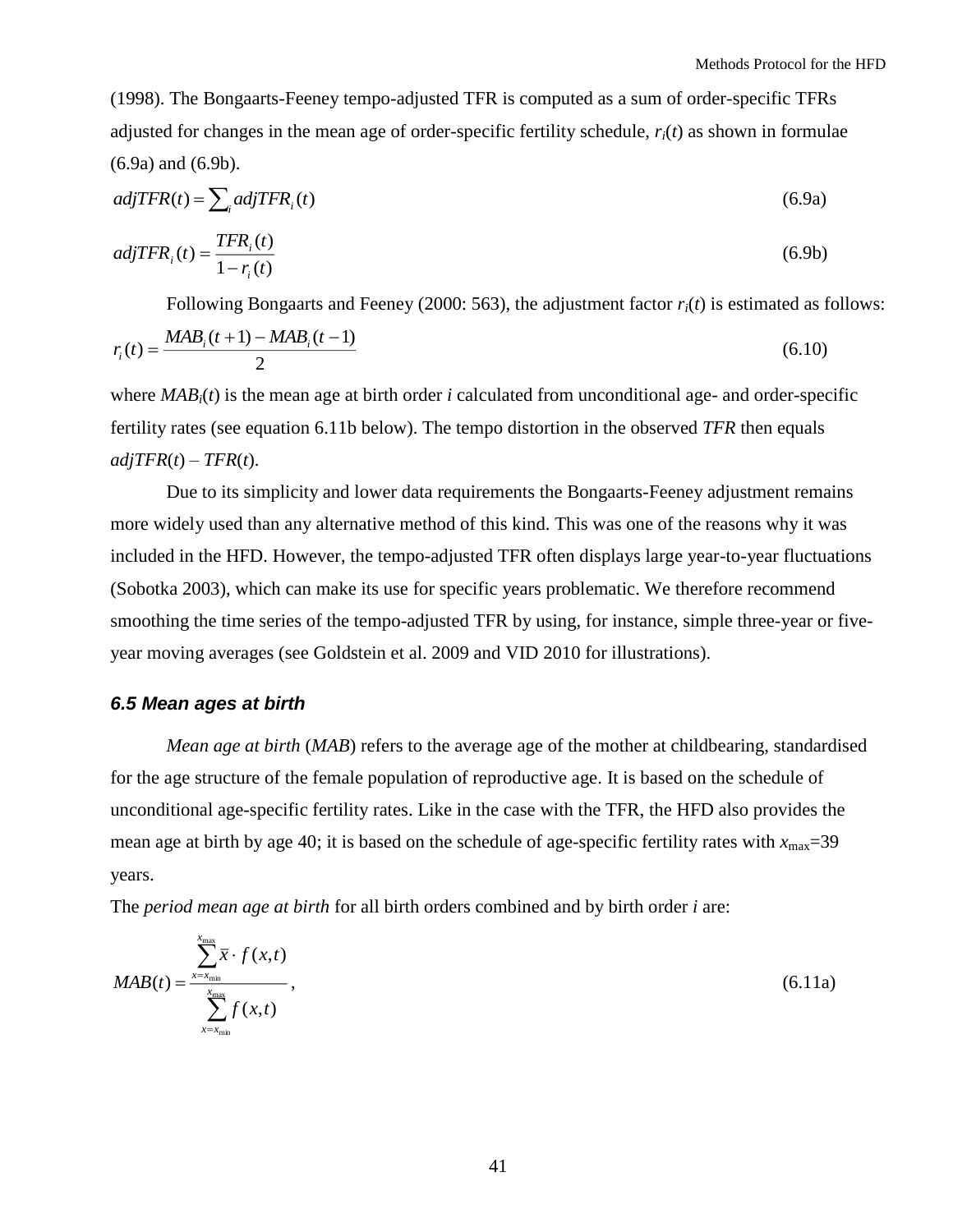(1998). The Bongaarts-Feeney tempo-adjusted TFR is computed as a sum of order-specific TFRs adjusted for changes in the mean age of order-specific fertility schedule, $r_i(t)$ as shown in formulae (6.9a) and (6.9b).

$$adjTFR(t) = \sum_i adjTFR_i(t) \tag{6.9a}$$

$$adjTFR_i(t) = \frac{TFR_i(t)}{1 - r_i(t)} \tag{6.9b}$$

Following Bongaarts and Feeney (2000: 563), the adjustment factor $r_i(t)$ is estimated as follows:

$$r_i(t) = \frac{MAB_i(t+1) - MAB_i(t-1)}{2} \tag{6.10}$$

where $MAB_i(t)$ is the mean age at birth order $i$ calculated from unconditional age- and order-specific fertility rates (see equation 6.11b below). The tempo distortion in the observed *TFR* then equals $adjTFR(t) - TFR(t)$.

Due to its simplicity and lower data requirements the Bongaarts-Feeney adjustment remains more widely used than any alternative method of this kind. This was one of the reasons why it was included in the HFD. However, the tempo-adjusted TFR often displays large year-to-year fluctuations (Sobotka 2003), which can make its use for specific years problematic. We therefore recommend smoothing the time series of the tempo-adjusted TFR by using, for instance, simple three-year or five-year moving averages (see Goldstein et al. 2009 and VID 2010 for illustrations).

### *6.5 Mean ages at birth*

*Mean age at birth* (*MAB*) refers to the average age of the mother at childbearing, standardised for the age structure of the female population of reproductive age. It is based on the schedule of unconditional age-specific fertility rates. Like in the case with the TFR, the HFD also provides the mean age at birth by age 40; it is based on the schedule of age-specific fertility rates with $x_{\max}$=39 years.

The *period mean age at birth* for all birth orders combined and by birth order *i* are:

$$MAB(t) = \frac{\sum_{x=x_{\min}}^{x_{\max}} \bar{x} \cdot f(x,t)}{\sum_{x=x_{\min}}^{x_{\max}} f(x,t)}, \tag{6.11a}$$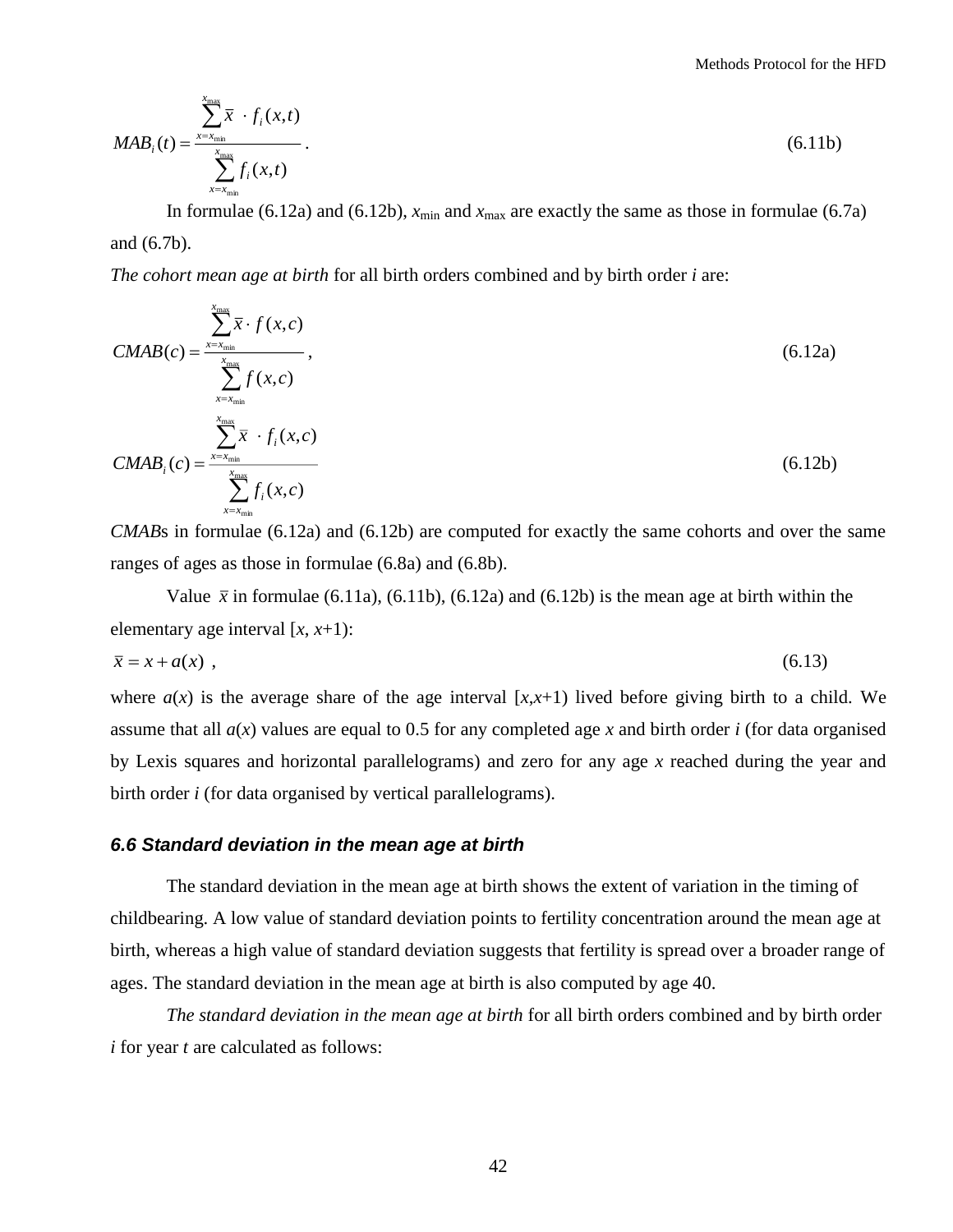$$MAB_i(t) = \frac{\sum_{x=x_{\min}}^{x_{\max}} \bar{x} \cdot f_i(x,t)}{\sum_{x=x_{\min}}^{x_{\max}} f_i(x,t)} . \tag{6.11b}$$

In formulae (6.12a) and (6.12b), $x_{\min}$ and $x_{\max}$ are exactly the same as those in formulae (6.7a) and (6.7b).

*The cohort mean age at birth* for all birth orders combined and by birth order *i* are:

$$CMAB(c) = \frac{\sum_{x=x_{\min}}^{x_{\max}} \bar{x} \cdot f(x,c)}{\sum_{x=x_{\min}}^{x_{\max}} f(x,c)} , \tag{6.12a}$$

$$CMAB_i(c) = \frac{\sum_{x=x_{\min}}^{x_{\max}} \bar{x} \cdot f_i(x,c)}{\sum_{x=x_{\min}}^{x_{\max}} f_i(x,c)} \tag{6.12b}$$

*CMAB*s in formulae (6.12a) and (6.12b) are computed for exactly the same cohorts and over the same ranges of ages as those in formulae (6.8a) and (6.8b).

Value $\bar{x}$ in formulae (6.11a), (6.11b), (6.12a) and (6.12b) is the mean age at birth within the elementary age interval [*x*, *x*+1):

$$\bar{x} = x + a(x) , \tag{6.13}$$

where $a(x)$ is the average share of the age interval [*x*,*x*+1) lived before giving birth to a child. We assume that all $a(x)$ values are equal to 0.5 for any completed age *x* and birth order *i* (for data organised by Lexis squares and horizontal parallelograms) and zero for any age *x* reached during the year and birth order *i* (for data organised by vertical parallelograms).

### *6.6 Standard deviation in the mean age at birth*

The standard deviation in the mean age at birth shows the extent of variation in the timing of childbearing. A low value of standard deviation points to fertility concentration around the mean age at birth, whereas a high value of standard deviation suggests that fertility is spread over a broader range of ages. The standard deviation in the mean age at birth is also computed by age 40.

*The standard deviation in the mean age at birth* for all birth orders combined and by birth order *i* for year *t* are calculated as follows: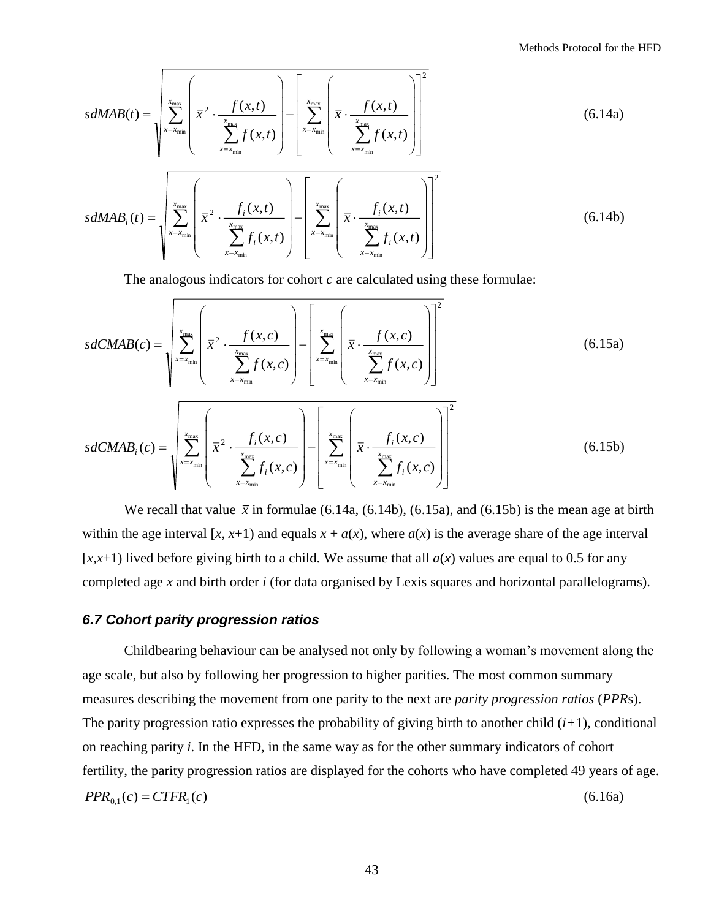$$sdMAB(t) = \sqrt{\sum_{x=x_{\min}}^{x_{\max}} \left( \bar{x}^2 \cdot \frac{f(x,t)}{\sum_{x=x_{\min}}^{x_{\max}} f(x,t)} \right) - \left[ \sum_{x=x_{\min}}^{x_{\max}} \left( \bar{x} \cdot \frac{f(x,t)}{\sum_{x=x_{\min}}^{x_{\max}} f(x,t)} \right) \right]^2} \tag{6.14a}$$

$$sdMAB_i(t) = \sqrt{\sum_{x=x_{\min}}^{x_{\max}} \left( \bar{x}^2 \cdot \frac{f_i(x,t)}{\sum_{x=x_{\min}}^{x_{\max}} f_i(x,t)} \right) - \left[ \sum_{x=x_{\min}}^{x_{\max}} \left( \bar{x} \cdot \frac{f_i(x,t)}{\sum_{x=x_{\min}}^{x_{\max}} f_i(x,t)} \right) \right]^2} \tag{6.14b}$$

The analogous indicators for cohort $c$ are calculated using these formulae:

$$sdCMAB(c) = \sqrt{\sum_{x=x_{\min}}^{x_{\max}} \left( \bar{x}^2 \cdot \frac{f(x,c)}{\sum_{x=x_{\min}}^{x_{\max}} f(x,c)} \right) - \left[ \sum_{x=x_{\min}}^{x_{\max}} \left( \bar{x} \cdot \frac{f(x,c)}{\sum_{x=x_{\min}}^{x_{\max}} f(x,c)} \right) \right]^2} \tag{6.15a}$$

$$sdCMAB_i(c) = \sqrt{\sum_{x=x_{\min}}^{x_{\max}} \left( \bar{x}^2 \cdot \frac{f_i(x,c)}{\sum_{x=x_{\min}}^{x_{\max}} f_i(x,c)} \right) - \left[ \sum_{x=x_{\min}}^{x_{\max}} \left( \bar{x} \cdot \frac{f_i(x,c)}{\sum_{x=x_{\min}}^{x_{\max}} f_i(x,c)} \right) \right]^2} \tag{6.15b}$$

We recall that value $\bar{x}$ in formulae (6.14a, (6.14b), (6.15a), and (6.15b) is the mean age at birth within the age interval $[x, x+1)$ and equals $x + a(x)$, where $a(x)$ is the average share of the age interval $[x,x+1)$ lived before giving birth to a child. We assume that all $a(x)$ values are equal to 0.5 for any completed age $x$ and birth order $i$ (for data organised by Lexis squares and horizontal parallelograms).

### *6.7 Cohort parity progression ratios*

Childbearing behaviour can be analysed not only by following a woman's movement along the age scale, but also by following her progression to higher parities. The most common summary measures describing the movement from one parity to the next are *parity progression ratios* (*PPR*s). The parity progression ratio expresses the probability of giving birth to another child ($i+1$), conditional on reaching parity $i$. In the HFD, in the same way as for the other summary indicators of cohort fertility, the parity progression ratios are displayed for the cohorts who have completed 49 years of age.

$$PPR_{0,1}(c) = CTFR_1(c) \tag{6.16a}$$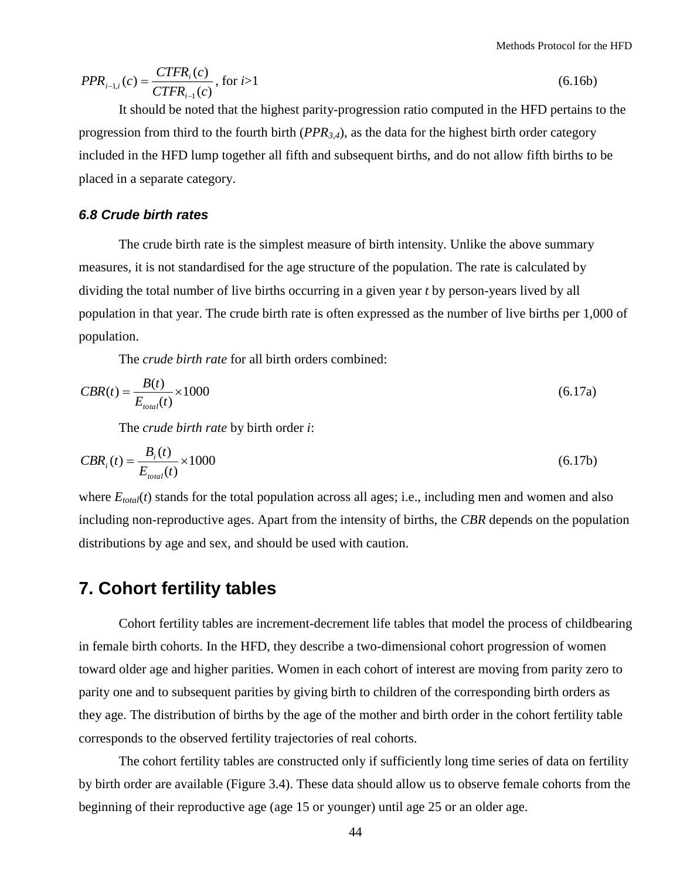$$PPR_{i-1,i}(c) = \frac{CTFR_i(c)}{CTFR_{i-1}(c)}, \text{ for } i>1 \tag{6.16b}$$

It should be noted that the highest parity-progression ratio computed in the HFD pertains to the progression from third to the fourth birth ($PPR_{3,4}$), as the data for the highest birth order category included in the HFD lump together all fifth and subsequent births, and do not allow fifth births to be placed in a separate category.

### *6.8 Crude birth rates*

The crude birth rate is the simplest measure of birth intensity. Unlike the above summary measures, it is not standardised for the age structure of the population. The rate is calculated by dividing the total number of live births occurring in a given year *t* by person-years lived by all population in that year. The crude birth rate is often expressed as the number of live births per 1,000 of population.

The *crude birth rate* for all birth orders combined:

$$CBR(t) = \frac{B(t)}{E_{total}(t)} \times 1000 \tag{6.17a}$$

The *crude birth rate* by birth order *i*:

$$CBR_i(t) = \frac{B_i(t)}{E_{total}(t)} \times 1000 \tag{6.17b}$$

where $E_{total}(t)$ stands for the total population across all ages; i.e., including men and women and also including non-reproductive ages. Apart from the intensity of births, the *CBR* depends on the population distributions by age and sex, and should be used with caution.

## 7. Cohort fertility tables

Cohort fertility tables are increment-decrement life tables that model the process of childbearing in female birth cohorts. In the HFD, they describe a two-dimensional cohort progression of women toward older age and higher parities. Women in each cohort of interest are moving from parity zero to parity one and to subsequent parities by giving birth to children of the corresponding birth orders as they age. The distribution of births by the age of the mother and birth order in the cohort fertility table corresponds to the observed fertility trajectories of real cohorts.

The cohort fertility tables are constructed only if sufficiently long time series of data on fertility by birth order are available (Figure 3.4). These data should allow us to observe female cohorts from the beginning of their reproductive age (age 15 or younger) until age 25 or an older age.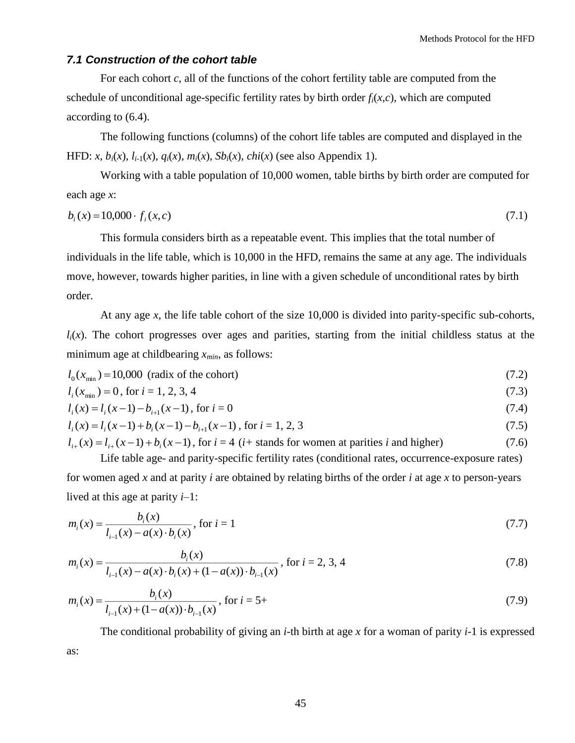### *7.1 Construction of the cohort table*

For each cohort *c*, all of the functions of the cohort fertility table are computed from the schedule of unconditional age-specific fertility rates by birth order $f_i(x,c)$, which are computed according to (6.4).

The following functions (columns) of the cohort life tables are computed and displayed in the HFD: $x$, $b_i(x)$, $l_{i-1}(x)$, $q_i(x)$, $m_i(x)$, $Sb_i(x)$, $chi(x)$ (see also Appendix 1).

Working with a table population of 10,000 women, table births by birth order are computed for each age $x$:

$$b_i(x) = 10{,}000 \cdot f_i(x,c) \tag{7.1}$$

This formula considers birth as a repeatable event. This implies that the total number of individuals in the life table, which is 10,000 in the HFD, remains the same at any age. The individuals move, however, towards higher parities, in line with a given schedule of unconditional rates by birth order.

At any age $x$, the life table cohort of the size 10,000 is divided into parity-specific sub-cohorts, $l_i(x)$. The cohort progresses over ages and parities, starting from the initial childless status at the minimum age at childbearing $x_{min}$, as follows:

$$l_0(x_{\min}) = 10{,}000 \text{ (radix of the cohort)} \tag{7.2}$$

$$l_i(x_{\min}) = 0\text{, for } i = 1, 2, 3, 4 \tag{7.3}$$

$$l_i(x) = l_i(x-1) - b_{i+1}(x-1)\text{, for } i = 0 \tag{7.4}$$

$$l_i(x) = l_i(x-1) + b_i(x-1) - b_{i+1}(x-1)\text{, for } i = 1, 2, 3 \tag{7.5}$$

$$l_{i+}(x) = l_{i+}(x-1) + b_i(x-1)\text{, for } i = 4 \text{ (}i\text{+ stands for women at parities } i \text{ and higher)} \tag{7.6}$$

Life table age- and parity-specific fertility rates (conditional rates, occurrence-exposure rates) for women aged $x$ and at parity $i$ are obtained by relating births of the order $i$ at age $x$ to person-years lived at this age at parity $i$–1:

$$m_i(x) = \frac{b_i(x)}{l_{i-1}(x) - a(x) \cdot b_i(x)}\text{, for } i = 1 \tag{7.7}$$

$$m_i(x) = \frac{b_i(x)}{l_{i-1}(x) - a(x) \cdot b_i(x) + (1 - a(x)) \cdot b_{i-1}(x)}\text{, for } i = 2, 3, 4 \tag{7.8}$$

$$m_i(x) = \frac{b_i(x)}{l_{i-1}(x) + (1 - a(x)) \cdot b_{i-1}(x)}\text{, for } i = 5+ \tag{7.9}$$

The conditional probability of giving an $i$-th birth at age $x$ for a woman of parity $i$-1 is expressed as: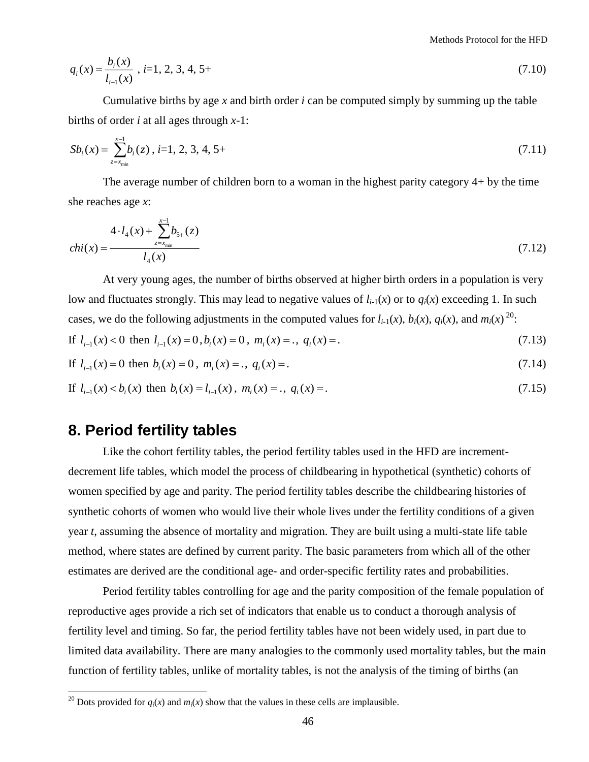$$q_i(x) = \frac{b_i(x)}{l_{i-1}(x)}\text{ , } i\text{=1, 2, 3, 4, 5+} \tag{7.10}$$

Cumulative births by age $x$ and birth order $i$ can be computed simply by summing up the table births of order $i$ at all ages through $x$-1:

$$Sb_i(x) = \sum_{z=x_{\min}}^{x-1} b_i(z)\text{ , } i\text{=1, 2, 3, 4, 5+} \tag{7.11}$$

The average number of children born to a woman in the highest parity category 4+ by the time she reaches age $x$:

$$chi(x) = \frac{4 \cdot l_4(x) + \sum_{z=x_{\min}}^{x-1} b_{5+}(z)}{l_4(x)} \tag{7.12}$$

At very young ages, the number of births observed at higher birth orders in a population is very low and fluctuates strongly. This may lead to negative values of $l_{i-1}(x)$ or to $q_i(x)$ exceeding 1. In such cases, we do the following adjustments in the computed values for $l_{i-1}(x)$, $b_i(x)$, $q_i(x)$, and $m_i(x)$ [20]:

$$\text{If } l_{i-1}(x) < 0 \text{ then } l_{i-1}(x) = 0, b_i(x) = 0 \text{, } m_i(x) = . \text{, } q_i(x) = . \tag{7.13}$$

$$\text{If } l_{i-1}(x) = 0 \text{ then } b_i(x) = 0 \text{, } m_i(x) = . \text{, } q_i(x) = . \tag{7.14}$$

$$\text{If } l_{i-1}(x) < b_i(x) \text{ then } b_i(x) = l_{i-1}(x) \text{, } m_i(x) = . \text{, } q_i(x) = . \tag{7.15}$$

## 8. Period fertility tables

Like the cohort fertility tables, the period fertility tables used in the HFD are increment-decrement life tables, which model the process of childbearing in hypothetical (synthetic) cohorts of women specified by age and parity. The period fertility tables describe the childbearing histories of synthetic cohorts of women who would live their whole lives under the fertility conditions of a given year $t$, assuming the absence of mortality and migration. They are built using a multi-state life table method, where states are defined by current parity. The basic parameters from which all of the other estimates are derived are the conditional age- and order-specific fertility rates and probabilities.

Period fertility tables controlling for age and the parity composition of the female population of reproductive ages provide a rich set of indicators that enable us to conduct a thorough analysis of fertility level and timing. So far, the period fertility tables have not been widely used, in part due to limited data availability. There are many analogies to the commonly used mortality tables, but the main function of fertility tables, unlike of mortality tables, is not the analysis of the timing of births (an

[20] Dots provided for $q_i(x)$ and $m_i(x)$ show that the values in these cells are implausible.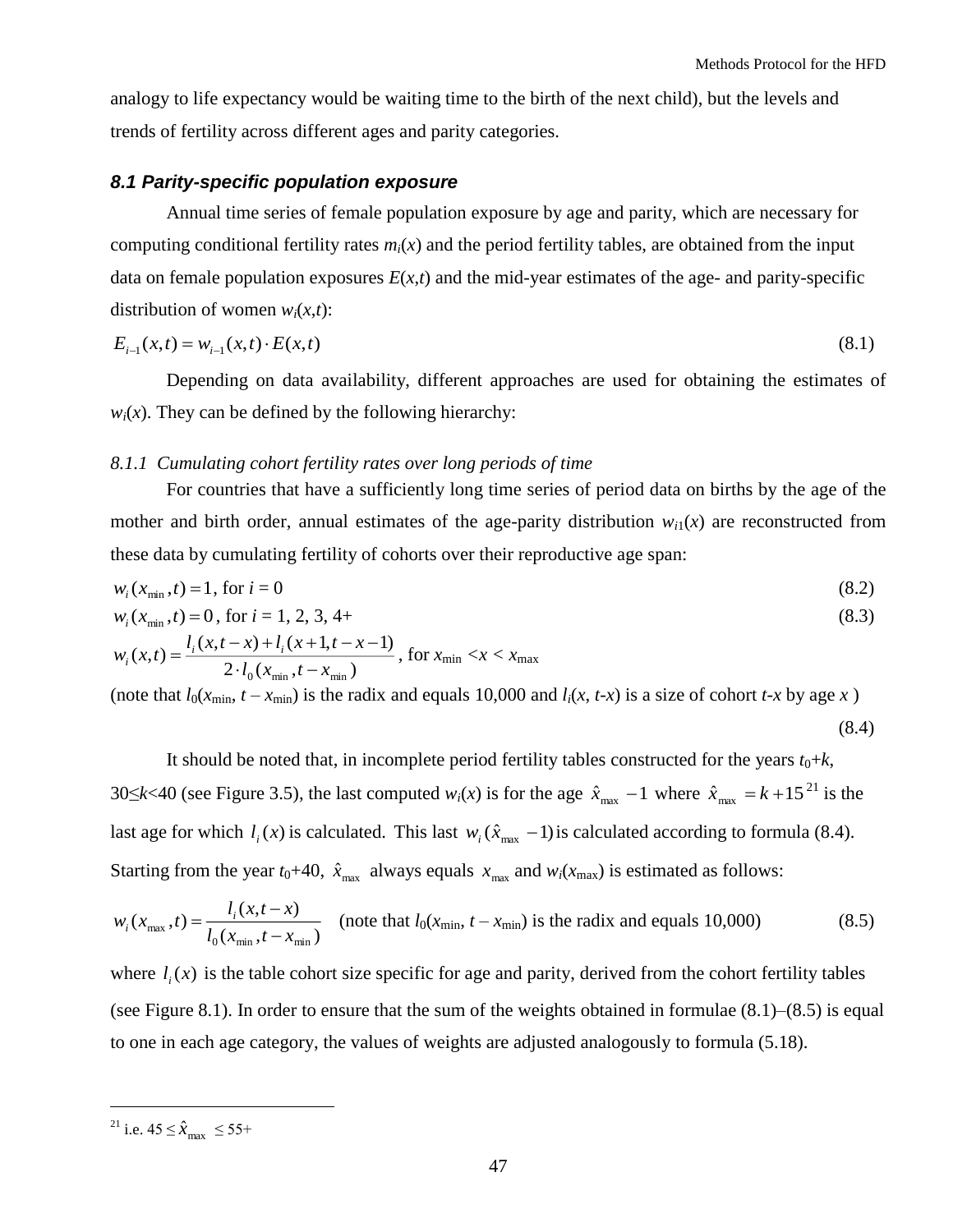analogy to life expectancy would be waiting time to the birth of the next child), but the levels and trends of fertility across different ages and parity categories.

### *8.1 Parity-specific population exposure*

Annual time series of female population exposure by age and parity, which are necessary for computing conditional fertility rates $m_i(x)$ and the period fertility tables, are obtained from the input data on female population exposures $E(x,t)$ and the mid-year estimates of the age- and parity-specific distribution of women $w_i(x,t)$:

$$E_{i-1}(x,t) = w_{i-1}(x,t) \cdot E(x,t) \tag{8.1}$$

Depending on data availability, different approaches are used for obtaining the estimates of $w_i(x)$. They can be defined by the following hierarchy:

#### *8.1.1 Cumulating cohort fertility rates over long periods of time*

For countries that have a sufficiently long time series of period data on births by the age of the mother and birth order, annual estimates of the age-parity distribution $w_{i1}(x)$ are reconstructed from these data by cumulating fertility of cohorts over their reproductive age span:

$$w_i(x_{\min},t) = 1, \text{ for } i = 0 \tag{8.2}$$

$$w_i(x_{\min},t) = 0, \text{ for } i = 1, 2, 3, 4+ \tag{8.3}$$

$$w_i(x,t) = \frac{l_i(x,t-x) + l_i(x+1,t-x-1)}{2 \cdot l_0(x_{\min},t-x_{\min})}, \text{ for } x_{\min} < x < x_{\max}$$

(note that $l_0(x_{\min}, t - x_{\min})$ is the radix and equals 10,000 and $l_i(x, t\text{-}x)$ is a size of cohort $t\text{-}x$ by age $x$ )

(8.4)

It should be noted that, in incomplete period fertility tables constructed for the years $t_0+k$, $30 \le k < 40$ (see Figure 3.5), the last computed $w_i(x)$ is for the age $\hat{x}_{\max} - 1$ where $\hat{x}_{\max} = k + 15$[21] is the last age for which $l_i(x)$ is calculated. This last $w_i(\hat{x}_{\max} - 1)$ is calculated according to formula (8.4). Starting from the year $t_0+40$, $\hat{x}_{\max}$ always equals $x_{\max}$ and $w_i(x_{\max})$ is estimated as follows:

$$w_i(x_{\max},t) = \frac{l_i(x,t-x)}{l_0(x_{\min},t-x_{\min})} \quad \text{(note that } l_0(x_{\min}, t - x_{\min}) \text{ is the radix and equals 10,000)} \tag{8.5}$$

where $l_i(x)$ is the table cohort size specific for age and parity, derived from the cohort fertility tables (see Figure 8.1). In order to ensure that the sum of the weights obtained in formulae (8.1)–(8.5) is equal to one in each age category, the values of weights are adjusted analogously to formula (5.18).

---

[21] i.e. $45 \le \hat{x}_{\max} \le 55+$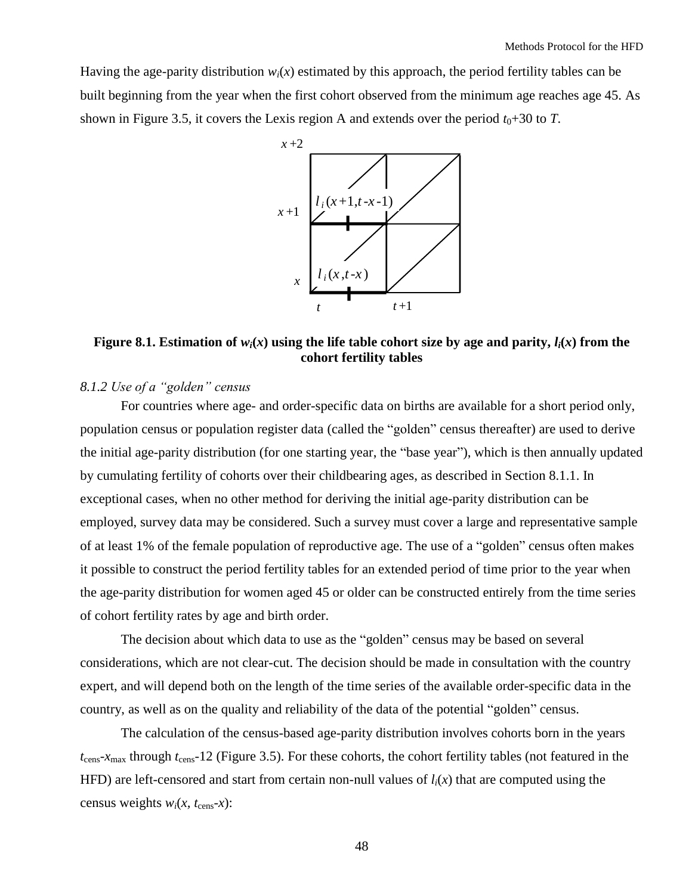Having the age-parity distribution $w_i(x)$ estimated by this approach, the period fertility tables can be built beginning from the year when the first cohort observed from the minimum age reaches age 45. As shown in Figure 3.5, it covers the Lexis region A and extends over the period $t_0$+30 to $T$.

**Figure 8.1. Estimation of $w_i(x)$ using the life table cohort size by age and parity, $l_i(x)$ from the cohort fertility tables**

*8.1.2 Use of a "golden" census*

For countries where age- and order-specific data on births are available for a short period only, population census or population register data (called the "golden" census thereafter) are used to derive the initial age-parity distribution (for one starting year, the "base year"), which is then annually updated by cumulating fertility of cohorts over their childbearing ages, as described in Section 8.1.1. In exceptional cases, when no other method for deriving the initial age-parity distribution can be employed, survey data may be considered. Such a survey must cover a large and representative sample of at least 1% of the female population of reproductive age. The use of a "golden" census often makes it possible to construct the period fertility tables for an extended period of time prior to the year when the age-parity distribution for women aged 45 or older can be constructed entirely from the time series of cohort fertility rates by age and birth order.

The decision about which data to use as the "golden" census may be based on several considerations, which are not clear-cut. The decision should be made in consultation with the country expert, and will depend both on the length of the time series of the available order-specific data in the country, as well as on the quality and reliability of the data of the potential "golden" census.

The calculation of the census-based age-parity distribution involves cohorts born in the years $t_{cens}$-$x_{max}$ through $t_{cens}$-12 (Figure 3.5). For these cohorts, the cohort fertility tables (not featured in the HFD) are left-censored and start from certain non-null values of $l_i(x)$ that are computed using the census weights $w_i(x, t_{cens}\text{-}x)$: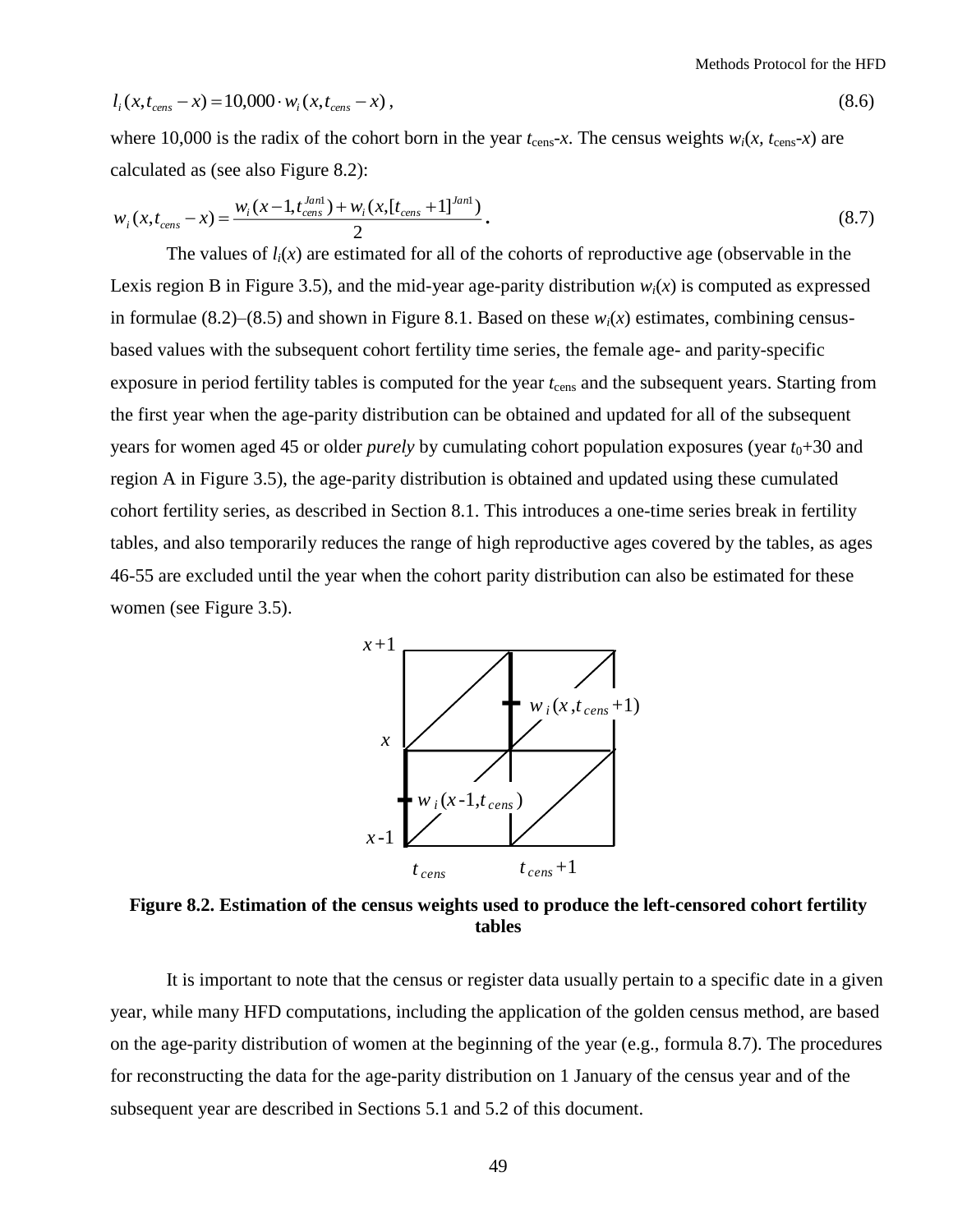$$l_i(x, t_{cens} - x) = 10{,}000 \cdot w_i(x, t_{cens} - x)\,, \tag{8.6}$$

where 10,000 is the radix of the cohort born in the year $t_{cens}$-$x$. The census weights $w_i(x, t_{cens}$-$x)$ are calculated as (see also Figure 8.2):

$$w_i(x, t_{cens} - x) = \frac{w_i(x-1, t_{cens}^{Jan1}) + w_i(x, [t_{cens}+1]^{Jan1})}{2}\,. \tag{8.7}$$

The values of $l_i(x)$ are estimated for all of the cohorts of reproductive age (observable in the Lexis region B in Figure 3.5), and the mid-year age-parity distribution $w_i(x)$ is computed as expressed in formulae (8.2)–(8.5) and shown in Figure 8.1. Based on these $w_i(x)$ estimates, combining census-based values with the subsequent cohort fertility time series, the female age- and parity-specific exposure in period fertility tables is computed for the year $t_{cens}$ and the subsequent years. Starting from the first year when the age-parity distribution can be obtained and updated for all of the subsequent years for women aged 45 or older *purely* by cumulating cohort population exposures (year $t_0$+30 and region A in Figure 3.5), the age-parity distribution is obtained and updated using these cumulated cohort fertility series, as described in Section 8.1. This introduces a one-time series break in fertility tables, and also temporarily reduces the range of high reproductive ages covered by the tables, as ages 46-55 are excluded until the year when the cohort parity distribution can also be estimated for these women (see Figure 3.5).

**Figure 8.2. Estimation of the census weights used to produce the left-censored cohort fertility tables**

It is important to note that the census or register data usually pertain to a specific date in a given year, while many HFD computations, including the application of the golden census method, are based on the age-parity distribution of women at the beginning of the year (e.g., formula 8.7). The procedures for reconstructing the data for the age-parity distribution on 1 January of the census year and of the subsequent year are described in Sections 5.1 and 5.2 of this document.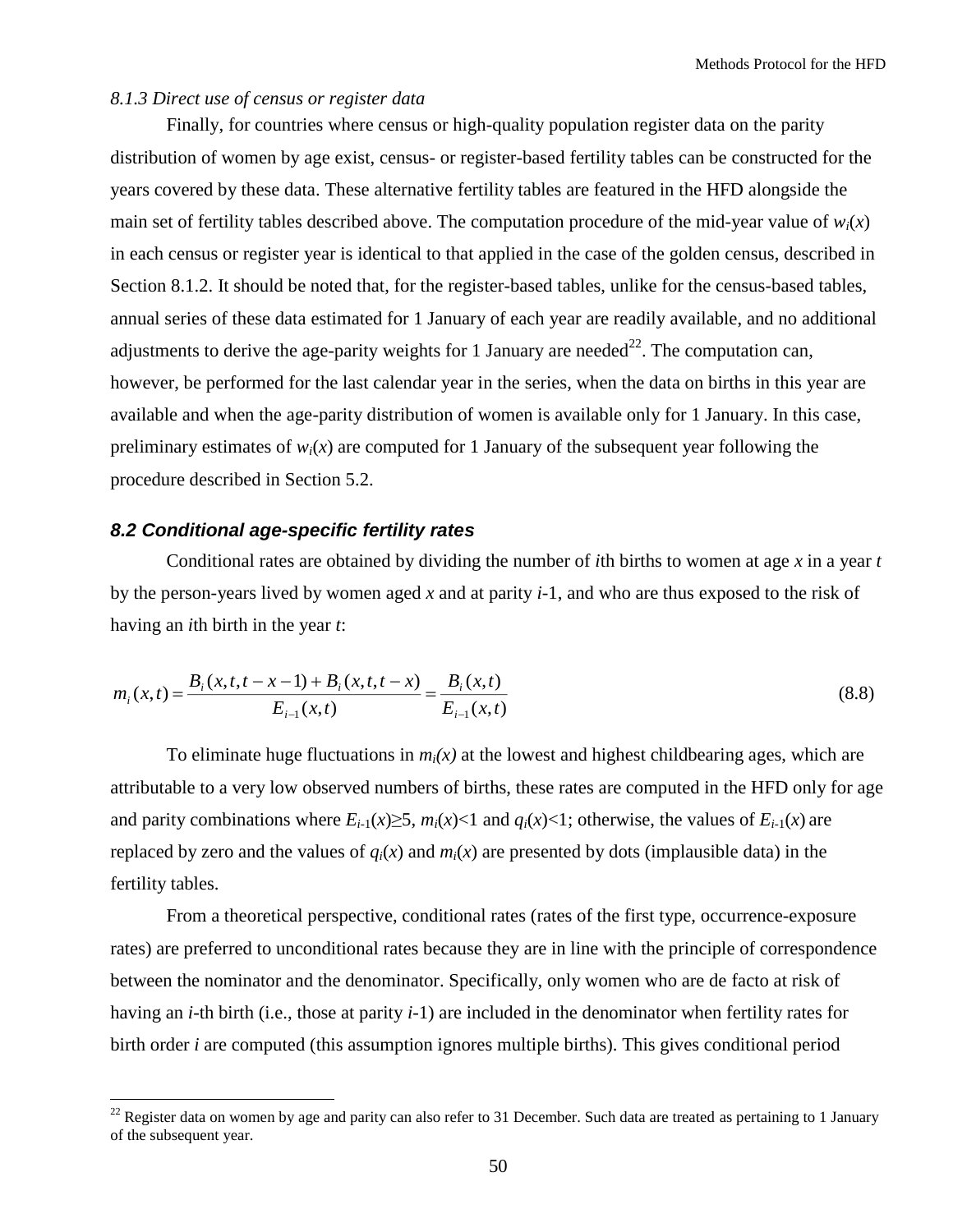*8.1.3 Direct use of census or register data*

Finally, for countries where census or high-quality population register data on the parity distribution of women by age exist, census- or register-based fertility tables can be constructed for the years covered by these data. These alternative fertility tables are featured in the HFD alongside the main set of fertility tables described above. The computation procedure of the mid-year value of $w_i(x)$ in each census or register year is identical to that applied in the case of the golden census, described in Section 8.1.2. It should be noted that, for the register-based tables, unlike for the census-based tables, annual series of these data estimated for 1 January of each year are readily available, and no additional adjustments to derive the age-parity weights for 1 January are needed[22]. The computation can, however, be performed for the last calendar year in the series, when the data on births in this year are available and when the age-parity distribution of women is available only for 1 January. In this case, preliminary estimates of $w_i(x)$ are computed for 1 January of the subsequent year following the procedure described in Section 5.2.

### *8.2 Conditional age-specific fertility rates*

Conditional rates are obtained by dividing the number of *i*th births to women at age $x$ in a year $t$ by the person-years lived by women aged $x$ and at parity $i$-1, and who are thus exposed to the risk of having an *i*th birth in the year $t$:

$$m_i(x,t) = \frac{B_i(x,t,t-x-1) + B_i(x,t,t-x)}{E_{i-1}(x,t)} = \frac{B_i(x,t)}{E_{i-1}(x,t)} \tag{8.8}$$

To eliminate huge fluctuations in $m_i(x)$ at the lowest and highest childbearing ages, which are attributable to a very low observed numbers of births, these rates are computed in the HFD only for age and parity combinations where $E_{i-1}(x) \geq 5$, $m_i(x) < 1$ and $q_i(x) < 1$; otherwise, the values of $E_{i-1}(x)$ are replaced by zero and the values of $q_i(x)$ and $m_i(x)$ are presented by dots (implausible data) in the fertility tables.

From a theoretical perspective, conditional rates (rates of the first type, occurrence-exposure rates) are preferred to unconditional rates because they are in line with the principle of correspondence between the nominator and the denominator. Specifically, only women who are de facto at risk of having an *i*-th birth (i.e., those at parity *i*-1) are included in the denominator when fertility rates for birth order *i* are computed (this assumption ignores multiple births). This gives conditional period

---

[22] Register data on women by age and parity can also refer to 31 December. Such data are treated as pertaining to 1 January of the subsequent year.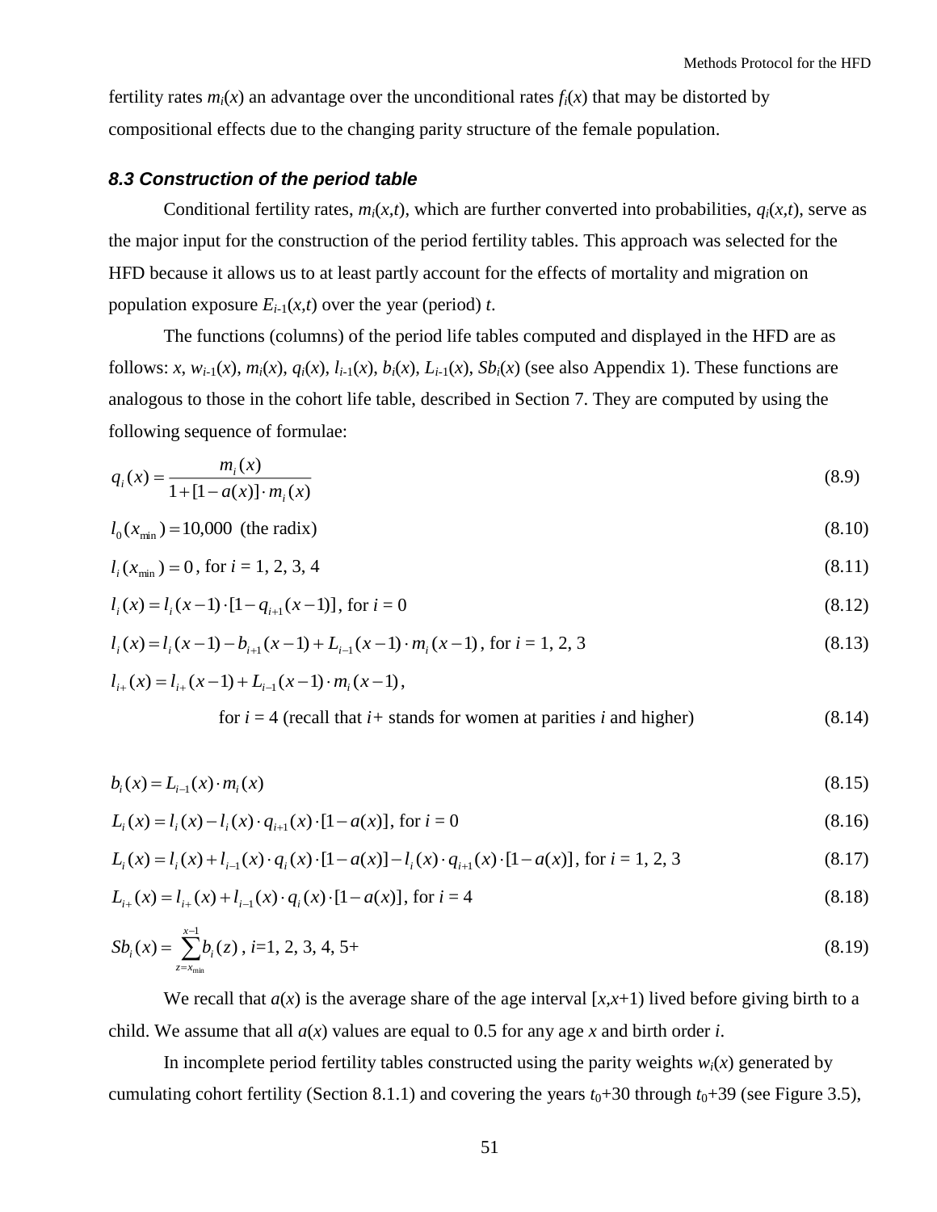fertility rates $m_i(x)$ an advantage over the unconditional rates $f_i(x)$ that may be distorted by compositional effects due to the changing parity structure of the female population.

### *8.3 Construction of the period table*

Conditional fertility rates, $m_i(x,t)$, which are further converted into probabilities, $q_i(x,t)$, serve as the major input for the construction of the period fertility tables. This approach was selected for the HFD because it allows us to at least partly account for the effects of mortality and migration on population exposure $E_{i-1}(x,t)$ over the year (period) $t$.

The functions (columns) of the period life tables computed and displayed in the HFD are as follows: $x$, $w_{i-1}(x)$, $m_i(x)$, $q_i(x)$, $l_{i-1}(x)$, $b_i(x)$, $L_{i-1}(x)$, $Sb_i(x)$ (see also Appendix 1). These functions are analogous to those in the cohort life table, described in Section 7. They are computed by using the following sequence of formulae:

$$q_i(x) = \frac{m_i(x)}{1 + [1 - a(x)] \cdot m_i(x)} \tag{8.9}$$

$$l_0(x_{\min}) = 10{,}000 \text{ (the radix)} \tag{8.10}$$

$$l_i(x_{\min}) = 0, \text{ for } i = 1, 2, 3, 4 \tag{8.11}$$

$$l_i(x) = l_i(x-1) \cdot [1 - q_{i+1}(x-1)], \text{ for } i = 0 \tag{8.12}$$

$$l_i(x) = l_i(x-1) - b_{i+1}(x-1) + L_{i-1}(x-1) \cdot m_i(x-1), \text{ for } i = 1, 2, 3 \tag{8.13}$$

$$l_{i+}(x) = l_{i+}(x-1) + L_{i-1}(x-1) \cdot m_i(x-1),$$

$$\text{for } i = 4 \text{ (recall that } i+ \text{ stands for women at parities } i \text{ and higher)} \tag{8.14}$$

$$b_i(x) = L_{i-1}(x) \cdot m_i(x) \tag{8.15}$$

$$L_i(x) = l_i(x) - l_i(x) \cdot q_{i+1}(x) \cdot [1 - a(x)], \text{ for } i = 0 \tag{8.16}$$

$$L_i(x) = l_i(x) + l_{i-1}(x) \cdot q_i(x) \cdot [1 - a(x)] - l_i(x) \cdot q_{i+1}(x) \cdot [1 - a(x)], \text{ for } i = 1, 2, 3 \tag{8.17}$$

$$L_{i+}(x) = l_{i+}(x) + l_{i-1}(x) \cdot q_i(x) \cdot [1 - a(x)], \text{ for } i = 4 \tag{8.18}$$

$$Sb_i(x) = \sum_{z=x_{\min}}^{x-1} b_i(z), \; i=1, 2, 3, 4, 5+ \tag{8.19}$$

We recall that $a(x)$ is the average share of the age interval $[x,x+1)$ lived before giving birth to a child. We assume that all $a(x)$ values are equal to 0.5 for any age $x$ and birth order $i$.

In incomplete period fertility tables constructed using the parity weights $w_i(x)$ generated by cumulating cohort fertility (Section 8.1.1) and covering the years $t_0$+30 through $t_0$+39 (see Figure 3.5),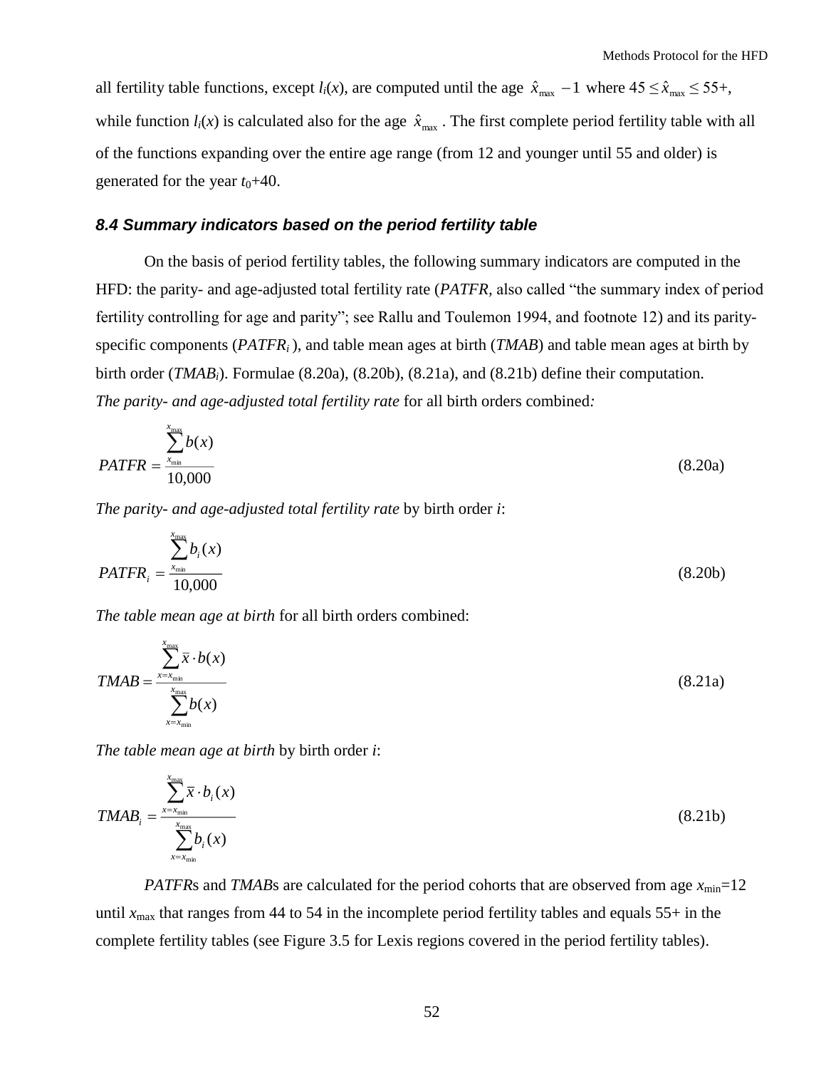all fertility table functions, except $l_i(x)$, are computed until the age $\hat{x}_{\max} - 1$ where $45 \leq \hat{x}_{\max} \leq 55+$, while function $l_i(x)$ is calculated also for the age $\hat{x}_{\max}$. The first complete period fertility table with all of the functions expanding over the entire age range (from 12 and younger until 55 and older) is generated for the year $t_0$+40.

### *8.4 Summary indicators based on the period fertility table*

On the basis of period fertility tables, the following summary indicators are computed in the HFD: the parity- and age-adjusted total fertility rate (*PATFR*, also called "the summary index of period fertility controlling for age and parity"; see Rallu and Toulemon 1994, and footnote 12) and its parity-specific components ($PATFR_i$), and table mean ages at birth (*TMAB*) and table mean ages at birth by birth order ($TMAB_i$). Formulae (8.20a), (8.20b), (8.21a), and (8.21b) define their computation.

*The parity- and age-adjusted total fertility rate* for all birth orders combined*:*

$$PATFR = \frac{\sum_{x_{\min}}^{x_{\max}} b(x)}{10{,}000} \tag{8.20a}$$

*The parity- and age-adjusted total fertility rate* by birth order *i*:

$$PATFR_i = \frac{\sum_{x_{\min}}^{x_{\max}} b_i(x)}{10{,}000} \tag{8.20b}$$

*The table mean age at birth* for all birth orders combined:

$$TMAB = \frac{\sum_{x=x_{\min}}^{x_{\max}} \bar{x} \cdot b(x)}{\sum_{x=x_{\min}}^{x_{\max}} b(x)} \tag{8.21a}$$

*The table mean age at birth* by birth order *i*:

$$TMAB_i = \frac{\sum_{x=x_{\min}}^{x_{\max}} \bar{x} \cdot b_i(x)}{\sum_{x=x_{\min}}^{x_{\max}} b_i(x)} \tag{8.21b}$$

*PATFR*s and *TMAB*s are calculated for the period cohorts that are observed from age $x_{\min}$=12 until $x_{\max}$ that ranges from 44 to 54 in the incomplete period fertility tables and equals 55+ in the complete fertility tables (see Figure 3.5 for Lexis regions covered in the period fertility tables).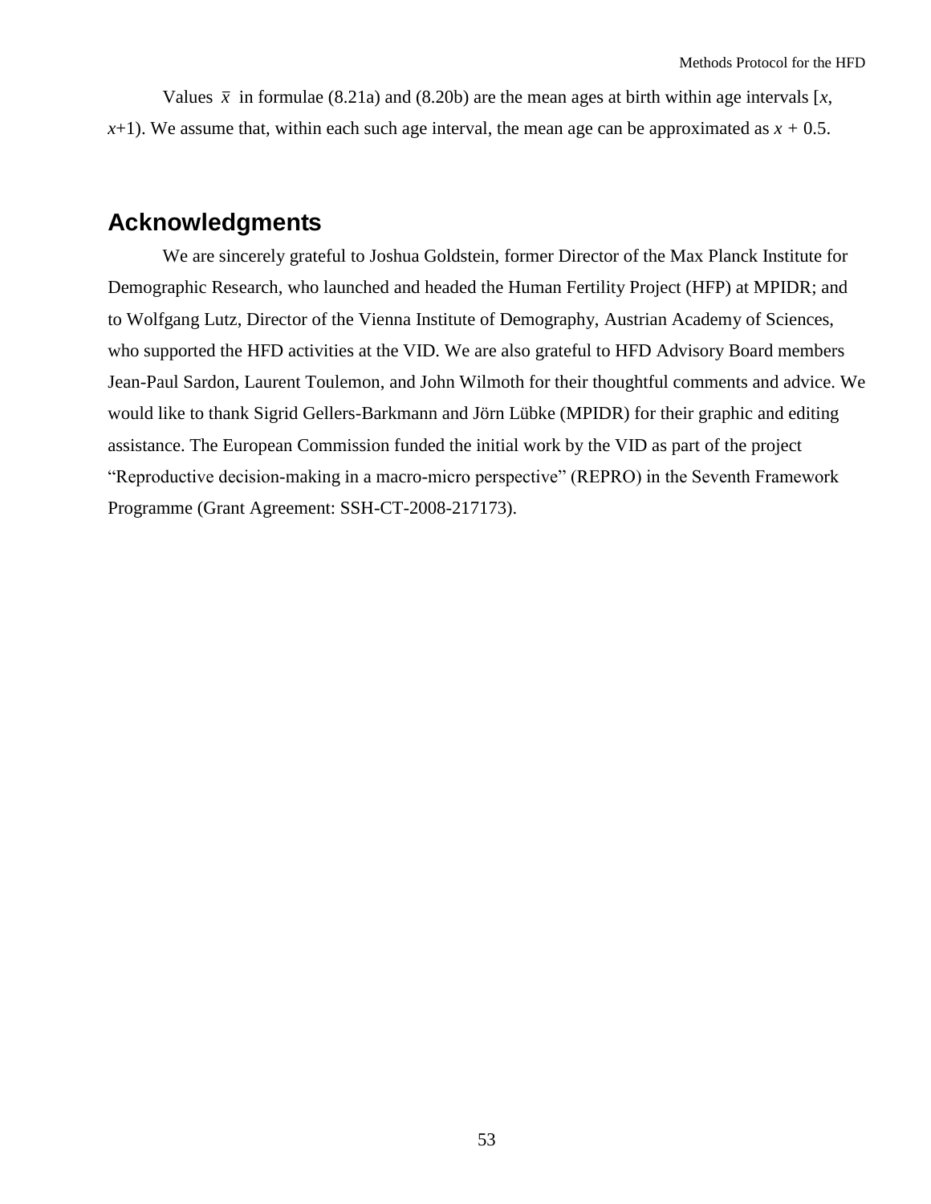Values $\bar{x}$ in formulae (8.21a) and (8.20b) are the mean ages at birth within age intervals [$x$, $x$+1). We assume that, within each such age interval, the mean age can be approximated as $x + 0.5$.

## Acknowledgments

We are sincerely grateful to Joshua Goldstein, former Director of the Max Planck Institute for Demographic Research, who launched and headed the Human Fertility Project (HFP) at MPIDR; and to Wolfgang Lutz, Director of the Vienna Institute of Demography, Austrian Academy of Sciences, who supported the HFD activities at the VID. We are also grateful to HFD Advisory Board members Jean-Paul Sardon, Laurent Toulemon, and John Wilmoth for their thoughtful comments and advice. We would like to thank Sigrid Gellers-Barkmann and Jörn Lübke (MPIDR) for their graphic and editing assistance. The European Commission funded the initial work by the VID as part of the project "Reproductive decision-making in a macro-micro perspective" (REPRO) in the Seventh Framework Programme (Grant Agreement: SSH-CT-2008-217173).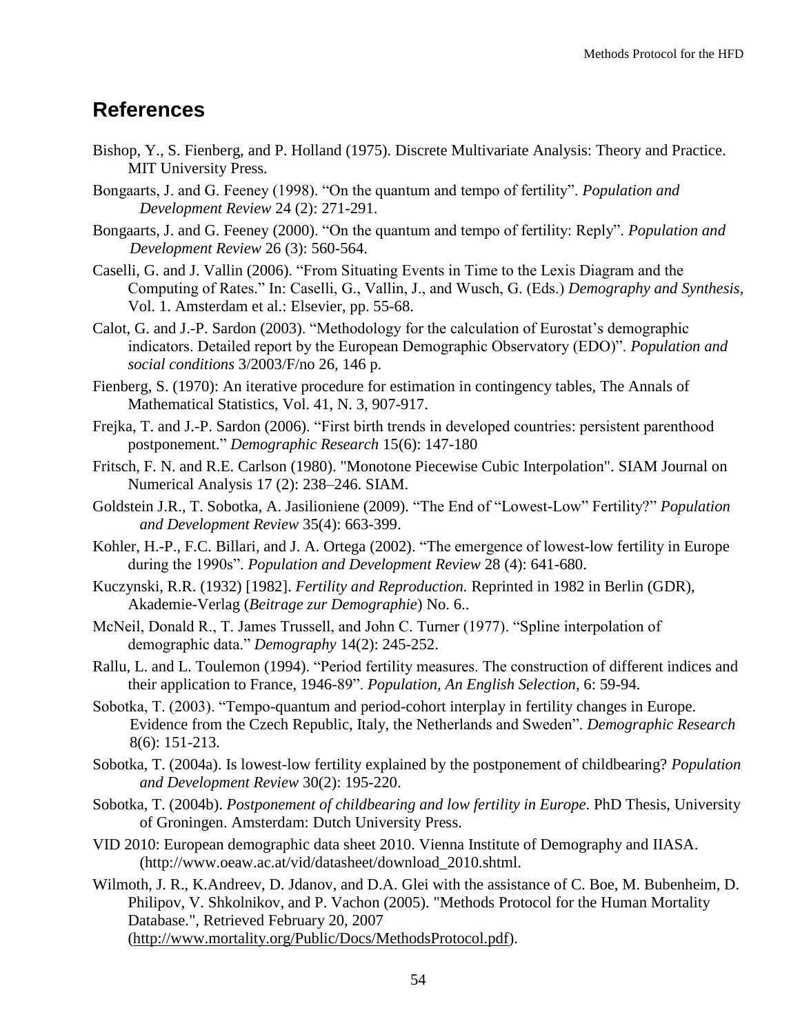## References

Bishop, Y., S. Fienberg, and P. Holland (1975). Discrete Multivariate Analysis: Theory and Practice. MIT University Press.

Bongaarts, J. and G. Feeney (1998). "On the quantum and tempo of fertility". *Population and Development Review* 24 (2): 271-291.

Bongaarts, J. and G. Feeney (2000). "On the quantum and tempo of fertility: Reply". *Population and Development Review* 26 (3): 560-564.

Caselli, G. and J. Vallin (2006). "From Situating Events in Time to the Lexis Diagram and the Computing of Rates." In: Caselli, G., Vallin, J., and Wusch, G. (Eds.) *Demography and Synthesis*, Vol. 1. Amsterdam et al.: Elsevier, pp. 55-68.

Calot, G. and J.-P. Sardon (2003). "Methodology for the calculation of Eurostat's demographic indicators. Detailed report by the European Demographic Observatory (EDO)". *Population and social conditions* 3/2003/F/no 26, 146 p.

Fienberg, S. (1970): An iterative procedure for estimation in contingency tables, The Annals of Mathematical Statistics, Vol. 41, N. 3, 907-917.

Frejka, T. and J.-P. Sardon (2006). "First birth trends in developed countries: persistent parenthood postponement." *Demographic Research* 15(6): 147-180

Fritsch, F. N. and R.E. Carlson (1980). "Monotone Piecewise Cubic Interpolation". SIAM Journal on Numerical Analysis 17 (2): 238–246. SIAM.

Goldstein J.R., T. Sobotka, A. Jasilioniene (2009). "The End of "Lowest-Low" Fertility?" *Population and Development Review* 35(4): 663-399.

Kohler, H.-P., F.C. Billari, and J. A. Ortega (2002). "The emergence of lowest-low fertility in Europe during the 1990s". *Population and Development Review* 28 (4): 641-680.

Kuczynski, R.R. (1932) [1982]. *Fertility and Reproduction.* Reprinted in 1982 in Berlin (GDR), Akademie-Verlag (*Beitrage zur Demographie*) No. 6..

McNeil, Donald R., T. James Trussell, and John C. Turner (1977). "Spline interpolation of demographic data." *Demography* 14(2): 245-252.

Rallu, L. and L. Toulemon (1994). "Period fertility measures. The construction of different indices and their application to France, 1946-89". *Population, An English Selection*, 6: 59-94.

Sobotka, T. (2003). "Tempo-quantum and period-cohort interplay in fertility changes in Europe. Evidence from the Czech Republic, Italy, the Netherlands and Sweden". *Demographic Research* 8(6): 151-213.

Sobotka, T. (2004a). Is lowest-low fertility explained by the postponement of childbearing? *Population and Development Review* 30(2): 195-220.

Sobotka, T. (2004b). *Postponement of childbearing and low fertility in Europe*. PhD Thesis, University of Groningen. Amsterdam: Dutch University Press.

VID 2010: European demographic data sheet 2010. Vienna Institute of Demography and IIASA. (http://www.oeaw.ac.at/vid/datasheet/download_2010.shtml.

Wilmoth, J. R., K.Andreev, D. Jdanov, and D.A. Glei with the assistance of C. Boe, M. Bubenheim, D. Philipov, V. Shkolnikov, and P. Vachon (2005). "Methods Protocol for the Human Mortality Database.", Retrieved February 20, 2007 (http://www.mortality.org/Public/Docs/MethodsProtocol.pdf).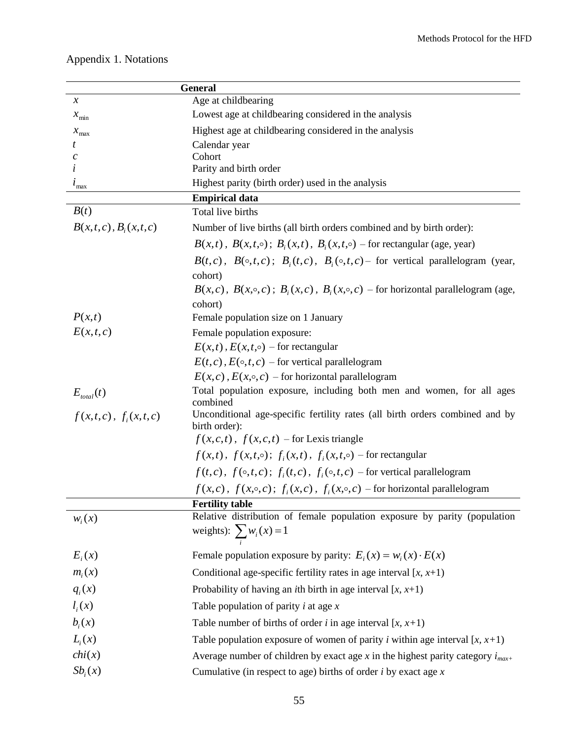Appendix 1. Notations

| General | |
|---|---|
| $x$ | Age at childbearing |
| $x_{\min}$ | Lowest age at childbearing considered in the analysis |
| $x_{\max}$ | Highest age at childbearing considered in the analysis |
| $t$ | Calendar year |
| $c$ | Cohort |
| $i$ | Parity and birth order |
| $i_{\max}$ | Highest parity (birth order) used in the analysis |
| **Empirical data** | |
| $B(t)$ | Total live births |
| $B(x,t,c)$, $B_i(x,t,c)$ | Number of live births (all birth orders combined and by birth order): $B(x,t)$, $B(x,t,\circ)$; $B_i(x,t)$, $B_i(x,t,\circ)$ – for rectangular (age, year); $B(t,c)$, $B(\circ,t,c)$; $B_i(t,c)$, $B_i(\circ,t,c)$ – for vertical parallelogram (year, cohort); $B(x,c)$, $B(x,\circ,c)$; $B_i(x,c)$, $B_i(x,\circ,c)$ – for horizontal parallelogram (age, cohort) |
| $P(x,t)$ | Female population size on 1 January |
| $E(x,t,c)$ | Female population exposure: $E(x,t)$, $E(x,t,\circ)$ – for rectangular; $E(t,c)$, $E(\circ,t,c)$ – for vertical parallelogram; $E(x,c)$, $E(x,\circ,c)$ – for horizontal parallelogram |
| $E_{total}(t)$ | Total population exposure, including both men and women, for all ages combined |
| $f(x,t,c)$, $f_i(x,t,c)$ | Unconditional age-specific fertility rates (all birth orders combined and by birth order): $f(x,c,t)$, $f(x,c,t)$ – for Lexis triangle; $f(x,t)$, $f(x,t,\circ)$; $f_i(x,t)$, $f_i(x,t,\circ)$ – for rectangular; $f(t,c)$, $f(\circ,t,c)$; $f_i(t,c)$, $f_i(\circ,t,c)$ – for vertical parallelogram; $f(x,c)$, $f(x,\circ,c)$; $f_i(x,c)$, $f_i(x,\circ,c)$ – for horizontal parallelogram |
| **Fertility table** | |
| $w_i(x)$ | Relative distribution of female population exposure by parity (population weights): $\sum_i w_i(x) = 1$ |
| $E_i(x)$ | Female population exposure by parity: $E_i(x) = w_i(x) \cdot E(x)$ |
| $m_i(x)$ | Conditional age-specific fertility rates in age interval $[x, x+1)$ |
| $q_i(x)$ | Probability of having an $i$th birth in age interval $[x, x+1)$ |
| $l_i(x)$ | Table population of parity $i$ at age $x$ |
| $b_i(x)$ | Table number of births of order $i$ in age interval $[x, x+1)$ |
| $L_i(x)$ | Table population exposure of women of parity $i$ within age interval $[x, x+1)$ |
| $chi(x)$ | Average number of children by exact age $x$ in the highest parity category $i_{max+}$ |
| $Sb_i(x)$ | Cumulative (in respect to age) births of order $i$ by exact age $x$ |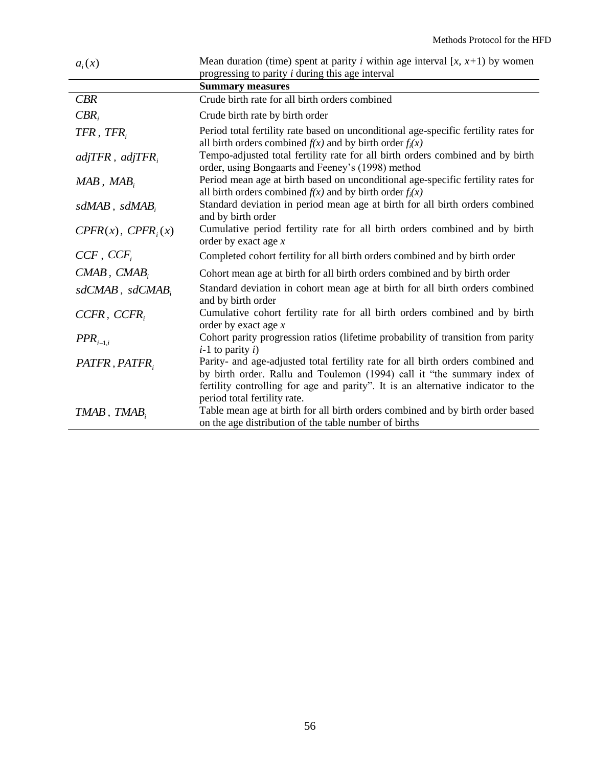| | |
|---|---|
| $a_i(x)$ | Mean duration (time) spent at parity *i* within age interval [*x*, *x*+1) by women progressing to parity *i* during this age interval |
| | **Summary measures** |
| $CBR$ | Crude birth rate for all birth orders combined |
| $CBR_i$ | Crude birth rate by birth order |
| $TFR$ , $TFR_i$ | Period total fertility rate based on unconditional age-specific fertility rates for all birth orders combined $f(x)$ and by birth order $f_i(x)$ |
| $adjTFR$ , $adjTFR_i$ | Tempo-adjusted total fertility rate for all birth orders combined and by birth order, using Bongaarts and Feeney's (1998) method |
| $MAB$ , $MAB_i$ | Period mean age at birth based on unconditional age-specific fertility rates for all birth orders combined $f(x)$ and by birth order $f_i(x)$ |
| $sdMAB$ , $sdMAB_i$ | Standard deviation in period mean age at birth for all birth orders combined and by birth order |
| $CPFR(x)$ , $CPFR_i(x)$ | Cumulative period fertility rate for all birth orders combined and by birth order by exact age *x* |
| $CCF$ , $CCF_i$ | Completed cohort fertility for all birth orders combined and by birth order |
| $CMAB$ , $CMAB_i$ | Cohort mean age at birth for all birth orders combined and by birth order |
| $sdCMAB$ , $sdCMAB_i$ | Standard deviation in cohort mean age at birth for all birth orders combined and by birth order |
| $CCFR$ , $CCFR_i$ | Cumulative cohort fertility rate for all birth orders combined and by birth order by exact age *x* |
| $PPR_{i-1,i}$ | Cohort parity progression ratios (lifetime probability of transition from parity *i*-1 to parity *i*) |
| $PATFR$ , $PATFR_i$ | Parity- and age-adjusted total fertility rate for all birth orders combined and by birth order. Rallu and Toulemon (1994) call it "the summary index of fertility controlling for age and parity". It is an alternative indicator to the period total fertility rate. |
| $TMAB$ , $TMAB_i$ | Table mean age at birth for all birth orders combined and by birth order based on the age distribution of the table number of births |